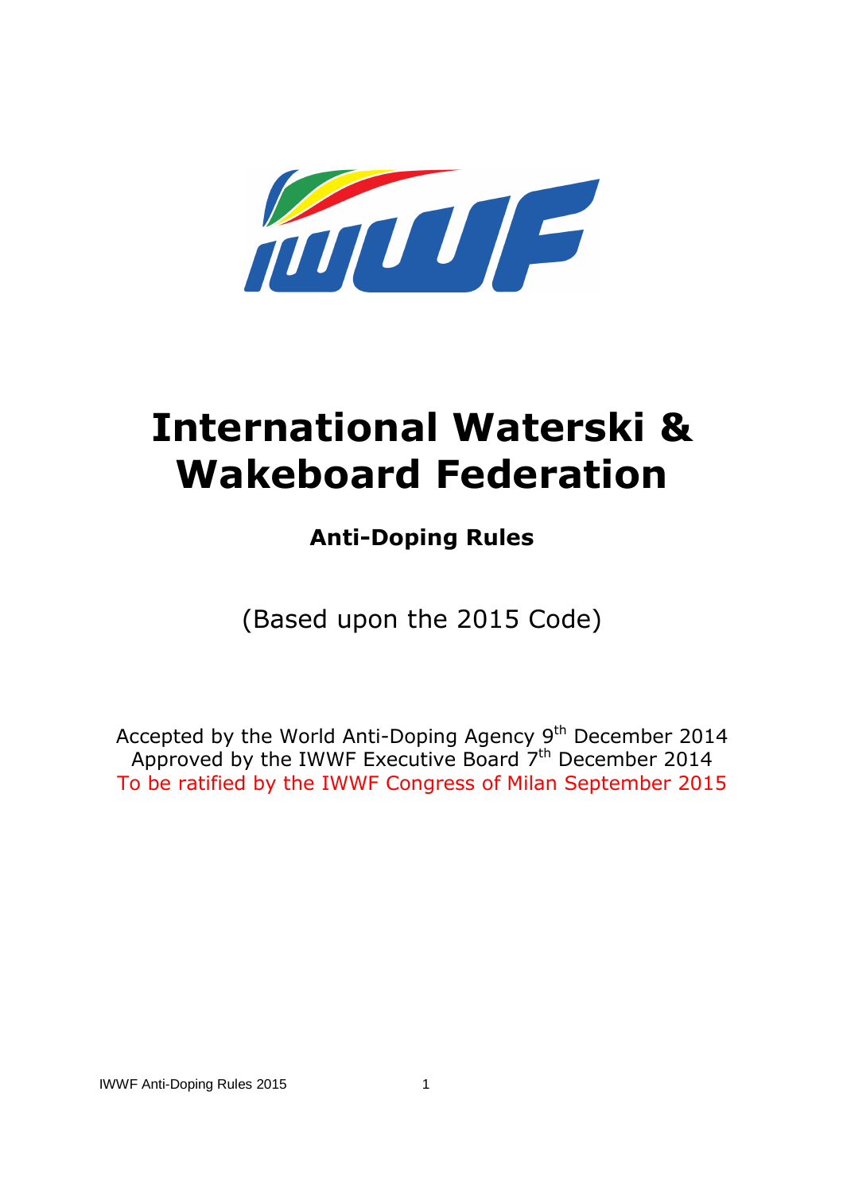# International Waterski & Wakeboard Federation

## Anti-Doping Rules

(Based upon the 2015 Code)

Accepted by the World Anti-Doping Agency 9th December 2014
Approved by the IWWF Executive Board 7th December 2014
To be ratified by the IWWF Congress of Milan September 2015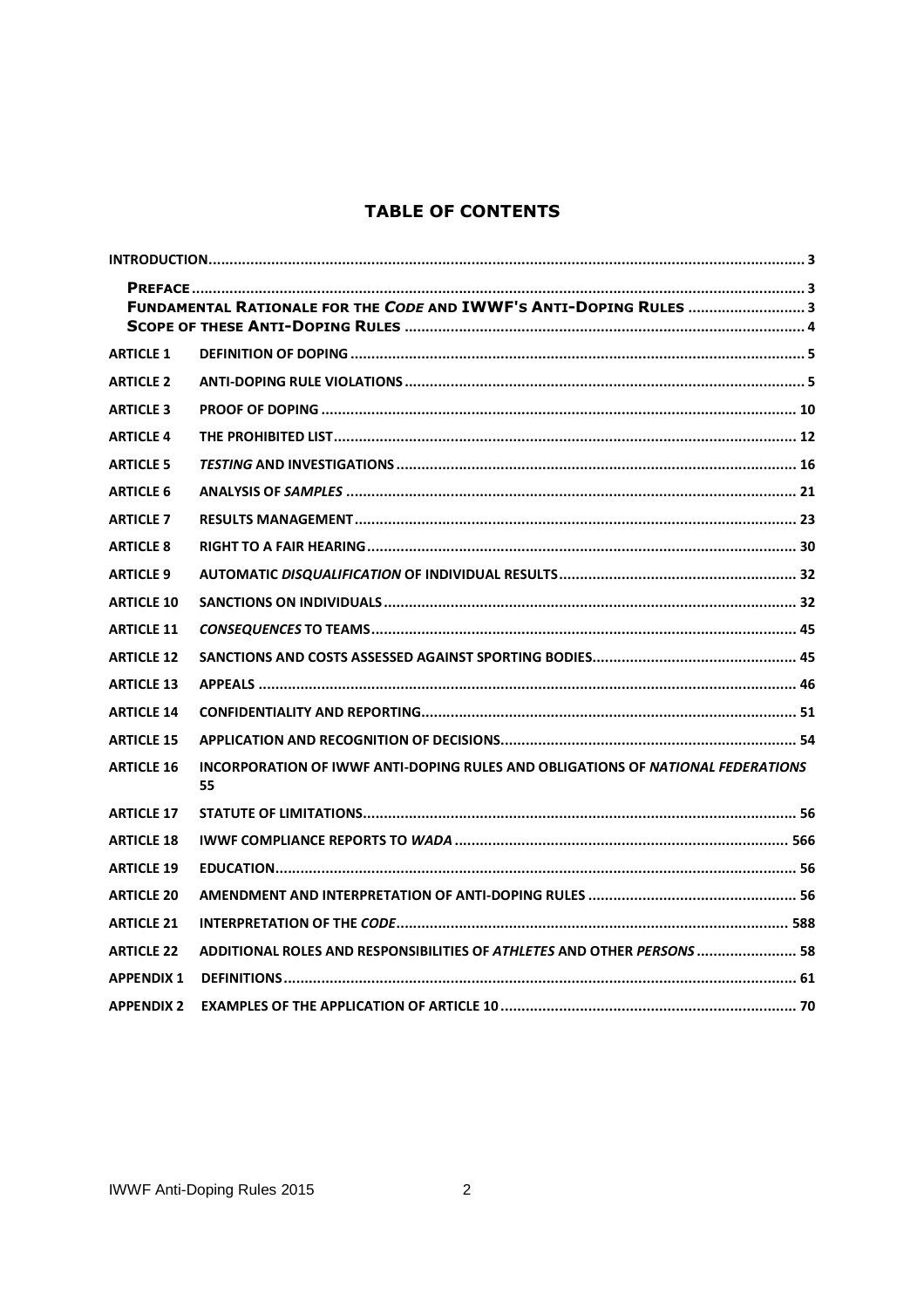# TABLE OF CONTENTS

| | | |
|---|---|---|
| **INTRODUCTION** | | **3** |
| **PREFACE** | | **3** |
| **FUNDAMENTAL RATIONALE FOR THE *CODE* AND IWWF'S ANTI-DOPING RULES** | | **3** |
| **SCOPE OF THESE ANTI-DOPING RULES** | | **4** |
| **ARTICLE 1** | **DEFINITION OF DOPING** | **5** |
| **ARTICLE 2** | **ANTI-DOPING RULE VIOLATIONS** | **5** |
| **ARTICLE 3** | **PROOF OF DOPING** | **10** |
| **ARTICLE 4** | **THE PROHIBITED LIST** | **12** |
| **ARTICLE 5** | ***TESTING* AND INVESTIGATIONS** | **16** |
| **ARTICLE 6** | **ANALYSIS OF *SAMPLES*** | **21** |
| **ARTICLE 7** | **RESULTS MANAGEMENT** | **23** |
| **ARTICLE 8** | **RIGHT TO A FAIR HEARING** | **30** |
| **ARTICLE 9** | **AUTOMATIC *DISQUALIFICATION* OF INDIVIDUAL RESULTS** | **32** |
| **ARTICLE 10** | **SANCTIONS ON INDIVIDUALS** | **32** |
| **ARTICLE 11** | ***CONSEQUENCES* TO TEAMS** | **45** |
| **ARTICLE 12** | **SANCTIONS AND COSTS ASSESSED AGAINST SPORTING BODIES** | **45** |
| **ARTICLE 13** | **APPEALS** | **46** |
| **ARTICLE 14** | **CONFIDENTIALITY AND REPORTING** | **51** |
| **ARTICLE 15** | **APPLICATION AND RECOGNITION OF DECISIONS** | **54** |
| **ARTICLE 16** | **INCORPORATION OF IWWF ANTI-DOPING RULES AND OBLIGATIONS OF *NATIONAL FEDERATIONS*** | **55** |
| **ARTICLE 17** | **STATUTE OF LIMITATIONS** | **56** |
| **ARTICLE 18** | **IWWF COMPLIANCE REPORTS TO *WADA*** | **566** |
| **ARTICLE 19** | **EDUCATION** | **56** |
| **ARTICLE 20** | **AMENDMENT AND INTERPRETATION OF ANTI-DOPING RULES** | **56** |
| **ARTICLE 21** | **INTERPRETATION OF THE *CODE*** | **588** |
| **ARTICLE 22** | **ADDITIONAL ROLES AND RESPONSIBILITIES OF *ATHLETES* AND OTHER *PERSONS*** | **58** |
| **APPENDIX 1** | **DEFINITIONS** | **61** |
| **APPENDIX 2** | **EXAMPLES OF THE APPLICATION OF ARTICLE 10** | **70** |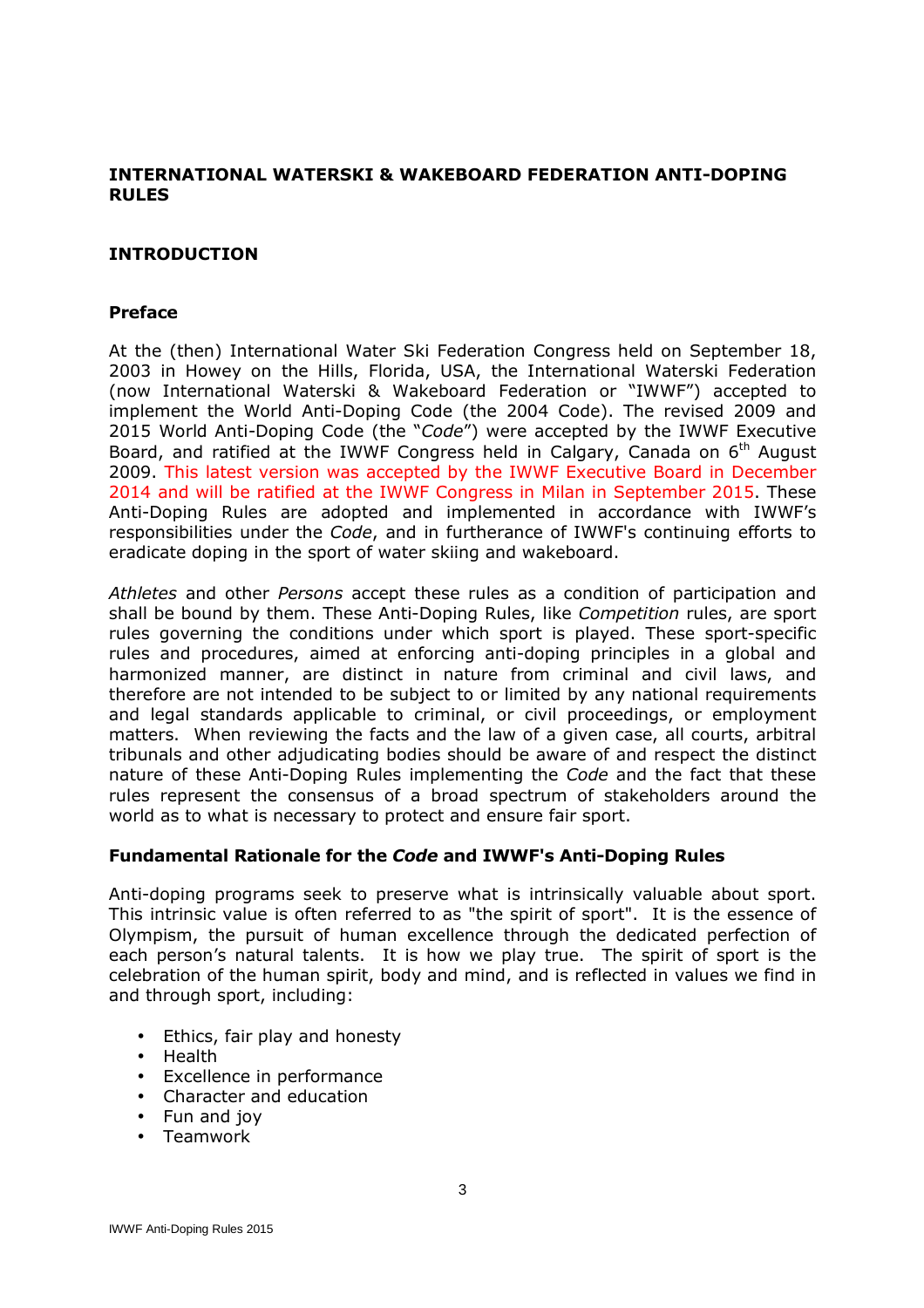# INTERNATIONAL WATERSKI & WAKEBOARD FEDERATION ANTI-DOPING RULES

## INTRODUCTION

### Preface

At the (then) International Water Ski Federation Congress held on September 18, 2003 in Howey on the Hills, Florida, USA, the International Waterski Federation (now International Waterski & Wakeboard Federation or "IWWF") accepted to implement the World Anti-Doping Code (the 2004 Code). The revised 2009 and 2015 World Anti-Doping Code (the "*Code*") were accepted by the IWWF Executive Board, and ratified at the IWWF Congress held in Calgary, Canada on 6th August 2009. This latest version was accepted by the IWWF Executive Board in December 2014 and will be ratified at the IWWF Congress in Milan in September 2015. These Anti-Doping Rules are adopted and implemented in accordance with IWWF's responsibilities under the *Code*, and in furtherance of IWWF's continuing efforts to eradicate doping in the sport of water skiing and wakeboard.

*Athletes* and other *Persons* accept these rules as a condition of participation and shall be bound by them. These Anti-Doping Rules, like *Competition* rules, are sport rules governing the conditions under which sport is played. These sport-specific rules and procedures, aimed at enforcing anti-doping principles in a global and harmonized manner, are distinct in nature from criminal and civil laws, and therefore are not intended to be subject to or limited by any national requirements and legal standards applicable to criminal, or civil proceedings, or employment matters. When reviewing the facts and the law of a given case, all courts, arbitral tribunals and other adjudicating bodies should be aware of and respect the distinct nature of these Anti-Doping Rules implementing the *Code* and the fact that these rules represent the consensus of a broad spectrum of stakeholders around the world as to what is necessary to protect and ensure fair sport.

### Fundamental Rationale for the *Code* and IWWF's Anti-Doping Rules

Anti-doping programs seek to preserve what is intrinsically valuable about sport. This intrinsic value is often referred to as "the spirit of sport". It is the essence of Olympism, the pursuit of human excellence through the dedicated perfection of each person's natural talents. It is how we play true. The spirit of sport is the celebration of the human spirit, body and mind, and is reflected in values we find in and through sport, including:

- Ethics, fair play and honesty
- Health
- Excellence in performance
- Character and education
- Fun and joy
- Teamwork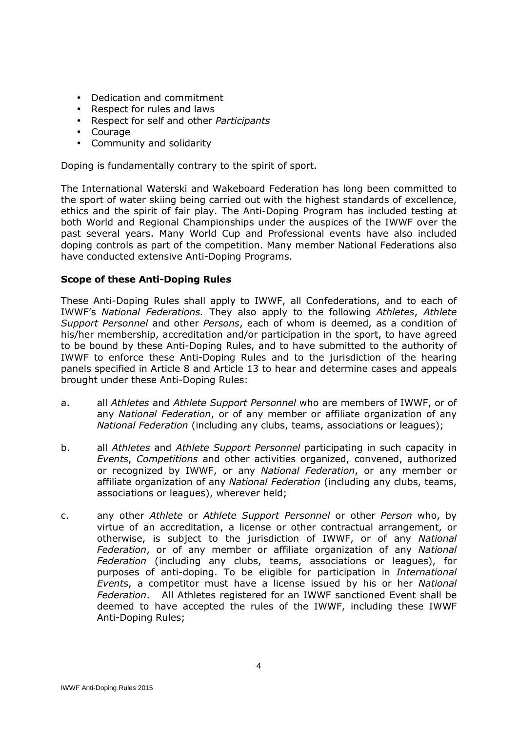- Dedication and commitment
- Respect for rules and laws
- Respect for self and other *Participants*
- Courage
- Community and solidarity

Doping is fundamentally contrary to the spirit of sport.

The International Waterski and Wakeboard Federation has long been committed to the sport of water skiing being carried out with the highest standards of excellence, ethics and the spirit of fair play. The Anti-Doping Program has included testing at both World and Regional Championships under the auspices of the IWWF over the past several years. Many World Cup and Professional events have also included doping controls as part of the competition. Many member National Federations also have conducted extensive Anti-Doping Programs.

**Scope of these Anti-Doping Rules**

These Anti-Doping Rules shall apply to IWWF, all Confederations, and to each of IWWF's *National Federations.* They also apply to the following *Athletes*, *Athlete Support Personnel* and other *Persons*, each of whom is deemed, as a condition of his/her membership, accreditation and/or participation in the sport, to have agreed to be bound by these Anti-Doping Rules, and to have submitted to the authority of IWWF to enforce these Anti-Doping Rules and to the jurisdiction of the hearing panels specified in Article 8 and Article 13 to hear and determine cases and appeals brought under these Anti-Doping Rules:

a. all *Athletes* and *Athlete Support Personnel* who are members of IWWF, or of any *National Federation*, or of any member or affiliate organization of any *National Federation* (including any clubs, teams, associations or leagues);

b. all *Athletes* and *Athlete Support Personnel* participating in such capacity in *Events*, *Competitions* and other activities organized, convened, authorized or recognized by IWWF, or any *National Federation*, or any member or affiliate organization of any *National Federation* (including any clubs, teams, associations or leagues), wherever held;

c. any other *Athlete* or *Athlete Support Personnel* or other *Person* who, by virtue of an accreditation, a license or other contractual arrangement, or otherwise, is subject to the jurisdiction of IWWF, or of any *National Federation*, or of any member or affiliate organization of any *National Federation* (including any clubs, teams, associations or leagues), for purposes of anti-doping. To be eligible for participation in *International Events*, a competitor must have a license issued by his or her *National Federation*. All Athletes registered for an IWWF sanctioned Event shall be deemed to have accepted the rules of the IWWF, including these IWWF Anti-Doping Rules;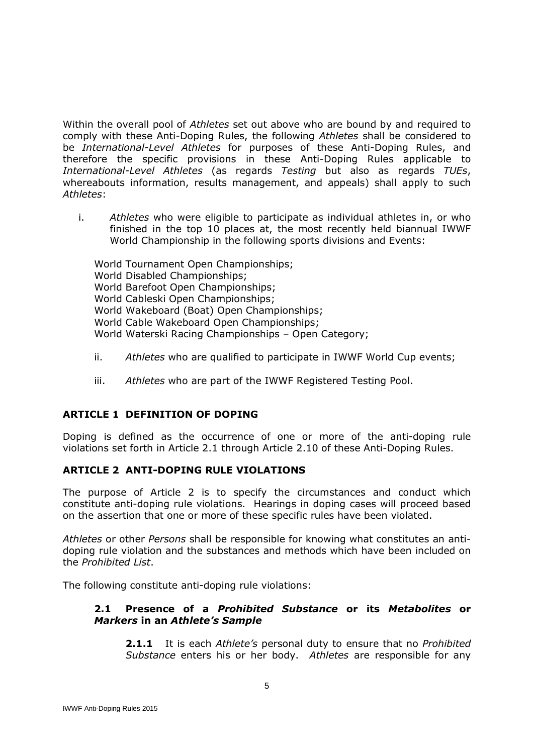Within the overall pool of *Athletes* set out above who are bound by and required to comply with these Anti-Doping Rules, the following *Athletes* shall be considered to be *International-Level Athletes* for purposes of these Anti-Doping Rules, and therefore the specific provisions in these Anti-Doping Rules applicable to *International-Level Athletes* (as regards *Testing* but also as regards *TUEs*, whereabouts information, results management, and appeals) shall apply to such *Athletes*:

i. *Athletes* who were eligible to participate as individual athletes in, or who finished in the top 10 places at, the most recently held biannual IWWF World Championship in the following sports divisions and Events:

   World Tournament Open Championships;
   World Disabled Championships;
   World Barefoot Open Championships;
   World Cableski Open Championships;
   World Wakeboard (Boat) Open Championships;
   World Cable Wakeboard Open Championships;
   World Waterski Racing Championships – Open Category;

ii. *Athletes* who are qualified to participate in IWWF World Cup events;

iii. *Athletes* who are part of the IWWF Registered Testing Pool.

## ARTICLE 1 DEFINITION OF DOPING

Doping is defined as the occurrence of one or more of the anti-doping rule violations set forth in Article 2.1 through Article 2.10 of these Anti-Doping Rules.

## ARTICLE 2 ANTI-DOPING RULE VIOLATIONS

The purpose of Article 2 is to specify the circumstances and conduct which constitute anti-doping rule violations. Hearings in doping cases will proceed based on the assertion that one or more of these specific rules have been violated.

*Athletes* or other *Persons* shall be responsible for knowing what constitutes an anti-doping rule violation and the substances and methods which have been included on the *Prohibited List*.

The following constitute anti-doping rule violations:

### 2.1 Presence of a *Prohibited Substance* or its *Metabolites* or *Markers* in an *Athlete's Sample*

**2.1.1** It is each *Athlete's* personal duty to ensure that no *Prohibited Substance* enters his or her body. *Athletes* are responsible for any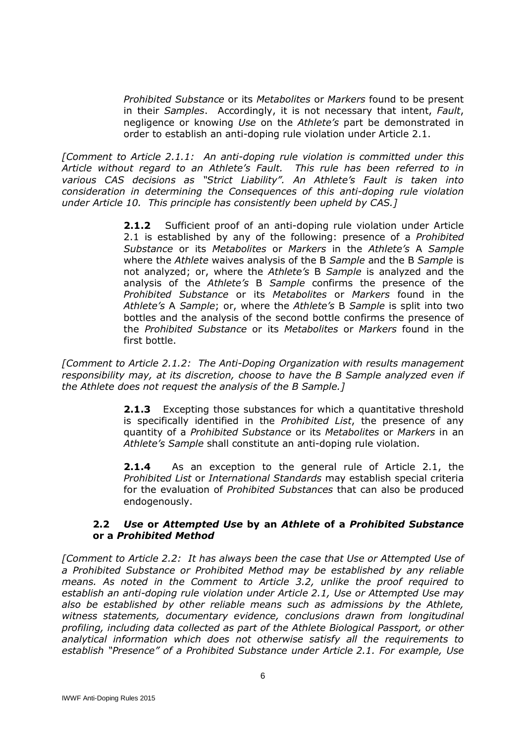*Prohibited Substance* or its *Metabolites* or *Markers* found to be present in their *Samples*. Accordingly, it is not necessary that intent, *Fault*, negligence or knowing *Use* on the *Athlete's* part be demonstrated in order to establish an anti-doping rule violation under Article 2.1.

*[Comment to Article 2.1.1: An anti-doping rule violation is committed under this Article without regard to an Athlete's Fault. This rule has been referred to in various CAS decisions as "Strict Liability". An Athlete's Fault is taken into consideration in determining the Consequences of this anti-doping rule violation under Article 10. This principle has consistently been upheld by CAS.]*

**2.1.2** Sufficient proof of an anti-doping rule violation under Article 2.1 is established by any of the following: presence of a *Prohibited Substance* or its *Metabolites* or *Markers* in the *Athlete's* A *Sample* where the *Athlete* waives analysis of the B *Sample* and the B *Sample* is not analyzed; or, where the *Athlete's* B *Sample* is analyzed and the analysis of the *Athlete's* B *Sample* confirms the presence of the *Prohibited Substance* or its *Metabolites* or *Markers* found in the *Athlete's* A *Sample*; or, where the *Athlete's* B *Sample* is split into two bottles and the analysis of the second bottle confirms the presence of the *Prohibited Substance* or its *Metabolites* or *Markers* found in the first bottle.

*[Comment to Article 2.1.2: The Anti-Doping Organization with results management responsibility may, at its discretion, choose to have the B Sample analyzed even if the Athlete does not request the analysis of the B Sample.]*

**2.1.3** Excepting those substances for which a quantitative threshold is specifically identified in the *Prohibited List*, the presence of any quantity of a *Prohibited Substance* or its *Metabolites* or *Markers* in an *Athlete's Sample* shall constitute an anti-doping rule violation.

**2.1.4** As an exception to the general rule of Article 2.1, the *Prohibited List* or *International Standards* may establish special criteria for the evaluation of *Prohibited Substances* that can also be produced endogenously.

### 2.2 *Use* or *Attempted Use* by an *Athlete* of a *Prohibited Substance* or a *Prohibited Method*

*[Comment to Article 2.2: It has always been the case that Use or Attempted Use of a Prohibited Substance or Prohibited Method may be established by any reliable means. As noted in the Comment to Article 3.2, unlike the proof required to establish an anti-doping rule violation under Article 2.1, Use or Attempted Use may also be established by other reliable means such as admissions by the Athlete, witness statements, documentary evidence, conclusions drawn from longitudinal profiling, including data collected as part of the Athlete Biological Passport, or other analytical information which does not otherwise satisfy all the requirements to establish "Presence" of a Prohibited Substance under Article 2.1. For example, Use*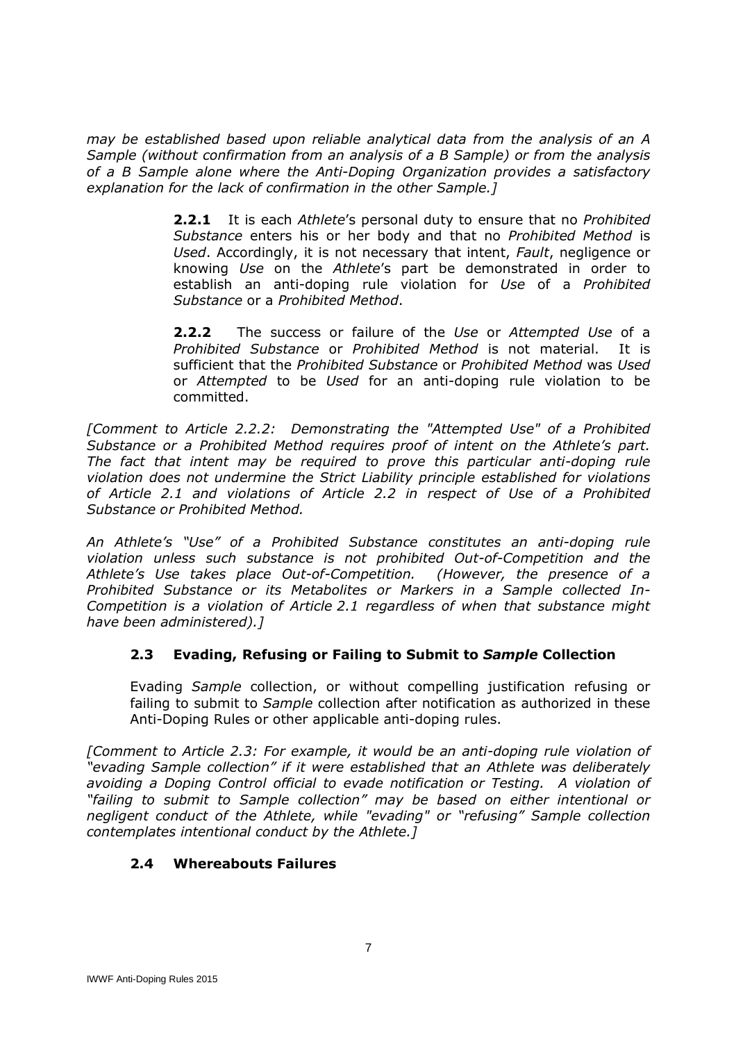*may be established based upon reliable analytical data from the analysis of an A Sample (without confirmation from an analysis of a B Sample) or from the analysis of a B Sample alone where the Anti-Doping Organization provides a satisfactory explanation for the lack of confirmation in the other Sample.]*

> **2.2.1** It is each *Athlete*'s personal duty to ensure that no *Prohibited Substance* enters his or her body and that no *Prohibited Method* is *Used*. Accordingly, it is not necessary that intent, *Fault*, negligence or knowing *Use* on the *Athlete*'s part be demonstrated in order to establish an anti-doping rule violation for *Use* of a *Prohibited Substance* or a *Prohibited Method*.
>
> **2.2.2** The success or failure of the *Use* or *Attempted Use* of a *Prohibited Substance* or *Prohibited Method* is not material. It is sufficient that the *Prohibited Substance* or *Prohibited Method* was *Used* or *Attempted* to be *Used* for an anti-doping rule violation to be committed.

*[Comment to Article 2.2.2: Demonstrating the "Attempted Use" of a Prohibited Substance or a Prohibited Method requires proof of intent on the Athlete's part. The fact that intent may be required to prove this particular anti-doping rule violation does not undermine the Strict Liability principle established for violations of Article 2.1 and violations of Article 2.2 in respect of Use of a Prohibited Substance or Prohibited Method.*

*An Athlete's "Use" of a Prohibited Substance constitutes an anti-doping rule violation unless such substance is not prohibited Out-of-Competition and the Athlete's Use takes place Out-of-Competition. (However, the presence of a Prohibited Substance or its Metabolites or Markers in a Sample collected In-Competition is a violation of Article 2.1 regardless of when that substance might have been administered).]*

### 2.3 Evading, Refusing or Failing to Submit to *Sample* Collection

Evading *Sample* collection, or without compelling justification refusing or failing to submit to *Sample* collection after notification as authorized in these Anti-Doping Rules or other applicable anti-doping rules.

*[Comment to Article 2.3: For example, it would be an anti-doping rule violation of "evading Sample collection" if it were established that an Athlete was deliberately avoiding a Doping Control official to evade notification or Testing. A violation of "failing to submit to Sample collection" may be based on either intentional or negligent conduct of the Athlete, while "evading" or "refusing" Sample collection contemplates intentional conduct by the Athlete.]*

### 2.4 Whereabouts Failures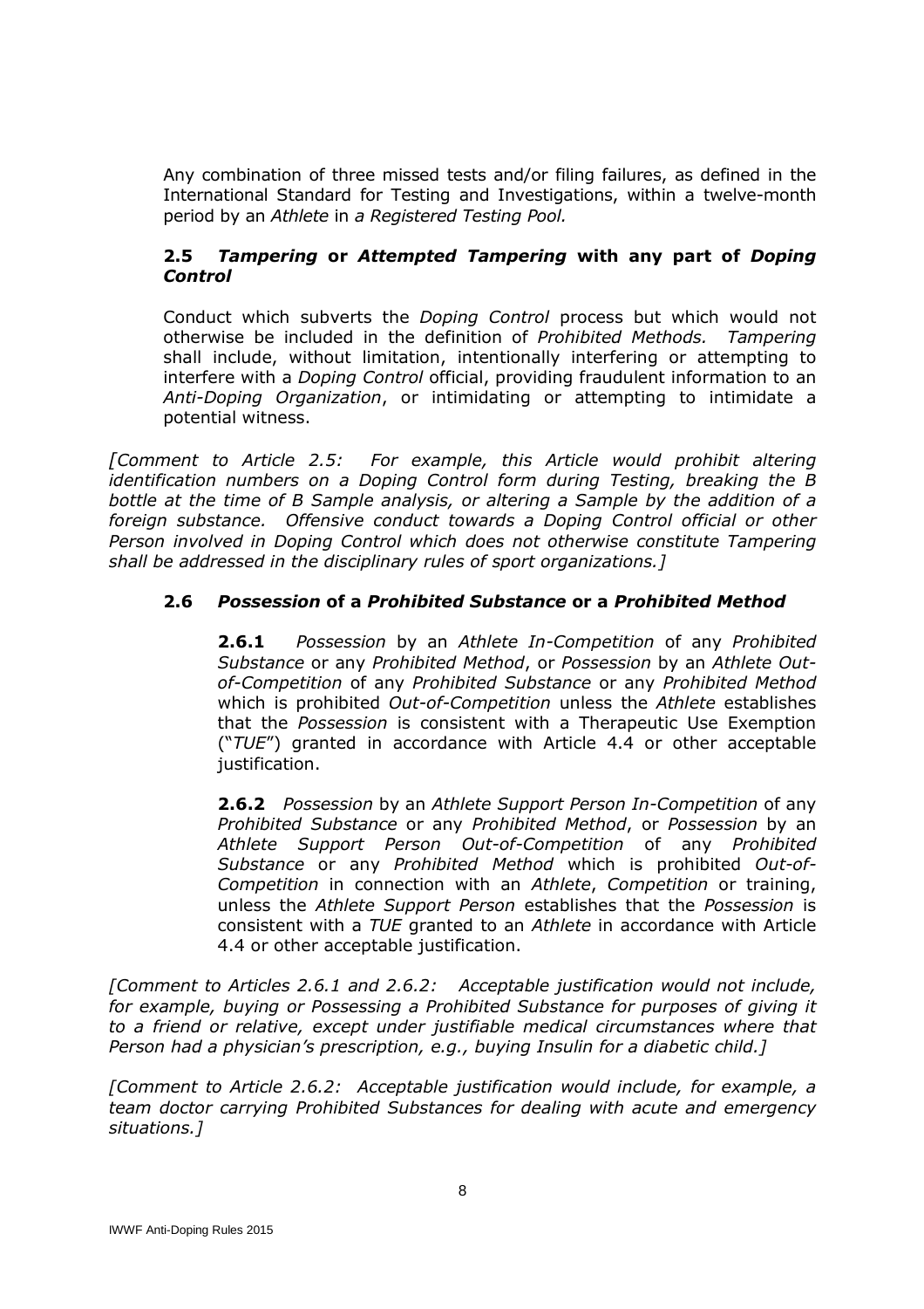Any combination of three missed tests and/or filing failures, as defined in the International Standard for Testing and Investigations, within a twelve-month period by an *Athlete* in *a Registered Testing Pool.*

### 2.5 *Tampering* or *Attempted Tampering* with any part of *Doping Control*

Conduct which subverts the *Doping Control* process but which would not otherwise be included in the definition of *Prohibited Methods. Tampering* shall include, without limitation, intentionally interfering or attempting to interfere with a *Doping Control* official, providing fraudulent information to an *Anti-Doping Organization*, or intimidating or attempting to intimidate a potential witness.

*[Comment to Article 2.5: For example, this Article would prohibit altering identification numbers on a Doping Control form during Testing, breaking the B bottle at the time of B Sample analysis, or altering a Sample by the addition of a foreign substance. Offensive conduct towards a Doping Control official or other Person involved in Doping Control which does not otherwise constitute Tampering shall be addressed in the disciplinary rules of sport organizations.]*

### 2.6 *Possession* of a *Prohibited Substance* or a *Prohibited Method*

**2.6.1** *Possession* by an *Athlete In-Competition* of any *Prohibited Substance* or any *Prohibited Method*, or *Possession* by an *Athlete Out-of-Competition* of any *Prohibited Substance* or any *Prohibited Method* which is prohibited *Out-of-Competition* unless the *Athlete* establishes that the *Possession* is consistent with a Therapeutic Use Exemption ("*TUE*") granted in accordance with Article 4.4 or other acceptable justification.

**2.6.2** *Possession* by an *Athlete Support Person In-Competition* of any *Prohibited Substance* or any *Prohibited Method*, or *Possession* by an *Athlete Support Person Out-of-Competition* of any *Prohibited Substance* or any *Prohibited Method* which is prohibited *Out-of-Competition* in connection with an *Athlete*, *Competition* or training, unless the *Athlete Support Person* establishes that the *Possession* is consistent with a *TUE* granted to an *Athlete* in accordance with Article 4.4 or other acceptable justification.

*[Comment to Articles 2.6.1 and 2.6.2: Acceptable justification would not include, for example, buying or Possessing a Prohibited Substance for purposes of giving it to a friend or relative, except under justifiable medical circumstances where that Person had a physician's prescription, e.g., buying Insulin for a diabetic child.]*

*[Comment to Article 2.6.2: Acceptable justification would include, for example, a team doctor carrying Prohibited Substances for dealing with acute and emergency situations.]*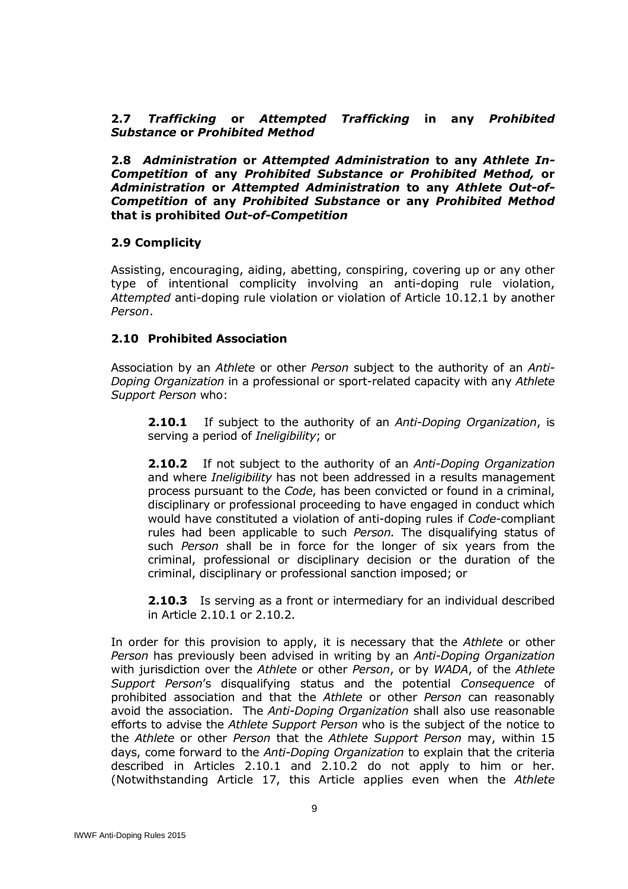**2.7 *Trafficking* or *Attempted Trafficking* in any *Prohibited Substance* or *Prohibited Method***

**2.8 *Administration* or *Attempted Administration* to any *Athlete In-Competition* of any *Prohibited Substance or Prohibited Method,* or *Administration* or *Attempted Administration* to any *Athlete Out-of-Competition* of any *Prohibited Substance* or any *Prohibited Method* that is prohibited *Out-of-Competition***

**2.9 Complicity**

Assisting, encouraging, aiding, abetting, conspiring, covering up or any other type of intentional complicity involving an anti-doping rule violation, *Attempted* anti-doping rule violation or violation of Article 10.12.1 by another *Person*.

**2.10 Prohibited Association**

Association by an *Athlete* or other *Person* subject to the authority of an *Anti-Doping Organization* in a professional or sport-related capacity with any *Athlete Support Person* who:

> **2.10.1** If subject to the authority of an *Anti-Doping Organization*, is serving a period of *Ineligibility*; or
>
> **2.10.2** If not subject to the authority of an *Anti-Doping Organization* and where *Ineligibility* has not been addressed in a results management process pursuant to the *Code*, has been convicted or found in a criminal, disciplinary or professional proceeding to have engaged in conduct which would have constituted a violation of anti-doping rules if *Code*-compliant rules had been applicable to such *Person.* The disqualifying status of such *Person* shall be in force for the longer of six years from the criminal, professional or disciplinary decision or the duration of the criminal, disciplinary or professional sanction imposed; or
>
> **2.10.3** Is serving as a front or intermediary for an individual described in Article 2.10.1 or 2.10.2.

In order for this provision to apply, it is necessary that the *Athlete* or other *Person* has previously been advised in writing by an *Anti-Doping Organization* with jurisdiction over the *Athlete* or other *Person*, or by *WADA*, of the *Athlete Support Person*'s disqualifying status and the potential *Consequence* of prohibited association and that the *Athlete* or other *Person* can reasonably avoid the association. The *Anti-Doping Organization* shall also use reasonable efforts to advise the *Athlete Support Person* who is the subject of the notice to the *Athlete* or other *Person* that the *Athlete Support Person* may, within 15 days, come forward to the *Anti-Doping Organization* to explain that the criteria described in Articles 2.10.1 and 2.10.2 do not apply to him or her. (Notwithstanding Article 17, this Article applies even when the *Athlete*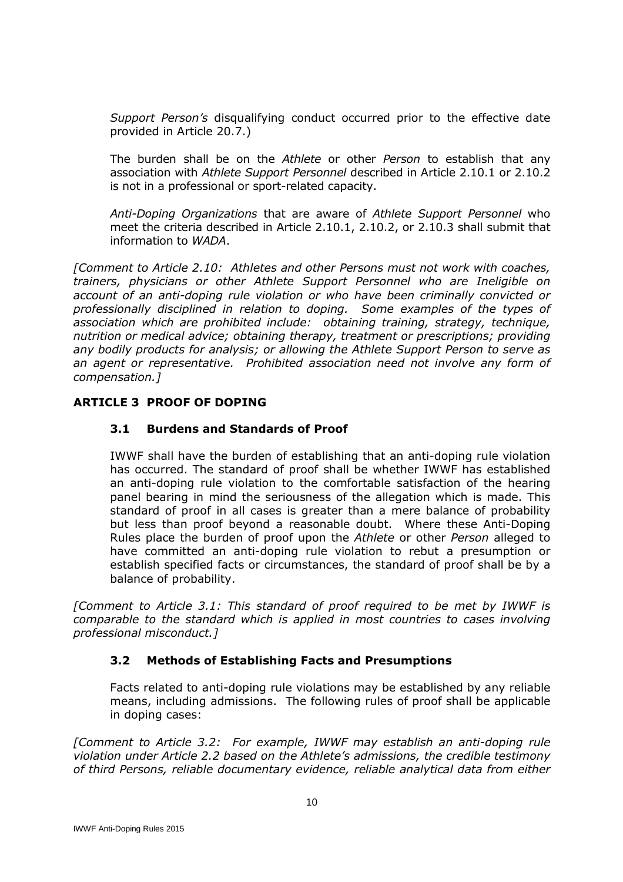*Support Person's* disqualifying conduct occurred prior to the effective date provided in Article 20.7.)

The burden shall be on the *Athlete* or other *Person* to establish that any association with *Athlete Support Personnel* described in Article 2.10.1 or 2.10.2 is not in a professional or sport-related capacity.

*Anti-Doping Organizations* that are aware of *Athlete Support Personnel* who meet the criteria described in Article 2.10.1, 2.10.2, or 2.10.3 shall submit that information to *WADA*.

*[Comment to Article 2.10: Athletes and other Persons must not work with coaches, trainers, physicians or other Athlete Support Personnel who are Ineligible on account of an anti-doping rule violation or who have been criminally convicted or professionally disciplined in relation to doping. Some examples of the types of association which are prohibited include: obtaining training, strategy, technique, nutrition or medical advice; obtaining therapy, treatment or prescriptions; providing any bodily products for analysis; or allowing the Athlete Support Person to serve as an agent or representative. Prohibited association need not involve any form of compensation.]*

## ARTICLE 3 PROOF OF DOPING

### 3.1 Burdens and Standards of Proof

IWWF shall have the burden of establishing that an anti-doping rule violation has occurred. The standard of proof shall be whether IWWF has established an anti-doping rule violation to the comfortable satisfaction of the hearing panel bearing in mind the seriousness of the allegation which is made. This standard of proof in all cases is greater than a mere balance of probability but less than proof beyond a reasonable doubt. Where these Anti-Doping Rules place the burden of proof upon the *Athlete* or other *Person* alleged to have committed an anti-doping rule violation to rebut a presumption or establish specified facts or circumstances, the standard of proof shall be by a balance of probability.

*[Comment to Article 3.1: This standard of proof required to be met by IWWF is comparable to the standard which is applied in most countries to cases involving professional misconduct.]*

### 3.2 Methods of Establishing Facts and Presumptions

Facts related to anti-doping rule violations may be established by any reliable means, including admissions. The following rules of proof shall be applicable in doping cases:

*[Comment to Article 3.2: For example, IWWF may establish an anti-doping rule violation under Article 2.2 based on the Athlete's admissions, the credible testimony of third Persons, reliable documentary evidence, reliable analytical data from either*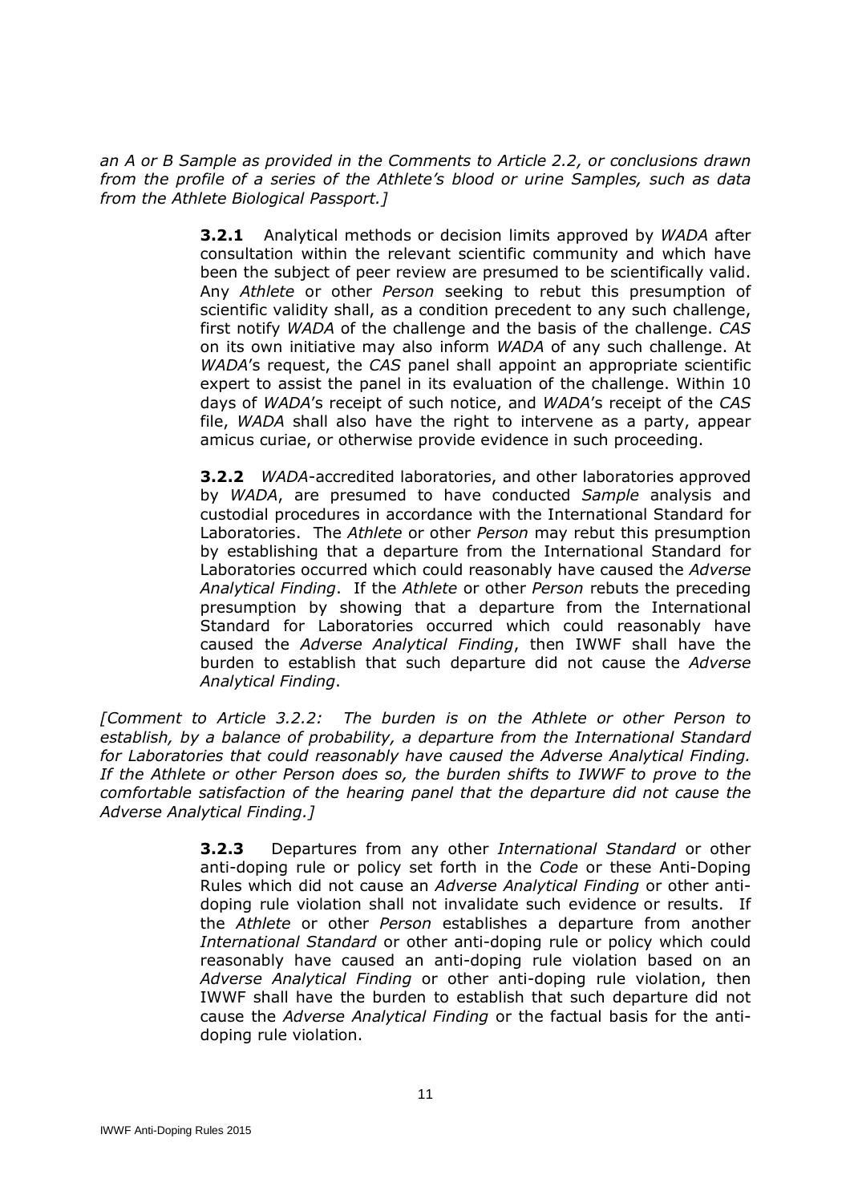*an A or B Sample as provided in the Comments to Article 2.2, or conclusions drawn from the profile of a series of the Athlete's blood or urine Samples, such as data from the Athlete Biological Passport.]*

**3.2.1** Analytical methods or decision limits approved by *WADA* after consultation within the relevant scientific community and which have been the subject of peer review are presumed to be scientifically valid. Any *Athlete* or other *Person* seeking to rebut this presumption of scientific validity shall, as a condition precedent to any such challenge, first notify *WADA* of the challenge and the basis of the challenge. *CAS* on its own initiative may also inform *WADA* of any such challenge. At *WADA*'s request, the *CAS* panel shall appoint an appropriate scientific expert to assist the panel in its evaluation of the challenge. Within 10 days of *WADA*'s receipt of such notice, and *WADA*'s receipt of the *CAS* file, *WADA* shall also have the right to intervene as a party, appear amicus curiae, or otherwise provide evidence in such proceeding.

**3.2.2** *WADA*-accredited laboratories, and other laboratories approved by *WADA*, are presumed to have conducted *Sample* analysis and custodial procedures in accordance with the International Standard for Laboratories. The *Athlete* or other *Person* may rebut this presumption by establishing that a departure from the International Standard for Laboratories occurred which could reasonably have caused the *Adverse Analytical Finding*. If the *Athlete* or other *Person* rebuts the preceding presumption by showing that a departure from the International Standard for Laboratories occurred which could reasonably have caused the *Adverse Analytical Finding*, then IWWF shall have the burden to establish that such departure did not cause the *Adverse Analytical Finding*.

*[Comment to Article 3.2.2: The burden is on the Athlete or other Person to establish, by a balance of probability, a departure from the International Standard for Laboratories that could reasonably have caused the Adverse Analytical Finding. If the Athlete or other Person does so, the burden shifts to IWWF to prove to the comfortable satisfaction of the hearing panel that the departure did not cause the Adverse Analytical Finding.]*

**3.2.3** Departures from any other *International Standard* or other anti-doping rule or policy set forth in the *Code* or these Anti-Doping Rules which did not cause an *Adverse Analytical Finding* or other anti-doping rule violation shall not invalidate such evidence or results. If the *Athlete* or other *Person* establishes a departure from another *International Standard* or other anti-doping rule or policy which could reasonably have caused an anti-doping rule violation based on an *Adverse Analytical Finding* or other anti-doping rule violation, then IWWF shall have the burden to establish that such departure did not cause the *Adverse Analytical Finding* or the factual basis for the anti-doping rule violation.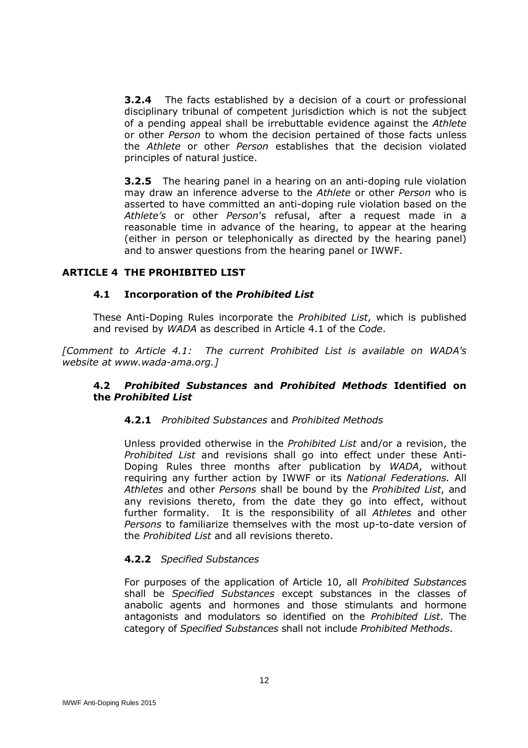**3.2.4** The facts established by a decision of a court or professional disciplinary tribunal of competent jurisdiction which is not the subject of a pending appeal shall be irrebuttable evidence against the *Athlete* or other *Person* to whom the decision pertained of those facts unless the *Athlete* or other *Person* establishes that the decision violated principles of natural justice.

**3.2.5** The hearing panel in a hearing on an anti-doping rule violation may draw an inference adverse to the *Athlete* or other *Person* who is asserted to have committed an anti-doping rule violation based on the *Athlete's* or other *Person*'s refusal, after a request made in a reasonable time in advance of the hearing, to appear at the hearing (either in person or telephonically as directed by the hearing panel) and to answer questions from the hearing panel or IWWF.

## ARTICLE 4 THE PROHIBITED LIST

### 4.1 Incorporation of the *Prohibited List*

These Anti-Doping Rules incorporate the *Prohibited List*, which is published and revised by *WADA* as described in Article 4.1 of the *Code*.

*[Comment to Article 4.1: The current Prohibited List is available on WADA's website at www.wada-ama.org.]*

### 4.2 *Prohibited Substances* and *Prohibited Methods* Identified on the *Prohibited List*

**4.2.1** *Prohibited Substances* and *Prohibited Methods*

Unless provided otherwise in the *Prohibited List* and/or a revision, the *Prohibited List* and revisions shall go into effect under these Anti-Doping Rules three months after publication by *WADA*, without requiring any further action by IWWF or its *National Federations.* All *Athletes* and other *Persons* shall be bound by the *Prohibited List*, and any revisions thereto, from the date they go into effect, without further formality. It is the responsibility of all *Athletes* and other *Persons* to familiarize themselves with the most up-to-date version of the *Prohibited List* and all revisions thereto.

**4.2.2** *Specified Substances*

For purposes of the application of Article 10, all *Prohibited Substances* shall be *Specified Substances* except substances in the classes of anabolic agents and hormones and those stimulants and hormone antagonists and modulators so identified on the *Prohibited List*. The category of *Specified Substances* shall not include *Prohibited Methods*.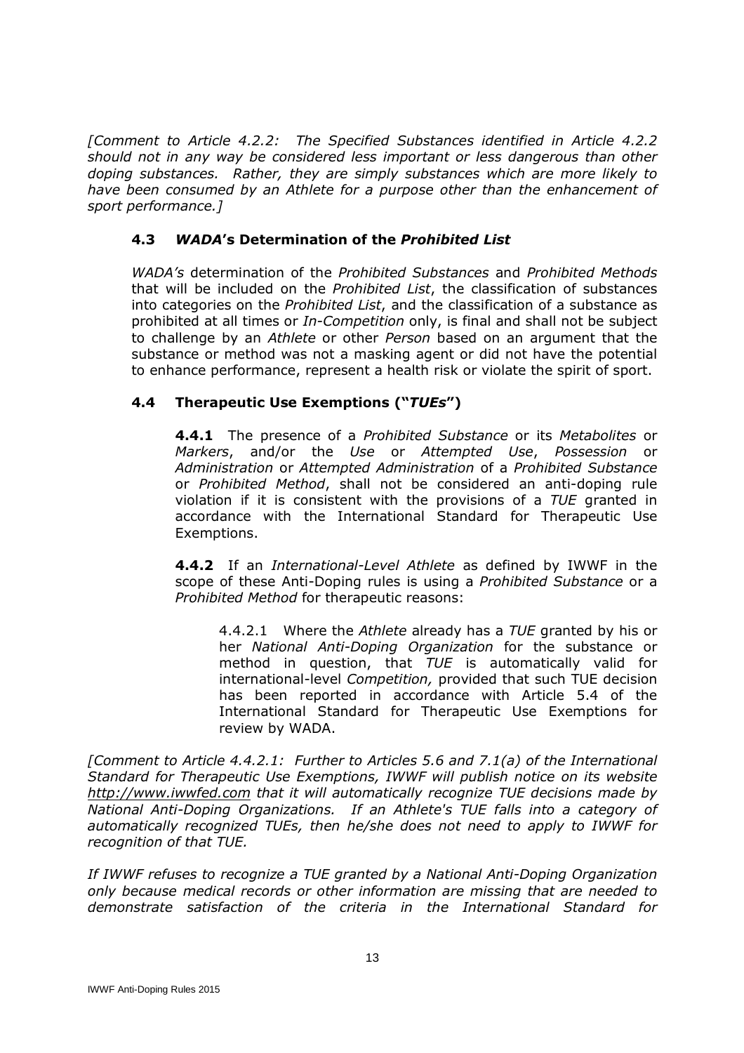*[Comment to Article 4.2.2: The Specified Substances identified in Article 4.2.2 should not in any way be considered less important or less dangerous than other doping substances. Rather, they are simply substances which are more likely to have been consumed by an Athlete for a purpose other than the enhancement of sport performance.]*

### 4.3 *WADA*'s Determination of the *Prohibited List*

*WADA's* determination of the *Prohibited Substances* and *Prohibited Methods* that will be included on the *Prohibited List*, the classification of substances into categories on the *Prohibited List*, and the classification of a substance as prohibited at all times or *In-Competition* only, is final and shall not be subject to challenge by an *Athlete* or other *Person* based on an argument that the substance or method was not a masking agent or did not have the potential to enhance performance, represent a health risk or violate the spirit of sport.

### 4.4 Therapeutic Use Exemptions ("*TUEs*")

**4.4.1** The presence of a *Prohibited Substance* or its *Metabolites* or *Markers*, and/or the *Use* or *Attempted Use*, *Possession* or *Administration* or *Attempted Administration* of a *Prohibited Substance* or *Prohibited Method*, shall not be considered an anti-doping rule violation if it is consistent with the provisions of a *TUE* granted in accordance with the International Standard for Therapeutic Use Exemptions.

**4.4.2** If an *International-Level Athlete* as defined by IWWF in the scope of these Anti-Doping rules is using a *Prohibited Substance* or a *Prohibited Method* for therapeutic reasons:

4.4.2.1 Where the *Athlete* already has a *TUE* granted by his or her *National Anti-Doping Organization* for the substance or method in question, that *TUE* is automatically valid for international-level *Competition,* provided that such TUE decision has been reported in accordance with Article 5.4 of the International Standard for Therapeutic Use Exemptions for review by WADA.

*[Comment to Article 4.4.2.1: Further to Articles 5.6 and 7.1(a) of the International Standard for Therapeutic Use Exemptions, IWWF will publish notice on its website http://www.iwwfed.com that it will automatically recognize TUE decisions made by National Anti-Doping Organizations. If an Athlete's TUE falls into a category of automatically recognized TUEs, then he/she does not need to apply to IWWF for recognition of that TUE.*

*If IWWF refuses to recognize a TUE granted by a National Anti-Doping Organization only because medical records or other information are missing that are needed to demonstrate satisfaction of the criteria in the International Standard for*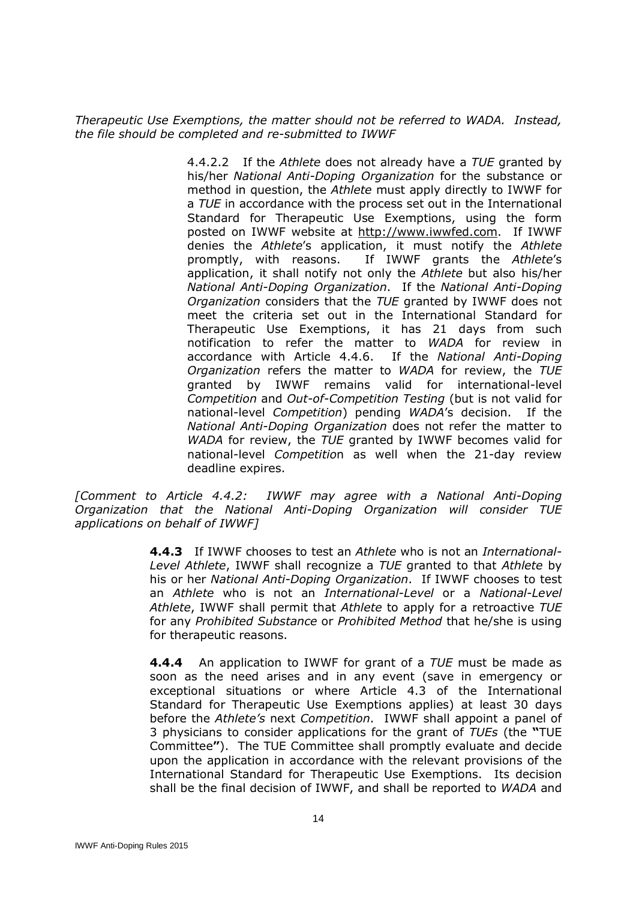*Therapeutic Use Exemptions, the matter should not be referred to WADA. Instead, the file should be completed and re-submitted to IWWF*

4.4.2.2 If the *Athlete* does not already have a *TUE* granted by his/her *National Anti-Doping Organization* for the substance or method in question, the *Athlete* must apply directly to IWWF for a *TUE* in accordance with the process set out in the International Standard for Therapeutic Use Exemptions, using the form posted on IWWF website at http://www.iwwfed.com. If IWWF denies the *Athlete*'s application, it must notify the *Athlete* promptly, with reasons. If IWWF grants the *Athlete*'s application, it shall notify not only the *Athlete* but also his/her *National Anti-Doping Organization*. If the *National Anti-Doping Organization* considers that the *TUE* granted by IWWF does not meet the criteria set out in the International Standard for Therapeutic Use Exemptions, it has 21 days from such notification to refer the matter to *WADA* for review in accordance with Article 4.4.6. If the *National Anti-Doping Organization* refers the matter to *WADA* for review, the *TUE* granted by IWWF remains valid for international-level *Competition* and *Out-of-Competition Testing* (but is not valid for national-level *Competition*) pending *WADA*'s decision. If the *National Anti-Doping Organization* does not refer the matter to *WADA* for review, the *TUE* granted by IWWF becomes valid for national-level *Competition* as well when the 21-day review deadline expires.

*[Comment to Article 4.4.2: IWWF may agree with a National Anti-Doping Organization that the National Anti-Doping Organization will consider TUE applications on behalf of IWWF]*

**4.4.3** If IWWF chooses to test an *Athlete* who is not an *International-Level Athlete*, IWWF shall recognize a *TUE* granted to that *Athlete* by his or her *National Anti-Doping Organization*. If IWWF chooses to test an *Athlete* who is not an *International-Level* or a *National-Level Athlete*, IWWF shall permit that *Athlete* to apply for a retroactive *TUE* for any *Prohibited Substance* or *Prohibited Method* that he/she is using for therapeutic reasons.

**4.4.4** An application to IWWF for grant of a *TUE* must be made as soon as the need arises and in any event (save in emergency or exceptional situations or where Article 4.3 of the International Standard for Therapeutic Use Exemptions applies) at least 30 days before the *Athlete's* next *Competition*. IWWF shall appoint a panel of 3 physicians to consider applications for the grant of *TUEs* (the **"**TUE Committee**"**). The TUE Committee shall promptly evaluate and decide upon the application in accordance with the relevant provisions of the International Standard for Therapeutic Use Exemptions. Its decision shall be the final decision of IWWF, and shall be reported to *WADA* and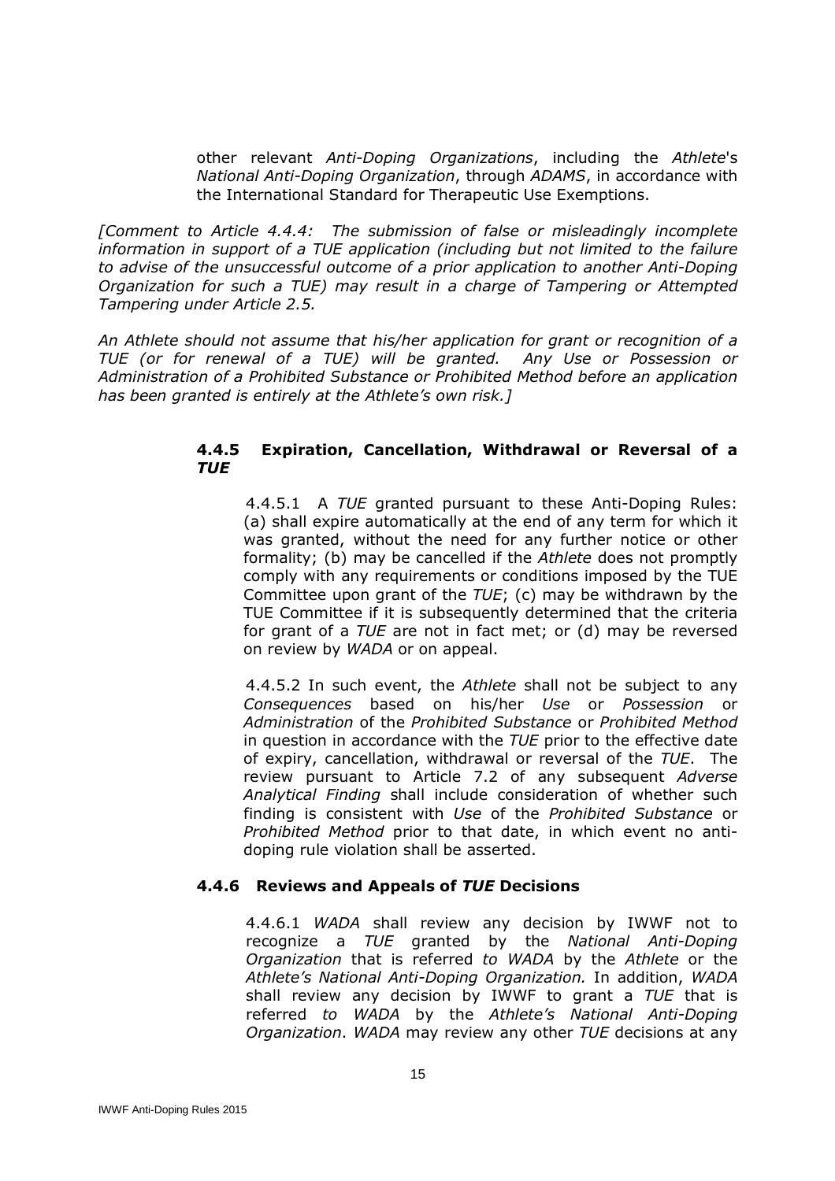other relevant *Anti-Doping Organizations*, including the *Athlete*'s *National Anti-Doping Organization*, through *ADAMS*, in accordance with the International Standard for Therapeutic Use Exemptions.

*[Comment to Article 4.4.4: The submission of false or misleadingly incomplete information in support of a TUE application (including but not limited to the failure to advise of the unsuccessful outcome of a prior application to another Anti-Doping Organization for such a TUE) may result in a charge of Tampering or Attempted Tampering under Article 2.5.*

*An Athlete should not assume that his/her application for grant or recognition of a TUE (or for renewal of a TUE) will be granted. Any Use or Possession or Administration of a Prohibited Substance or Prohibited Method before an application has been granted is entirely at the Athlete's own risk.]*

#### 4.4.5 Expiration, Cancellation, Withdrawal or Reversal of a *TUE*

4.4.5.1 A *TUE* granted pursuant to these Anti-Doping Rules: (a) shall expire automatically at the end of any term for which it was granted, without the need for any further notice or other formality; (b) may be cancelled if the *Athlete* does not promptly comply with any requirements or conditions imposed by the TUE Committee upon grant of the *TUE*; (c) may be withdrawn by the TUE Committee if it is subsequently determined that the criteria for grant of a *TUE* are not in fact met; or (d) may be reversed on review by *WADA* or on appeal.

4.4.5.2 In such event, the *Athlete* shall not be subject to any *Consequences* based on his/her *Use* or *Possession* or *Administration* of the *Prohibited Substance* or *Prohibited Method* in question in accordance with the *TUE* prior to the effective date of expiry, cancellation, withdrawal or reversal of the *TUE*. The review pursuant to Article 7.2 of any subsequent *Adverse Analytical Finding* shall include consideration of whether such finding is consistent with *Use* of the *Prohibited Substance* or *Prohibited Method* prior to that date, in which event no anti-doping rule violation shall be asserted.

#### 4.4.6 Reviews and Appeals of *TUE* Decisions

4.4.6.1 *WADA* shall review any decision by IWWF not to recognize a *TUE* granted by the *National Anti-Doping Organization* that is referred *to WADA* by the *Athlete* or the *Athlete's National Anti-Doping Organization.* In addition, *WADA* shall review any decision by IWWF to grant a *TUE* that is referred *to WADA* by the *Athlete's National Anti-Doping Organization*. *WADA* may review any other *TUE* decisions at any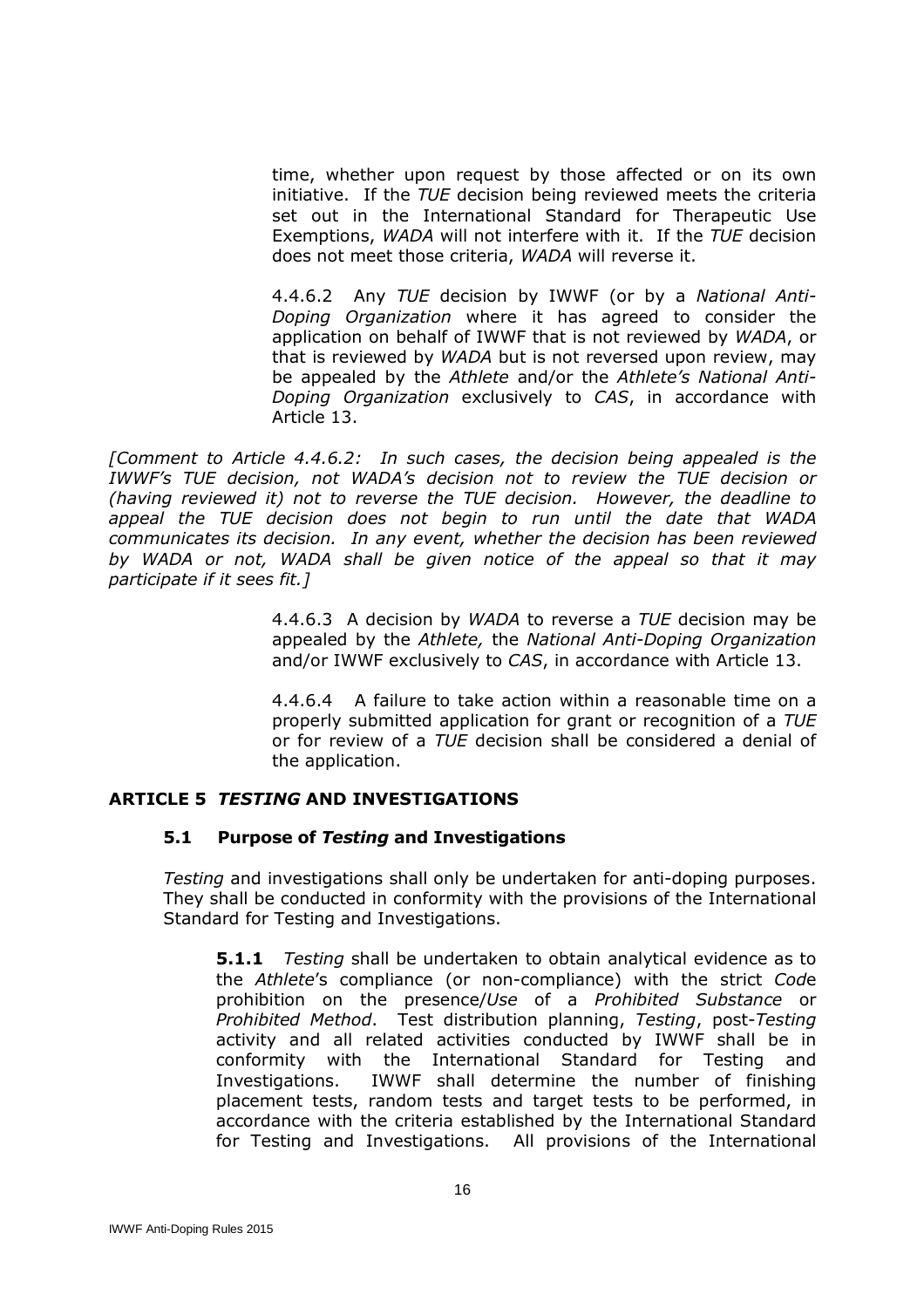time, whether upon request by those affected or on its own initiative. If the *TUE* decision being reviewed meets the criteria set out in the International Standard for Therapeutic Use Exemptions, *WADA* will not interfere with it. If the *TUE* decision does not meet those criteria, *WADA* will reverse it.

4.4.6.2 Any *TUE* decision by IWWF (or by a *National Anti-Doping Organization* where it has agreed to consider the application on behalf of IWWF that is not reviewed by *WADA*, or that is reviewed by *WADA* but is not reversed upon review, may be appealed by the *Athlete* and/or the *Athlete's National Anti-Doping Organization* exclusively to *CAS*, in accordance with Article 13.

*[Comment to Article 4.4.6.2: In such cases, the decision being appealed is the IWWF's TUE decision, not WADA's decision not to review the TUE decision or (having reviewed it) not to reverse the TUE decision. However, the deadline to appeal the TUE decision does not begin to run until the date that WADA communicates its decision. In any event, whether the decision has been reviewed by WADA or not, WADA shall be given notice of the appeal so that it may participate if it sees fit.]*

4.4.6.3 A decision by *WADA* to reverse a *TUE* decision may be appealed by the *Athlete,* the *National Anti-Doping Organization* and/or IWWF exclusively to *CAS*, in accordance with Article 13.

4.4.6.4 A failure to take action within a reasonable time on a properly submitted application for grant or recognition of a *TUE* or for review of a *TUE* decision shall be considered a denial of the application.

## ARTICLE 5 *TESTING* AND INVESTIGATIONS

### 5.1 Purpose of *Testing* and Investigations

*Testing* and investigations shall only be undertaken for anti-doping purposes. They shall be conducted in conformity with the provisions of the International Standard for Testing and Investigations.

**5.1.1** *Testing* shall be undertaken to obtain analytical evidence as to the *Athlete*'s compliance (or non-compliance) with the strict *Code* prohibition on the presence/*Use* of a *Prohibited Substance* or *Prohibited Method*. Test distribution planning, *Testing*, post-*Testing* activity and all related activities conducted by IWWF shall be in conformity with the International Standard for Testing and Investigations. IWWF shall determine the number of finishing placement tests, random tests and target tests to be performed, in accordance with the criteria established by the International Standard for Testing and Investigations. All provisions of the International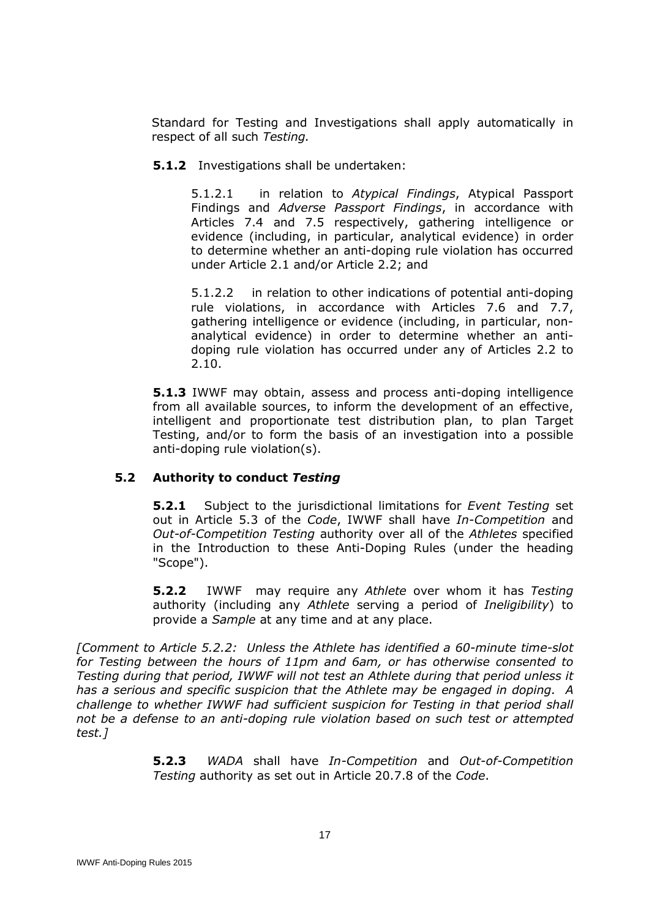Standard for Testing and Investigations shall apply automatically in respect of all such *Testing.*

**5.1.2** Investigations shall be undertaken:

5.1.2.1 in relation to *Atypical Findings*, Atypical Passport Findings and *Adverse Passport Findings*, in accordance with Articles 7.4 and 7.5 respectively, gathering intelligence or evidence (including, in particular, analytical evidence) in order to determine whether an anti-doping rule violation has occurred under Article 2.1 and/or Article 2.2; and

5.1.2.2 in relation to other indications of potential anti-doping rule violations, in accordance with Articles 7.6 and 7.7, gathering intelligence or evidence (including, in particular, non-analytical evidence) in order to determine whether an anti-doping rule violation has occurred under any of Articles 2.2 to 2.10.

**5.1.3** IWWF may obtain, assess and process anti-doping intelligence from all available sources, to inform the development of an effective, intelligent and proportionate test distribution plan, to plan Target Testing, and/or to form the basis of an investigation into a possible anti-doping rule violation(s).

### 5.2 Authority to conduct *Testing*

**5.2.1** Subject to the jurisdictional limitations for *Event Testing* set out in Article 5.3 of the *Code*, IWWF shall have *In-Competition* and *Out-of-Competition Testing* authority over all of the *Athletes* specified in the Introduction to these Anti-Doping Rules (under the heading "Scope").

**5.2.2** IWWF may require any *Athlete* over whom it has *Testing* authority (including any *Athlete* serving a period of *Ineligibility*) to provide a *Sample* at any time and at any place.

*[Comment to Article 5.2.2: Unless the Athlete has identified a 60-minute time-slot for Testing between the hours of 11pm and 6am, or has otherwise consented to Testing during that period, IWWF will not test an Athlete during that period unless it has a serious and specific suspicion that the Athlete may be engaged in doping. A challenge to whether IWWF had sufficient suspicion for Testing in that period shall not be a defense to an anti-doping rule violation based on such test or attempted test.]*

**5.2.3** *WADA* shall have *In-Competition* and *Out-of-Competition Testing* authority as set out in Article 20.7.8 of the *Code*.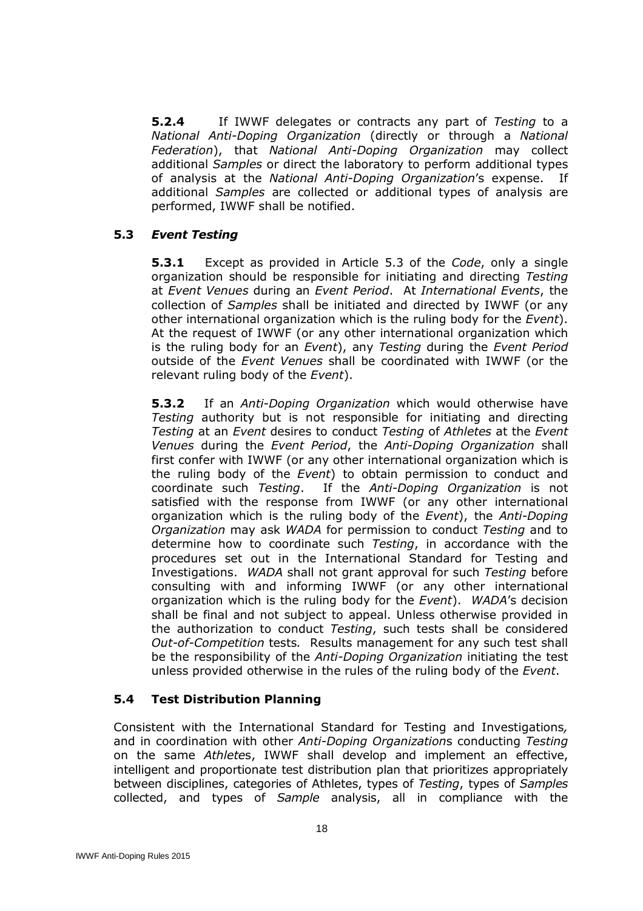**5.2.4** If IWWF delegates or contracts any part of *Testing* to a *National Anti-Doping Organization* (directly or through a *National Federation*), that *National Anti-Doping Organization* may collect additional *Samples* or direct the laboratory to perform additional types of analysis at the *National Anti-Doping Organization*'s expense. If additional *Samples* are collected or additional types of analysis are performed, IWWF shall be notified.

### 5.3 *Event Testing*

**5.3.1** Except as provided in Article 5.3 of the *Code*, only a single organization should be responsible for initiating and directing *Testing* at *Event Venues* during an *Event Period*. At *International Events*, the collection of *Samples* shall be initiated and directed by IWWF (or any other international organization which is the ruling body for the *Event*). At the request of IWWF (or any other international organization which is the ruling body for an *Event*), any *Testing* during the *Event Period* outside of the *Event Venues* shall be coordinated with IWWF (or the relevant ruling body of the *Event*).

**5.3.2** If an *Anti-Doping Organization* which would otherwise have *Testing* authority but is not responsible for initiating and directing *Testing* at an *Event* desires to conduct *Testing* of *Athletes* at the *Event Venues* during the *Event Period*, the *Anti-Doping Organization* shall first confer with IWWF (or any other international organization which is the ruling body of the *Event*) to obtain permission to conduct and coordinate such *Testing*. If the *Anti-Doping Organization* is not satisfied with the response from IWWF (or any other international organization which is the ruling body of the *Event*), the *Anti-Doping Organization* may ask *WADA* for permission to conduct *Testing* and to determine how to coordinate such *Testing*, in accordance with the procedures set out in the International Standard for Testing and Investigations. *WADA* shall not grant approval for such *Testing* before consulting with and informing IWWF (or any other international organization which is the ruling body for the *Event*). *WADA*'s decision shall be final and not subject to appeal. Unless otherwise provided in the authorization to conduct *Testing*, such tests shall be considered *Out-of-Competition* tests. Results management for any such test shall be the responsibility of the *Anti-Doping Organization* initiating the test unless provided otherwise in the rules of the ruling body of the *Event*.

### 5.4 Test Distribution Planning

Consistent with the International Standard for Testing and Investigations, and in coordination with other *Anti-Doping Organization*s conducting *Testing* on the same *Athlete*s, IWWF shall develop and implement an effective, intelligent and proportionate test distribution plan that prioritizes appropriately between disciplines, categories of Athletes, types of *Testing*, types of *Samples* collected, and types of *Sample* analysis, all in compliance with the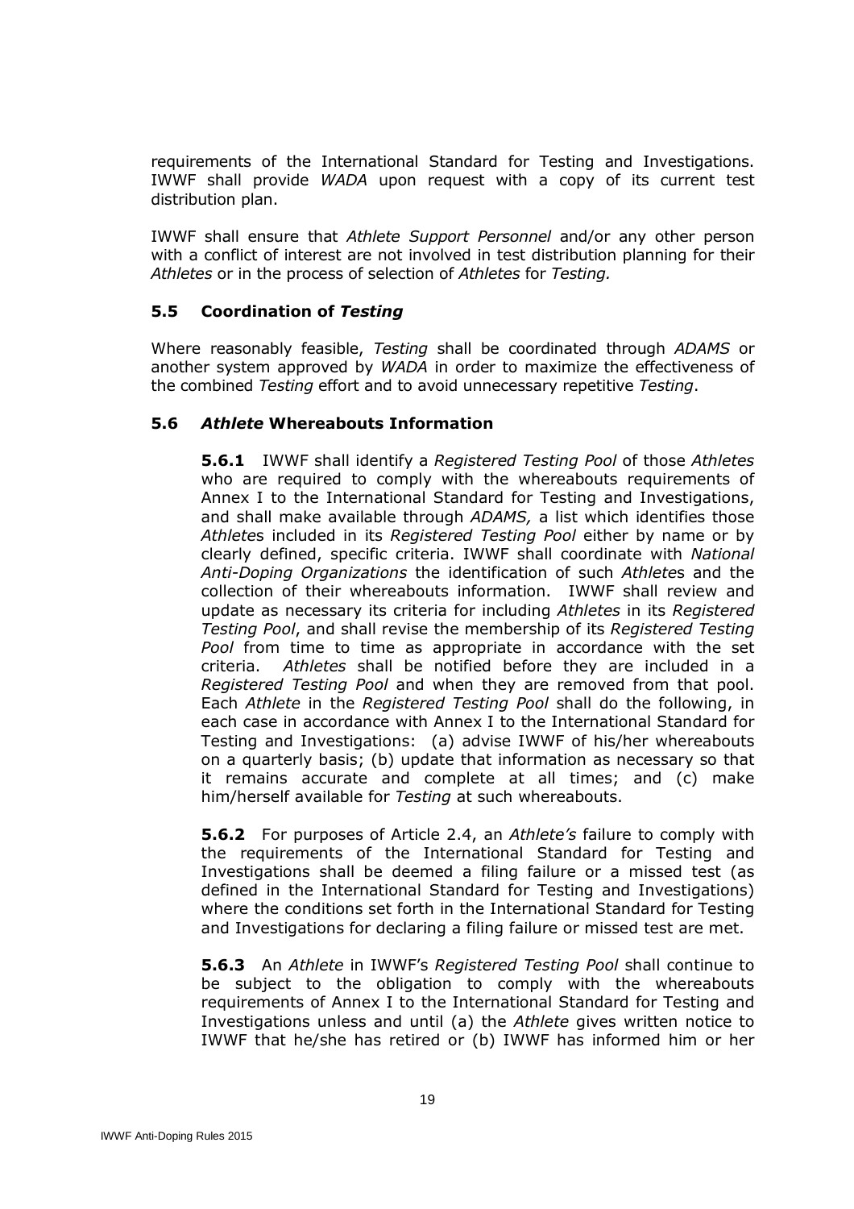requirements of the International Standard for Testing and Investigations. IWWF shall provide *WADA* upon request with a copy of its current test distribution plan.

IWWF shall ensure that *Athlete Support Personnel* and/or any other person with a conflict of interest are not involved in test distribution planning for their *Athletes* or in the process of selection of *Athletes* for *Testing.*

### 5.5 Coordination of *Testing*

Where reasonably feasible, *Testing* shall be coordinated through *ADAMS* or another system approved by *WADA* in order to maximize the effectiveness of the combined *Testing* effort and to avoid unnecessary repetitive *Testing*.

### 5.6 *Athlete* Whereabouts Information

**5.6.1** IWWF shall identify a *Registered Testing Pool* of those *Athletes* who are required to comply with the whereabouts requirements of Annex I to the International Standard for Testing and Investigations, and shall make available through *ADAMS,* a list which identifies those *Athlete*s included in its *Registered Testing Pool* either by name or by clearly defined, specific criteria. IWWF shall coordinate with *National Anti-Doping Organizations* the identification of such *Athlete*s and the collection of their whereabouts information. IWWF shall review and update as necessary its criteria for including *Athletes* in its *Registered Testing Pool*, and shall revise the membership of its *Registered Testing Pool* from time to time as appropriate in accordance with the set criteria. *Athletes* shall be notified before they are included in a *Registered Testing Pool* and when they are removed from that pool. Each *Athlete* in the *Registered Testing Pool* shall do the following, in each case in accordance with Annex I to the International Standard for Testing and Investigations: (a) advise IWWF of his/her whereabouts on a quarterly basis; (b) update that information as necessary so that it remains accurate and complete at all times; and (c) make him/herself available for *Testing* at such whereabouts.

**5.6.2** For purposes of Article 2.4, an *Athlete's* failure to comply with the requirements of the International Standard for Testing and Investigations shall be deemed a filing failure or a missed test (as defined in the International Standard for Testing and Investigations) where the conditions set forth in the International Standard for Testing and Investigations for declaring a filing failure or missed test are met.

**5.6.3** An *Athlete* in IWWF's *Registered Testing Pool* shall continue to be subject to the obligation to comply with the whereabouts requirements of Annex I to the International Standard for Testing and Investigations unless and until (a) the *Athlete* gives written notice to IWWF that he/she has retired or (b) IWWF has informed him or her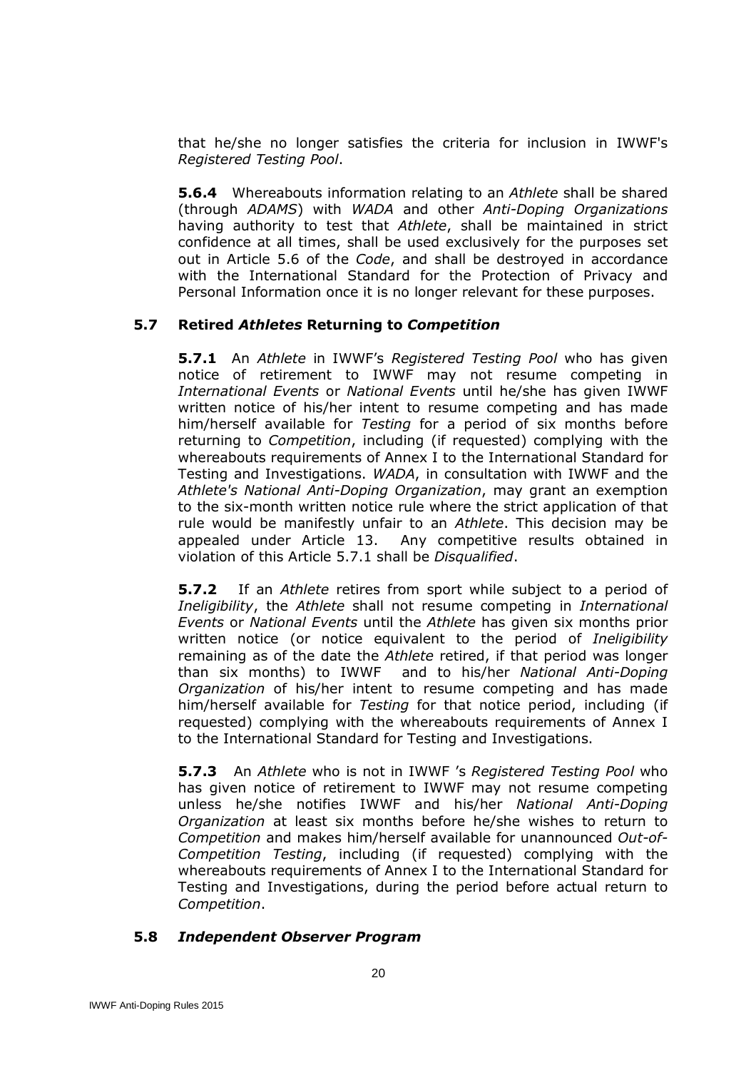that he/she no longer satisfies the criteria for inclusion in IWWF's *Registered Testing Pool*.

**5.6.4** Whereabouts information relating to an *Athlete* shall be shared (through *ADAMS*) with *WADA* and other *Anti-Doping Organizations* having authority to test that *Athlete*, shall be maintained in strict confidence at all times, shall be used exclusively for the purposes set out in Article 5.6 of the *Code*, and shall be destroyed in accordance with the International Standard for the Protection of Privacy and Personal Information once it is no longer relevant for these purposes.

### 5.7 Retired *Athletes* Returning to *Competition*

**5.7.1** An *Athlete* in IWWF's *Registered Testing Pool* who has given notice of retirement to IWWF may not resume competing in *International Events* or *National Events* until he/she has given IWWF written notice of his/her intent to resume competing and has made him/herself available for *Testing* for a period of six months before returning to *Competition*, including (if requested) complying with the whereabouts requirements of Annex I to the International Standard for Testing and Investigations. *WADA*, in consultation with IWWF and the *Athlete's National Anti-Doping Organization*, may grant an exemption to the six-month written notice rule where the strict application of that rule would be manifestly unfair to an *Athlete*. This decision may be appealed under Article 13. Any competitive results obtained in violation of this Article 5.7.1 shall be *Disqualified*.

**5.7.2** If an *Athlete* retires from sport while subject to a period of *Ineligibility*, the *Athlete* shall not resume competing in *International Events* or *National Events* until the *Athlete* has given six months prior written notice (or notice equivalent to the period of *Ineligibility* remaining as of the date the *Athlete* retired, if that period was longer than six months) to IWWF and to his/her *National Anti-Doping Organization* of his/her intent to resume competing and has made him/herself available for *Testing* for that notice period, including (if requested) complying with the whereabouts requirements of Annex I to the International Standard for Testing and Investigations.

**5.7.3** An *Athlete* who is not in IWWF 's *Registered Testing Pool* who has given notice of retirement to IWWF may not resume competing unless he/she notifies IWWF and his/her *National Anti-Doping Organization* at least six months before he/she wishes to return to *Competition* and makes him/herself available for unannounced *Out-of-Competition Testing*, including (if requested) complying with the whereabouts requirements of Annex I to the International Standard for Testing and Investigations, during the period before actual return to *Competition*.

### 5.8 *Independent Observer Program*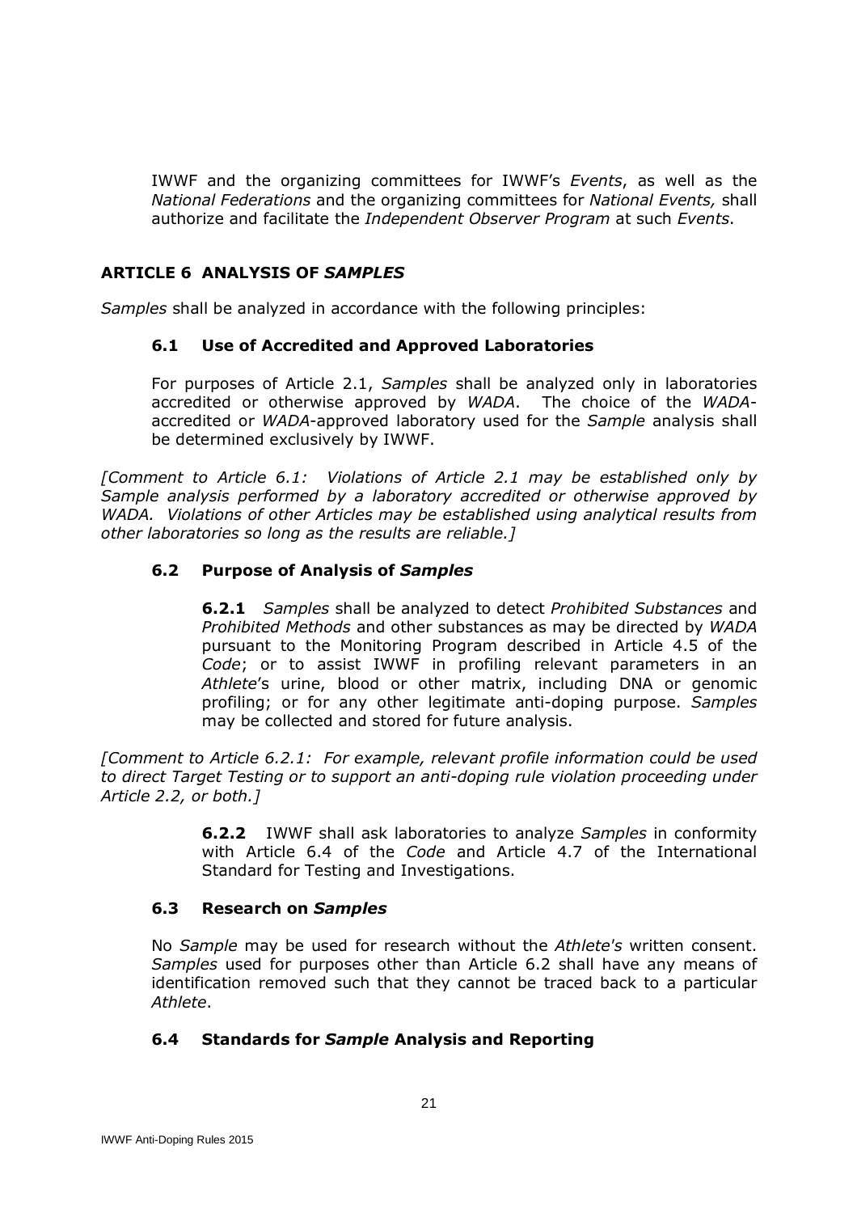IWWF and the organizing committees for IWWF's *Events*, as well as the *National Federations* and the organizing committees for *National Events,* shall authorize and facilitate the *Independent Observer Program* at such *Events*.

## ARTICLE 6 ANALYSIS OF *SAMPLES*

*Samples* shall be analyzed in accordance with the following principles:

### 6.1 Use of Accredited and Approved Laboratories

For purposes of Article 2.1, *Samples* shall be analyzed only in laboratories accredited or otherwise approved by *WADA*. The choice of the *WADA*-accredited or *WADA*-approved laboratory used for the *Sample* analysis shall be determined exclusively by IWWF.

*[Comment to Article 6.1: Violations of Article 2.1 may be established only by Sample analysis performed by a laboratory accredited or otherwise approved by WADA. Violations of other Articles may be established using analytical results from other laboratories so long as the results are reliable.]*

### 6.2 Purpose of Analysis of *Samples*

**6.2.1** *Samples* shall be analyzed to detect *Prohibited Substances* and *Prohibited Methods* and other substances as may be directed by *WADA* pursuant to the Monitoring Program described in Article 4.5 of the *Code*; or to assist IWWF in profiling relevant parameters in an *Athlete*'s urine, blood or other matrix, including DNA or genomic profiling; or for any other legitimate anti-doping purpose. *Samples* may be collected and stored for future analysis.

*[Comment to Article 6.2.1: For example, relevant profile information could be used to direct Target Testing or to support an anti-doping rule violation proceeding under Article 2.2, or both.]*

**6.2.2** IWWF shall ask laboratories to analyze *Samples* in conformity with Article 6.4 of the *Code* and Article 4.7 of the International Standard for Testing and Investigations.

### 6.3 Research on *Samples*

No *Sample* may be used for research without the *Athlete's* written consent. *Samples* used for purposes other than Article 6.2 shall have any means of identification removed such that they cannot be traced back to a particular *Athlete*.

### 6.4 Standards for *Sample* Analysis and Reporting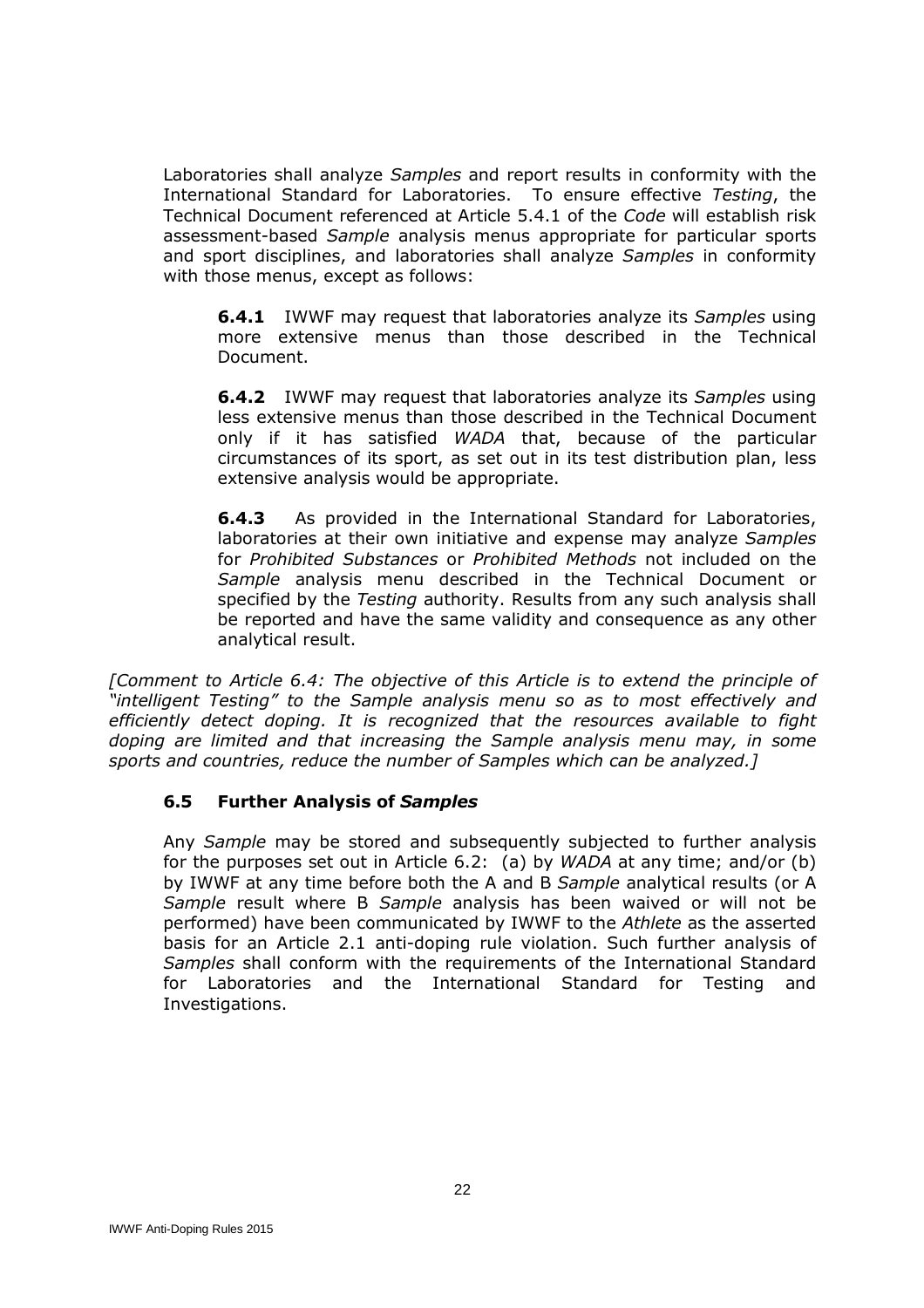Laboratories shall analyze *Samples* and report results in conformity with the International Standard for Laboratories. To ensure effective *Testing*, the Technical Document referenced at Article 5.4.1 of the *Code* will establish risk assessment-based *Sample* analysis menus appropriate for particular sports and sport disciplines, and laboratories shall analyze *Samples* in conformity with those menus, except as follows:

**6.4.1** IWWF may request that laboratories analyze its *Samples* using more extensive menus than those described in the Technical Document.

**6.4.2** IWWF may request that laboratories analyze its *Samples* using less extensive menus than those described in the Technical Document only if it has satisfied *WADA* that, because of the particular circumstances of its sport, as set out in its test distribution plan, less extensive analysis would be appropriate.

**6.4.3** As provided in the International Standard for Laboratories, laboratories at their own initiative and expense may analyze *Samples* for *Prohibited Substances* or *Prohibited Methods* not included on the *Sample* analysis menu described in the Technical Document or specified by the *Testing* authority. Results from any such analysis shall be reported and have the same validity and consequence as any other analytical result.

*[Comment to Article 6.4: The objective of this Article is to extend the principle of "intelligent Testing" to the Sample analysis menu so as to most effectively and efficiently detect doping. It is recognized that the resources available to fight doping are limited and that increasing the Sample analysis menu may, in some sports and countries, reduce the number of Samples which can be analyzed.]*

### 6.5 Further Analysis of *Samples*

Any *Sample* may be stored and subsequently subjected to further analysis for the purposes set out in Article 6.2: (a) by *WADA* at any time; and/or (b) by IWWF at any time before both the A and B *Sample* analytical results (or A *Sample* result where B *Sample* analysis has been waived or will not be performed) have been communicated by IWWF to the *Athlete* as the asserted basis for an Article 2.1 anti-doping rule violation. Such further analysis of *Samples* shall conform with the requirements of the International Standard for Laboratories and the International Standard for Testing and Investigations.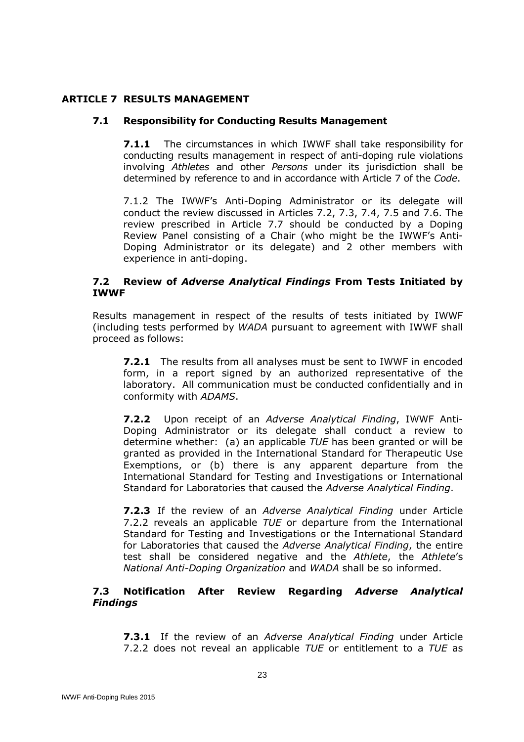## ARTICLE 7 RESULTS MANAGEMENT

### 7.1 Responsibility for Conducting Results Management

**7.1.1** The circumstances in which IWWF shall take responsibility for conducting results management in respect of anti-doping rule violations involving *Athletes* and other *Persons* under its jurisdiction shall be determined by reference to and in accordance with Article 7 of the *Code*.

7.1.2 The IWWF's Anti-Doping Administrator or its delegate will conduct the review discussed in Articles 7.2, 7.3, 7.4, 7.5 and 7.6. The review prescribed in Article 7.7 should be conducted by a Doping Review Panel consisting of a Chair (who might be the IWWF's Anti-Doping Administrator or its delegate) and 2 other members with experience in anti-doping.

### 7.2 Review of *Adverse Analytical Findings* From Tests Initiated by IWWF

Results management in respect of the results of tests initiated by IWWF (including tests performed by *WADA* pursuant to agreement with IWWF shall proceed as follows:

**7.2.1** The results from all analyses must be sent to IWWF in encoded form, in a report signed by an authorized representative of the laboratory. All communication must be conducted confidentially and in conformity with *ADAMS*.

**7.2.2** Upon receipt of an *Adverse Analytical Finding*, IWWF Anti-Doping Administrator or its delegate shall conduct a review to determine whether: (a) an applicable *TUE* has been granted or will be granted as provided in the International Standard for Therapeutic Use Exemptions, or (b) there is any apparent departure from the International Standard for Testing and Investigations or International Standard for Laboratories that caused the *Adverse Analytical Finding*.

**7.2.3** If the review of an *Adverse Analytical Finding* under Article 7.2.2 reveals an applicable *TUE* or departure from the International Standard for Testing and Investigations or the International Standard for Laboratories that caused the *Adverse Analytical Finding*, the entire test shall be considered negative and the *Athlete*, the *Athlete*'s *National Anti-Doping Organization* and *WADA* shall be so informed.

### 7.3 Notification After Review Regarding *Adverse Analytical Findings*

**7.3.1** If the review of an *Adverse Analytical Finding* under Article 7.2.2 does not reveal an applicable *TUE* or entitlement to a *TUE* as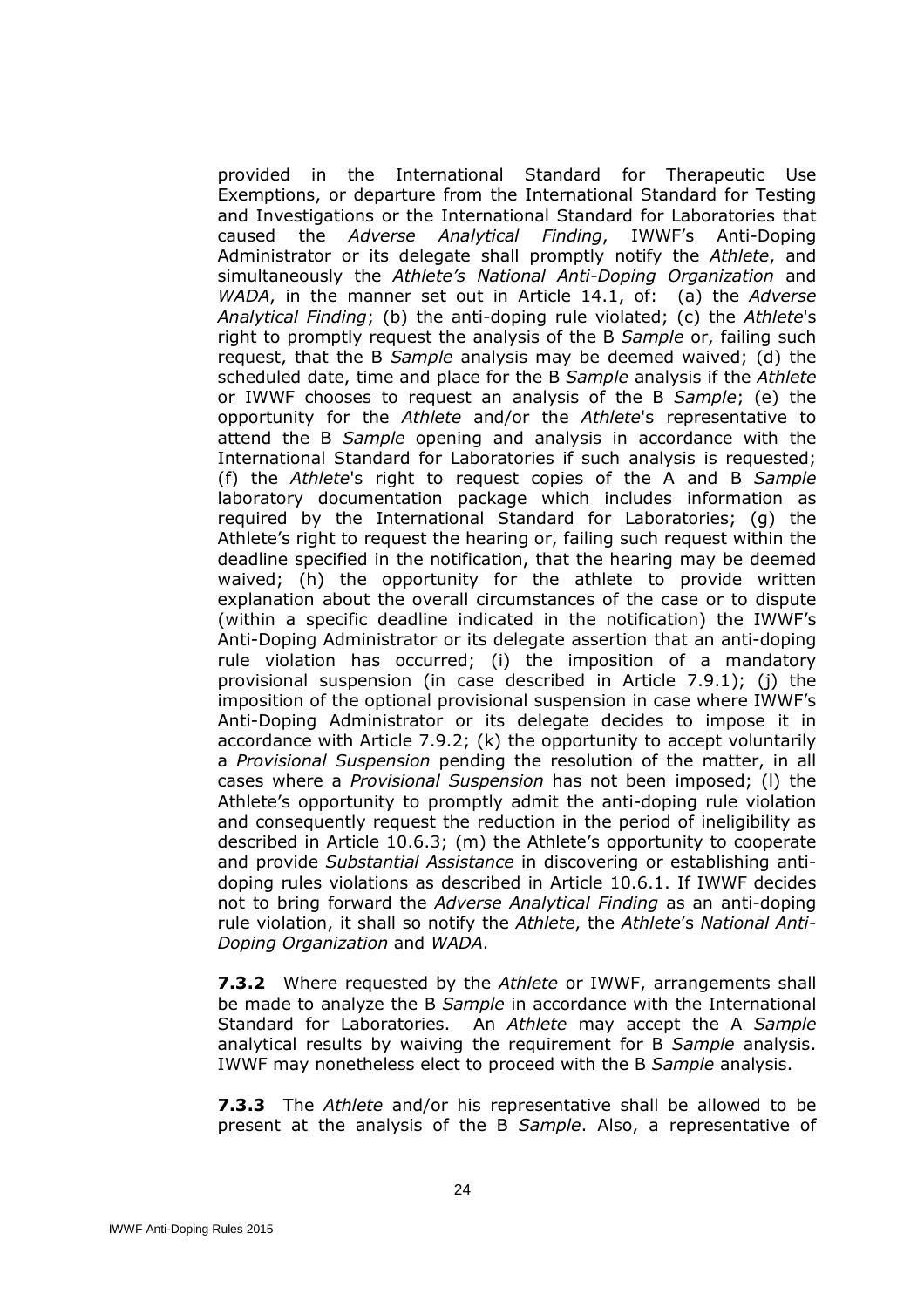provided in the International Standard for Therapeutic Use Exemptions, or departure from the International Standard for Testing and Investigations or the International Standard for Laboratories that caused the *Adverse Analytical Finding*, IWWF's Anti-Doping Administrator or its delegate shall promptly notify the *Athlete*, and simultaneously the *Athlete's National Anti-Doping Organization* and *WADA*, in the manner set out in Article 14.1, of: (a) the *Adverse Analytical Finding*; (b) the anti-doping rule violated; (c) the *Athlete*'s right to promptly request the analysis of the B *Sample* or, failing such request, that the B *Sample* analysis may be deemed waived; (d) the scheduled date, time and place for the B *Sample* analysis if the *Athlete* or IWWF chooses to request an analysis of the B *Sample*; (e) the opportunity for the *Athlete* and/or the *Athlete*'s representative to attend the B *Sample* opening and analysis in accordance with the International Standard for Laboratories if such analysis is requested; (f) the *Athlete*'s right to request copies of the A and B *Sample* laboratory documentation package which includes information as required by the International Standard for Laboratories; (g) the Athlete's right to request the hearing or, failing such request within the deadline specified in the notification, that the hearing may be deemed waived; (h) the opportunity for the athlete to provide written explanation about the overall circumstances of the case or to dispute (within a specific deadline indicated in the notification) the IWWF's Anti-Doping Administrator or its delegate assertion that an anti-doping rule violation has occurred; (i) the imposition of a mandatory provisional suspension (in case described in Article 7.9.1); (j) the imposition of the optional provisional suspension in case where IWWF's Anti-Doping Administrator or its delegate decides to impose it in accordance with Article 7.9.2; (k) the opportunity to accept voluntarily a *Provisional Suspension* pending the resolution of the matter, in all cases where a *Provisional Suspension* has not been imposed; (l) the Athlete's opportunity to promptly admit the anti-doping rule violation and consequently request the reduction in the period of ineligibility as described in Article 10.6.3; (m) the Athlete's opportunity to cooperate and provide *Substantial Assistance* in discovering or establishing anti-doping rules violations as described in Article 10.6.1. If IWWF decides not to bring forward the *Adverse Analytical Finding* as an anti-doping rule violation, it shall so notify the *Athlete*, the *Athlete*'s *National Anti-Doping Organization* and *WADA*.

**7.3.2** Where requested by the *Athlete* or IWWF, arrangements shall be made to analyze the B *Sample* in accordance with the International Standard for Laboratories. An *Athlete* may accept the A *Sample* analytical results by waiving the requirement for B *Sample* analysis. IWWF may nonetheless elect to proceed with the B *Sample* analysis.

**7.3.3** The *Athlete* and/or his representative shall be allowed to be present at the analysis of the B *Sample*. Also, a representative of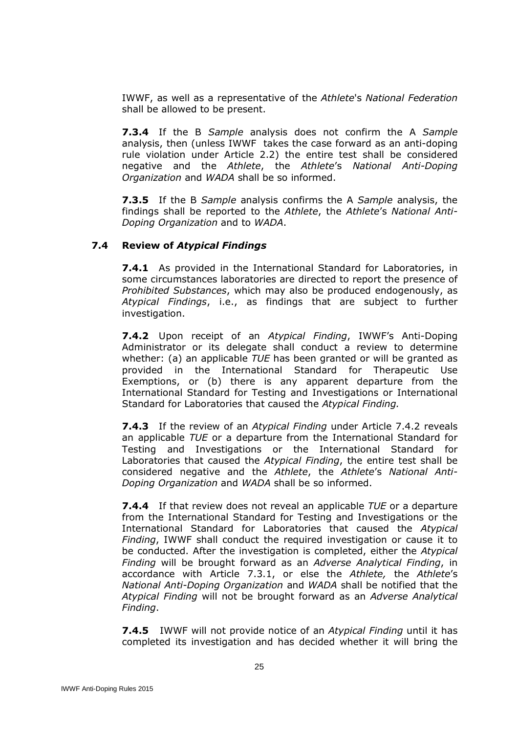IWWF, as well as a representative of the *Athlete*'s *National Federation* shall be allowed to be present.

**7.3.4** If the B *Sample* analysis does not confirm the A *Sample* analysis, then (unless IWWF takes the case forward as an anti-doping rule violation under Article 2.2) the entire test shall be considered negative and the *Athlete*, the *Athlete*'s *National Anti-Doping Organization* and *WADA* shall be so informed.

**7.3.5** If the B *Sample* analysis confirms the A *Sample* analysis, the findings shall be reported to the *Athlete*, the *Athlete*'s *National Anti-Doping Organization* and to *WADA*.

### 7.4 Review of *Atypical Findings*

**7.4.1** As provided in the International Standard for Laboratories, in some circumstances laboratories are directed to report the presence of *Prohibited Substances*, which may also be produced endogenously, as *Atypical Findings*, i.e., as findings that are subject to further investigation.

**7.4.2** Upon receipt of an *Atypical Finding*, IWWF's Anti-Doping Administrator or its delegate shall conduct a review to determine whether: (a) an applicable *TUE* has been granted or will be granted as provided in the International Standard for Therapeutic Use Exemptions, or (b) there is any apparent departure from the International Standard for Testing and Investigations or International Standard for Laboratories that caused the *Atypical Finding.*

**7.4.3** If the review of an *Atypical Finding* under Article 7.4.2 reveals an applicable *TUE* or a departure from the International Standard for Testing and Investigations or the International Standard for Laboratories that caused the *Atypical Finding*, the entire test shall be considered negative and the *Athlete*, the *Athlete*'s *National Anti-Doping Organization* and *WADA* shall be so informed.

**7.4.4** If that review does not reveal an applicable *TUE* or a departure from the International Standard for Testing and Investigations or the International Standard for Laboratories that caused the *Atypical Finding*, IWWF shall conduct the required investigation or cause it to be conducted. After the investigation is completed, either the *Atypical Finding* will be brought forward as an *Adverse Analytical Finding*, in accordance with Article 7.3.1, or else the *Athlete,* the *Athlete*'s *National Anti-Doping Organization* and *WADA* shall be notified that the *Atypical Finding* will not be brought forward as an *Adverse Analytical Finding*.

**7.4.5** IWWF will not provide notice of an *Atypical Finding* until it has completed its investigation and has decided whether it will bring the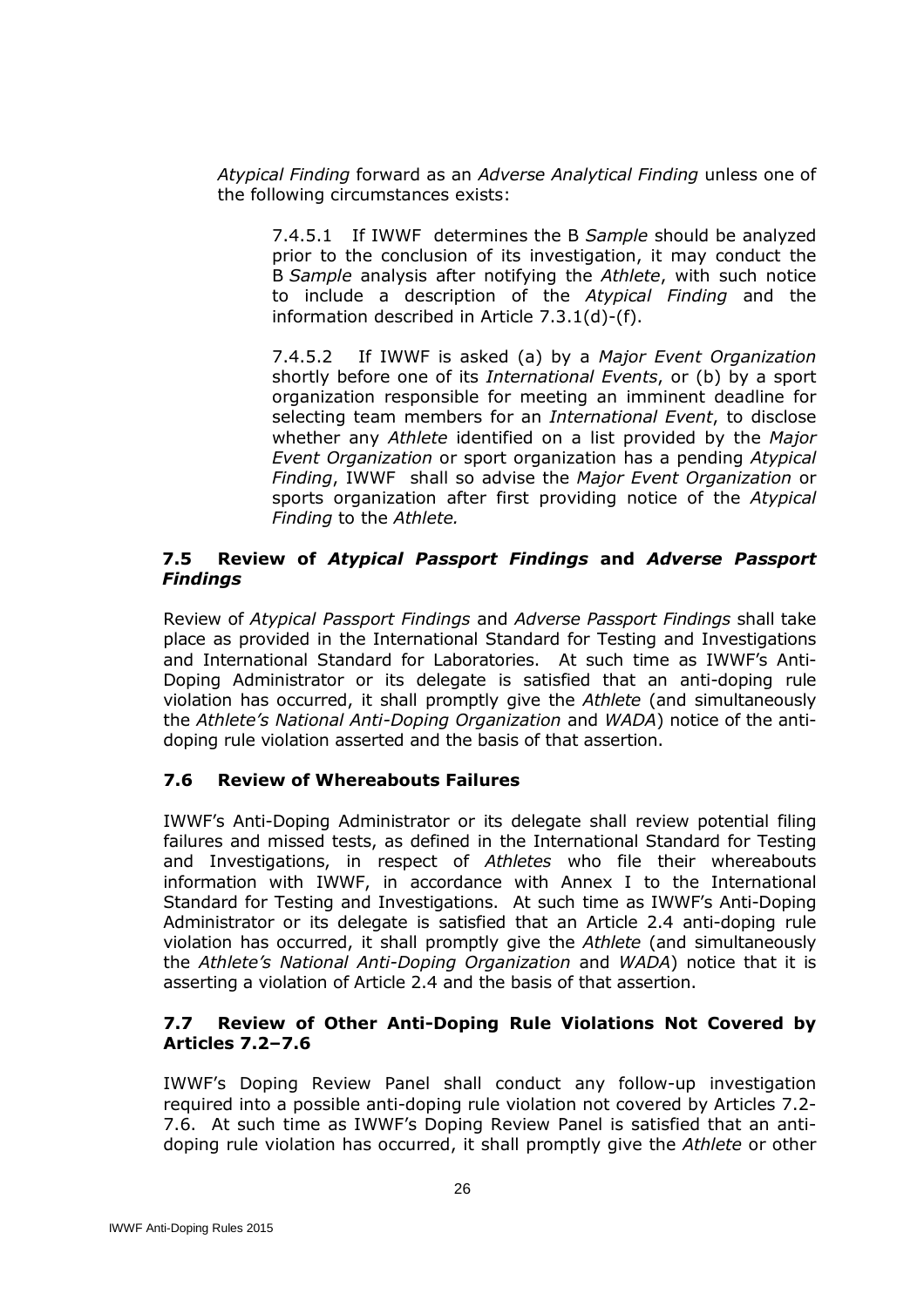*Atypical Finding* forward as an *Adverse Analytical Finding* unless one of the following circumstances exists:

7.4.5.1 If IWWF determines the B *Sample* should be analyzed prior to the conclusion of its investigation, it may conduct the B *Sample* analysis after notifying the *Athlete*, with such notice to include a description of the *Atypical Finding* and the information described in Article 7.3.1(d)-(f).

7.4.5.2 If IWWF is asked (a) by a *Major Event Organization* shortly before one of its *International Events*, or (b) by a sport organization responsible for meeting an imminent deadline for selecting team members for an *International Event*, to disclose whether any *Athlete* identified on a list provided by the *Major Event Organization* or sport organization has a pending *Atypical Finding*, IWWF shall so advise the *Major Event Organization* or sports organization after first providing notice of the *Atypical Finding* to the *Athlete.*

### 7.5 Review of *Atypical Passport Findings* and *Adverse Passport Findings*

Review of *Atypical Passport Findings* and *Adverse Passport Findings* shall take place as provided in the International Standard for Testing and Investigations and International Standard for Laboratories. At such time as IWWF's Anti-Doping Administrator or its delegate is satisfied that an anti-doping rule violation has occurred, it shall promptly give the *Athlete* (and simultaneously the *Athlete's National Anti-Doping Organization* and *WADA*) notice of the anti-doping rule violation asserted and the basis of that assertion.

### 7.6 Review of Whereabouts Failures

IWWF's Anti-Doping Administrator or its delegate shall review potential filing failures and missed tests, as defined in the International Standard for Testing and Investigations, in respect of *Athletes* who file their whereabouts information with IWWF, in accordance with Annex I to the International Standard for Testing and Investigations. At such time as IWWF's Anti-Doping Administrator or its delegate is satisfied that an Article 2.4 anti-doping rule violation has occurred, it shall promptly give the *Athlete* (and simultaneously the *Athlete's National Anti-Doping Organization* and *WADA*) notice that it is asserting a violation of Article 2.4 and the basis of that assertion.

### 7.7 Review of Other Anti-Doping Rule Violations Not Covered by Articles 7.2–7.6

IWWF's Doping Review Panel shall conduct any follow-up investigation required into a possible anti-doping rule violation not covered by Articles 7.2-7.6. At such time as IWWF's Doping Review Panel is satisfied that an anti-doping rule violation has occurred, it shall promptly give the *Athlete* or other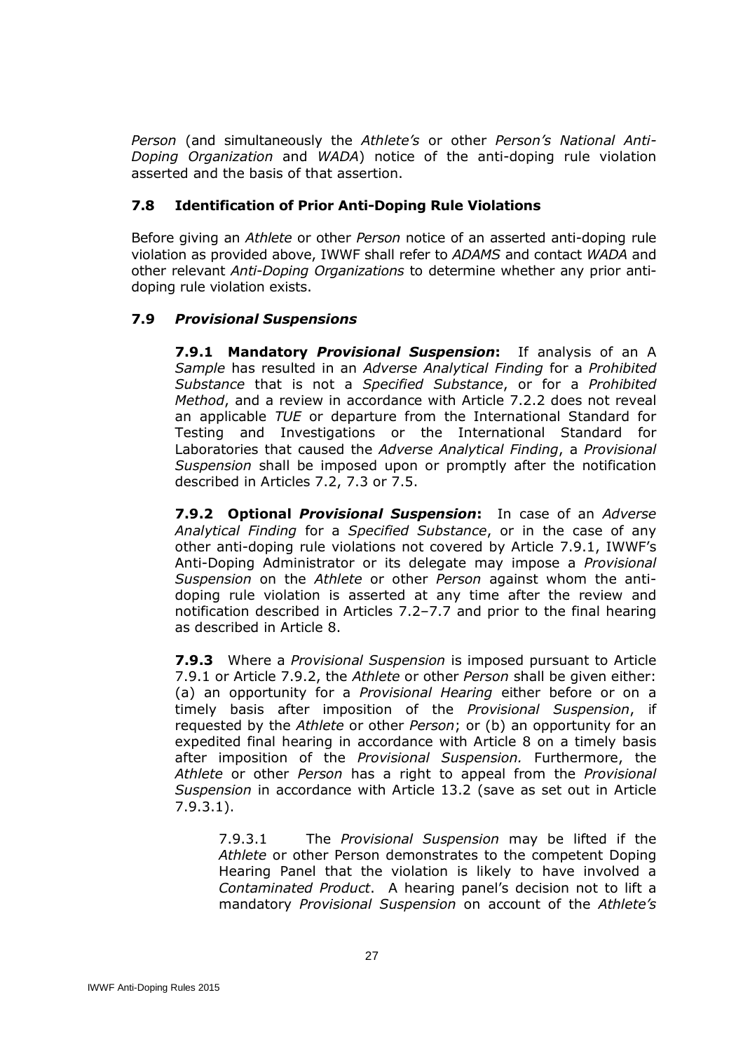*Person* (and simultaneously the *Athlete's* or other *Person's National Anti-Doping Organization* and *WADA*) notice of the anti-doping rule violation asserted and the basis of that assertion.

### 7.8 Identification of Prior Anti-Doping Rule Violations

Before giving an *Athlete* or other *Person* notice of an asserted anti-doping rule violation as provided above, IWWF shall refer to *ADAMS* and contact *WADA* and other relevant *Anti-Doping Organizations* to determine whether any prior anti-doping rule violation exists.

### 7.9 *Provisional Suspensions*

**7.9.1 Mandatory *Provisional Suspension*:** If analysis of an A *Sample* has resulted in an *Adverse Analytical Finding* for a *Prohibited Substance* that is not a *Specified Substance*, or for a *Prohibited Method*, and a review in accordance with Article 7.2.2 does not reveal an applicable *TUE* or departure from the International Standard for Testing and Investigations or the International Standard for Laboratories that caused the *Adverse Analytical Finding*, a *Provisional Suspension* shall be imposed upon or promptly after the notification described in Articles 7.2, 7.3 or 7.5.

**7.9.2 Optional *Provisional Suspension*:** In case of an *Adverse Analytical Finding* for a *Specified Substance*, or in the case of any other anti-doping rule violations not covered by Article 7.9.1, IWWF's Anti-Doping Administrator or its delegate may impose a *Provisional Suspension* on the *Athlete* or other *Person* against whom the anti-doping rule violation is asserted at any time after the review and notification described in Articles 7.2–7.7 and prior to the final hearing as described in Article 8.

**7.9.3** Where a *Provisional Suspension* is imposed pursuant to Article 7.9.1 or Article 7.9.2, the *Athlete* or other *Person* shall be given either: (a) an opportunity for a *Provisional Hearing* either before or on a timely basis after imposition of the *Provisional Suspension*, if requested by the *Athlete* or other *Person*; or (b) an opportunity for an expedited final hearing in accordance with Article 8 on a timely basis after imposition of the *Provisional Suspension.* Furthermore, the *Athlete* or other *Person* has a right to appeal from the *Provisional Suspension* in accordance with Article 13.2 (save as set out in Article 7.9.3.1).

7.9.3.1 The *Provisional Suspension* may be lifted if the *Athlete* or other Person demonstrates to the competent Doping Hearing Panel that the violation is likely to have involved a *Contaminated Product*. A hearing panel's decision not to lift a mandatory *Provisional Suspension* on account of the *Athlete's*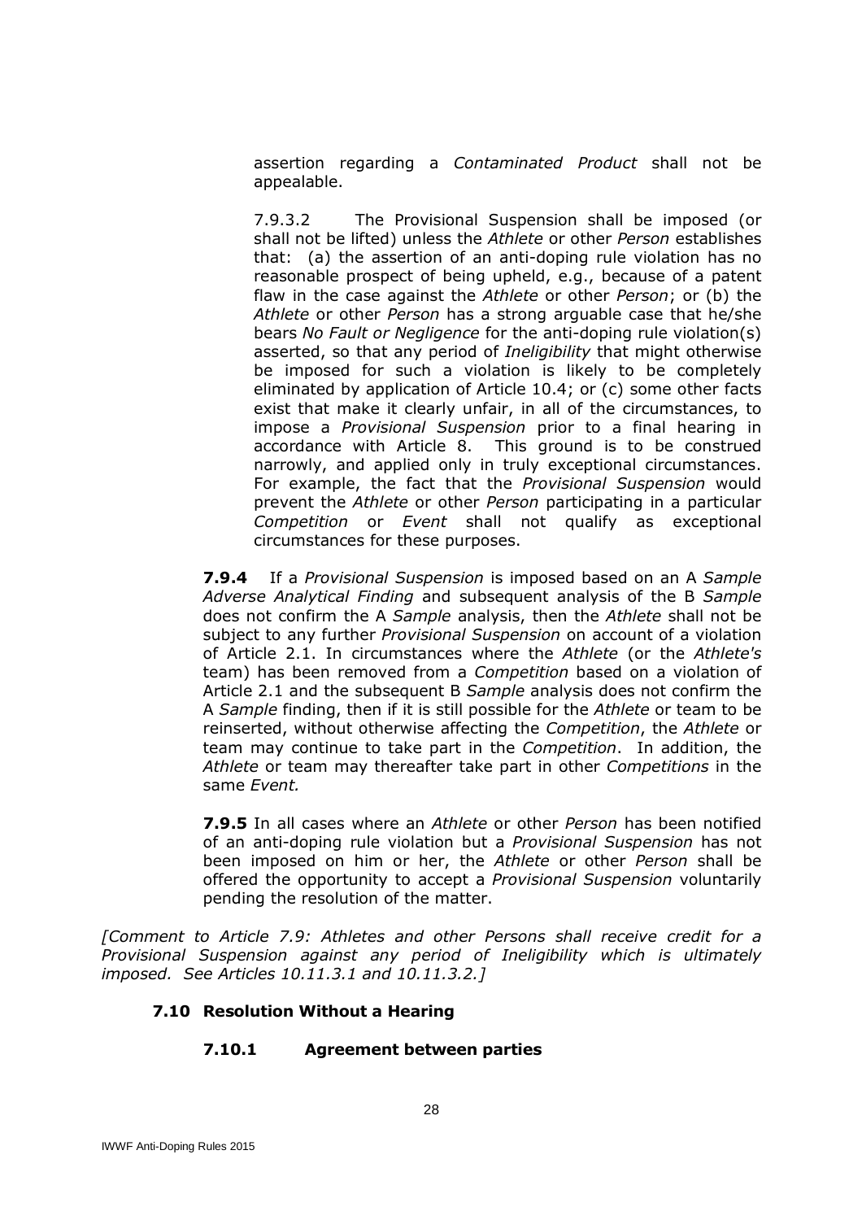assertion regarding a *Contaminated Product* shall not be appealable.

7.9.3.2 The Provisional Suspension shall be imposed (or shall not be lifted) unless the *Athlete* or other *Person* establishes that: (a) the assertion of an anti-doping rule violation has no reasonable prospect of being upheld, e.g., because of a patent flaw in the case against the *Athlete* or other *Person*; or (b) the *Athlete* or other *Person* has a strong arguable case that he/she bears *No Fault or Negligence* for the anti-doping rule violation(s) asserted, so that any period of *Ineligibility* that might otherwise be imposed for such a violation is likely to be completely eliminated by application of Article 10.4; or (c) some other facts exist that make it clearly unfair, in all of the circumstances, to impose a *Provisional Suspension* prior to a final hearing in accordance with Article 8. This ground is to be construed narrowly, and applied only in truly exceptional circumstances. For example, the fact that the *Provisional Suspension* would prevent the *Athlete* or other *Person* participating in a particular *Competition* or *Event* shall not qualify as exceptional circumstances for these purposes.

**7.9.4** If a *Provisional Suspension* is imposed based on an A *Sample Adverse Analytical Finding* and subsequent analysis of the B *Sample* does not confirm the A *Sample* analysis, then the *Athlete* shall not be subject to any further *Provisional Suspension* on account of a violation of Article 2.1. In circumstances where the *Athlete* (or the *Athlete's* team) has been removed from a *Competition* based on a violation of Article 2.1 and the subsequent B *Sample* analysis does not confirm the A *Sample* finding, then if it is still possible for the *Athlete* or team to be reinserted, without otherwise affecting the *Competition*, the *Athlete* or team may continue to take part in the *Competition*. In addition, the *Athlete* or team may thereafter take part in other *Competitions* in the same *Event.*

**7.9.5** In all cases where an *Athlete* or other *Person* has been notified of an anti-doping rule violation but a *Provisional Suspension* has not been imposed on him or her, the *Athlete* or other *Person* shall be offered the opportunity to accept a *Provisional Suspension* voluntarily pending the resolution of the matter.

*[Comment to Article 7.9: Athletes and other Persons shall receive credit for a Provisional Suspension against any period of Ineligibility which is ultimately imposed. See Articles 10.11.3.1 and 10.11.3.2.]*

### 7.10 Resolution Without a Hearing

#### 7.10.1 Agreement between parties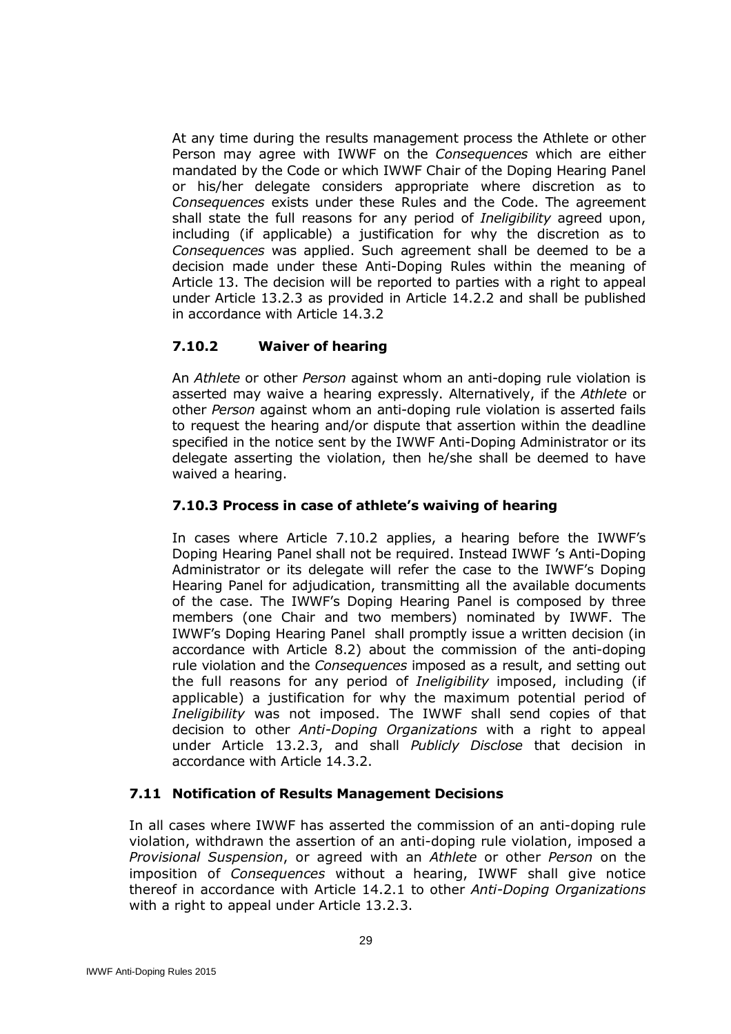At any time during the results management process the Athlete or other Person may agree with IWWF on the *Consequences* which are either mandated by the Code or which IWWF Chair of the Doping Hearing Panel or his/her delegate considers appropriate where discretion as to *Consequences* exists under these Rules and the Code. The agreement shall state the full reasons for any period of *Ineligibility* agreed upon, including (if applicable) a justification for why the discretion as to *Consequences* was applied. Such agreement shall be deemed to be a decision made under these Anti-Doping Rules within the meaning of Article 13. The decision will be reported to parties with a right to appeal under Article 13.2.3 as provided in Article 14.2.2 and shall be published in accordance with Article 14.3.2

### 7.10.2 Waiver of hearing

An *Athlete* or other *Person* against whom an anti-doping rule violation is asserted may waive a hearing expressly. Alternatively, if the *Athlete* or other *Person* against whom an anti-doping rule violation is asserted fails to request the hearing and/or dispute that assertion within the deadline specified in the notice sent by the IWWF Anti-Doping Administrator or its delegate asserting the violation, then he/she shall be deemed to have waived a hearing.

### 7.10.3 Process in case of athlete's waiving of hearing

In cases where Article 7.10.2 applies, a hearing before the IWWF's Doping Hearing Panel shall not be required. Instead IWWF 's Anti-Doping Administrator or its delegate will refer the case to the IWWF's Doping Hearing Panel for adjudication, transmitting all the available documents of the case. The IWWF's Doping Hearing Panel is composed by three members (one Chair and two members) nominated by IWWF. The IWWF's Doping Hearing Panel shall promptly issue a written decision (in accordance with Article 8.2) about the commission of the anti-doping rule violation and the *Consequences* imposed as a result, and setting out the full reasons for any period of *Ineligibility* imposed, including (if applicable) a justification for why the maximum potential period of *Ineligibility* was not imposed. The IWWF shall send copies of that decision to other *Anti-Doping Organizations* with a right to appeal under Article 13.2.3, and shall *Publicly Disclose* that decision in accordance with Article 14.3.2.

## 7.11 Notification of Results Management Decisions

In all cases where IWWF has asserted the commission of an anti-doping rule violation, withdrawn the assertion of an anti-doping rule violation, imposed a *Provisional Suspension*, or agreed with an *Athlete* or other *Person* on the imposition of *Consequences* without a hearing, IWWF shall give notice thereof in accordance with Article 14.2.1 to other *Anti-Doping Organizations* with a right to appeal under Article 13.2.3.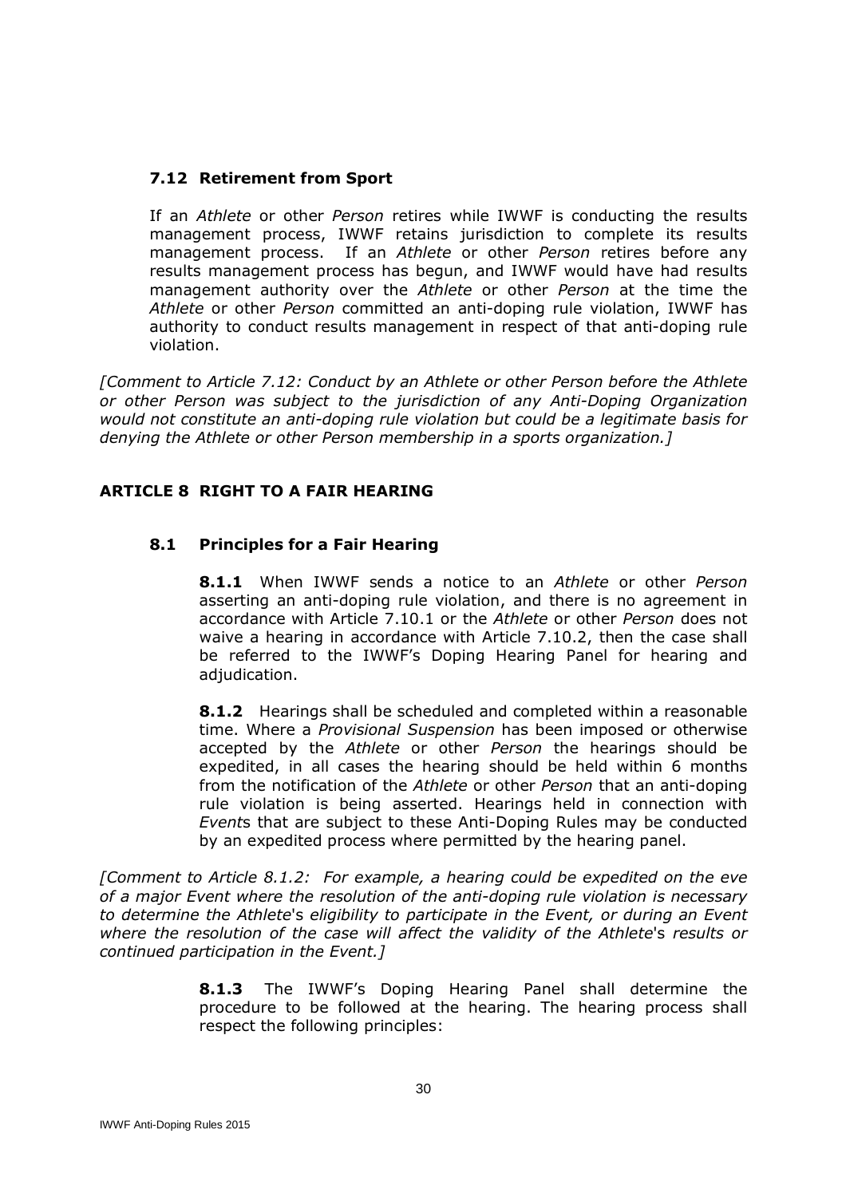### 7.12 Retirement from Sport

If an *Athlete* or other *Person* retires while IWWF is conducting the results management process, IWWF retains jurisdiction to complete its results management process. If an *Athlete* or other *Person* retires before any results management process has begun, and IWWF would have had results management authority over the *Athlete* or other *Person* at the time the *Athlete* or other *Person* committed an anti-doping rule violation, IWWF has authority to conduct results management in respect of that anti-doping rule violation.

*[Comment to Article 7.12: Conduct by an Athlete or other Person before the Athlete or other Person was subject to the jurisdiction of any Anti-Doping Organization would not constitute an anti-doping rule violation but could be a legitimate basis for denying the Athlete or other Person membership in a sports organization.]*

## ARTICLE 8 RIGHT TO A FAIR HEARING

### 8.1 Principles for a Fair Hearing

**8.1.1** When IWWF sends a notice to an *Athlete* or other *Person* asserting an anti-doping rule violation, and there is no agreement in accordance with Article 7.10.1 or the *Athlete* or other *Person* does not waive a hearing in accordance with Article 7.10.2, then the case shall be referred to the IWWF's Doping Hearing Panel for hearing and adjudication.

**8.1.2** Hearings shall be scheduled and completed within a reasonable time. Where a *Provisional Suspension* has been imposed or otherwise accepted by the *Athlete* or other *Person* the hearings should be expedited, in all cases the hearing should be held within 6 months from the notification of the *Athlete* or other *Person* that an anti-doping rule violation is being asserted. Hearings held in connection with *Event*s that are subject to these Anti-Doping Rules may be conducted by an expedited process where permitted by the hearing panel.

*[Comment to Article 8.1.2: For example, a hearing could be expedited on the eve of a major Event where the resolution of the anti-doping rule violation is necessary to determine the Athlete's eligibility to participate in the Event, or during an Event where the resolution of the case will affect the validity of the Athlete's results or continued participation in the Event.]*

**8.1.3** The IWWF's Doping Hearing Panel shall determine the procedure to be followed at the hearing. The hearing process shall respect the following principles: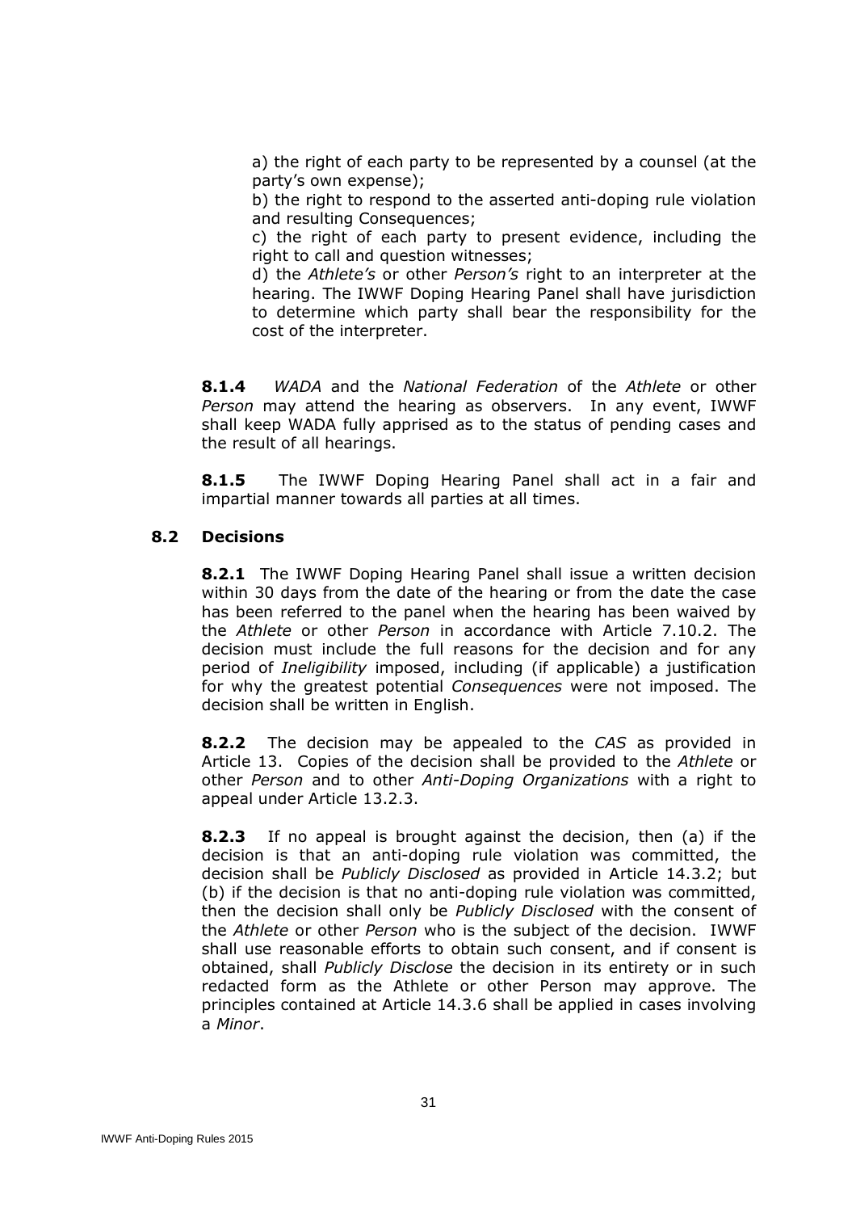a) the right of each party to be represented by a counsel (at the party's own expense);

b) the right to respond to the asserted anti-doping rule violation and resulting Consequences;

c) the right of each party to present evidence, including the right to call and question witnesses;

d) the *Athlete's* or other *Person's* right to an interpreter at the hearing. The IWWF Doping Hearing Panel shall have jurisdiction to determine which party shall bear the responsibility for the cost of the interpreter.

**8.1.4** *WADA* and the *National Federation* of the *Athlete* or other *Person* may attend the hearing as observers. In any event, IWWF shall keep WADA fully apprised as to the status of pending cases and the result of all hearings.

**8.1.5** The IWWF Doping Hearing Panel shall act in a fair and impartial manner towards all parties at all times.

### 8.2 Decisions

**8.2.1** The IWWF Doping Hearing Panel shall issue a written decision within 30 days from the date of the hearing or from the date the case has been referred to the panel when the hearing has been waived by the *Athlete* or other *Person* in accordance with Article 7.10.2. The decision must include the full reasons for the decision and for any period of *Ineligibility* imposed, including (if applicable) a justification for why the greatest potential *Consequences* were not imposed. The decision shall be written in English.

**8.2.2** The decision may be appealed to the *CAS* as provided in Article 13. Copies of the decision shall be provided to the *Athlete* or other *Person* and to other *Anti-Doping Organizations* with a right to appeal under Article 13.2.3.

**8.2.3** If no appeal is brought against the decision, then (a) if the decision is that an anti-doping rule violation was committed, the decision shall be *Publicly Disclosed* as provided in Article 14.3.2; but (b) if the decision is that no anti-doping rule violation was committed, then the decision shall only be *Publicly Disclosed* with the consent of the *Athlete* or other *Person* who is the subject of the decision. IWWF shall use reasonable efforts to obtain such consent, and if consent is obtained, shall *Publicly Disclose* the decision in its entirety or in such redacted form as the Athlete or other Person may approve. The principles contained at Article 14.3.6 shall be applied in cases involving a *Minor*.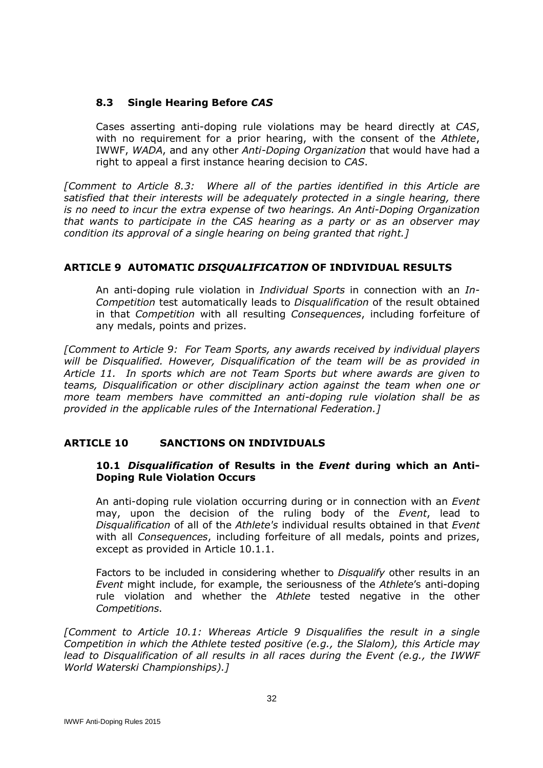### 8.3 Single Hearing Before *CAS*

Cases asserting anti-doping rule violations may be heard directly at *CAS*, with no requirement for a prior hearing, with the consent of the *Athlete*, IWWF, *WADA*, and any other *Anti-Doping Organization* that would have had a right to appeal a first instance hearing decision to *CAS*.

*[Comment to Article 8.3: Where all of the parties identified in this Article are satisfied that their interests will be adequately protected in a single hearing, there is no need to incur the extra expense of two hearings. An Anti-Doping Organization that wants to participate in the CAS hearing as a party or as an observer may condition its approval of a single hearing on being granted that right.]*

## ARTICLE 9 AUTOMATIC *DISQUALIFICATION* OF INDIVIDUAL RESULTS

An anti-doping rule violation in *Individual Sports* in connection with an *In-Competition* test automatically leads to *Disqualification* of the result obtained in that *Competition* with all resulting *Consequences*, including forfeiture of any medals, points and prizes.

*[Comment to Article 9: For Team Sports, any awards received by individual players will be Disqualified. However, Disqualification of the team will be as provided in Article 11. In sports which are not Team Sports but where awards are given to teams, Disqualification or other disciplinary action against the team when one or more team members have committed an anti-doping rule violation shall be as provided in the applicable rules of the International Federation.]*

## ARTICLE 10 SANCTIONS ON INDIVIDUALS

### 10.1 *Disqualification* of Results in the *Event* during which an Anti-Doping Rule Violation Occurs

An anti-doping rule violation occurring during or in connection with an *Event* may, upon the decision of the ruling body of the *Event*, lead to *Disqualification* of all of the *Athlete's* individual results obtained in that *Event* with all *Consequences*, including forfeiture of all medals, points and prizes, except as provided in Article 10.1.1.

Factors to be included in considering whether to *Disqualify* other results in an *Event* might include, for example, the seriousness of the *Athlete*'s anti-doping rule violation and whether the *Athlete* tested negative in the other *Competitions*.

*[Comment to Article 10.1: Whereas Article 9 Disqualifies the result in a single Competition in which the Athlete tested positive (e.g., the Slalom), this Article may lead to Disqualification of all results in all races during the Event (e.g., the IWWF World Waterski Championships).]*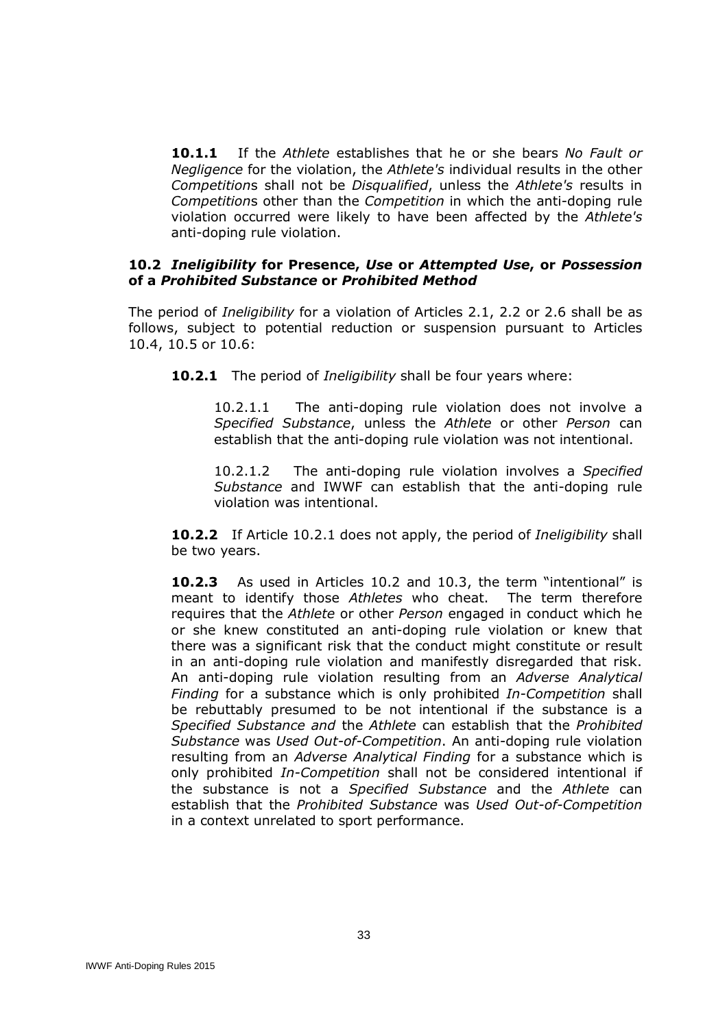**10.1.1** If the *Athlete* establishes that he or she bears *No Fault or Negligence* for the violation, the *Athlete's* individual results in the other *Competition*s shall not be *Disqualified*, unless the *Athlete's* results in *Competition*s other than the *Competition* in which the anti-doping rule violation occurred were likely to have been affected by the *Athlete's* anti-doping rule violation.

### 10.2 *Ineligibility* for Presence, *Use* or *Attempted Use*, or *Possession* of a *Prohibited Substance* or *Prohibited Method*

The period of *Ineligibility* for a violation of Articles 2.1, 2.2 or 2.6 shall be as follows, subject to potential reduction or suspension pursuant to Articles 10.4, 10.5 or 10.6:

**10.2.1** The period of *Ineligibility* shall be four years where:

10.2.1.1 The anti-doping rule violation does not involve a *Specified Substance*, unless the *Athlete* or other *Person* can establish that the anti-doping rule violation was not intentional.

10.2.1.2 The anti-doping rule violation involves a *Specified Substance* and IWWF can establish that the anti-doping rule violation was intentional.

**10.2.2** If Article 10.2.1 does not apply, the period of *Ineligibility* shall be two years.

**10.2.3** As used in Articles 10.2 and 10.3, the term "intentional" is meant to identify those *Athletes* who cheat. The term therefore requires that the *Athlete* or other *Person* engaged in conduct which he or she knew constituted an anti-doping rule violation or knew that there was a significant risk that the conduct might constitute or result in an anti-doping rule violation and manifestly disregarded that risk. An anti-doping rule violation resulting from an *Adverse Analytical Finding* for a substance which is only prohibited *In-Competition* shall be rebuttably presumed to be not intentional if the substance is a *Specified Substance and* the *Athlete* can establish that the *Prohibited Substance* was *Used Out-of-Competition*. An anti-doping rule violation resulting from an *Adverse Analytical Finding* for a substance which is only prohibited *In-Competition* shall not be considered intentional if the substance is not a *Specified Substance* and the *Athlete* can establish that the *Prohibited Substance* was *Used Out-of-Competition* in a context unrelated to sport performance.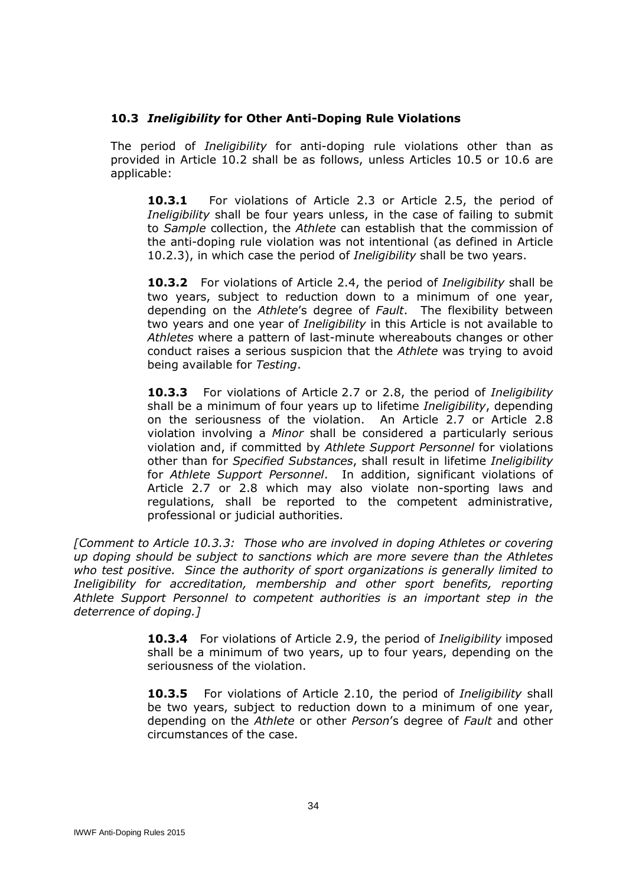### 10.3 *Ineligibility* for Other Anti-Doping Rule Violations

The period of *Ineligibility* for anti-doping rule violations other than as provided in Article 10.2 shall be as follows, unless Articles 10.5 or 10.6 are applicable:

**10.3.1** For violations of Article 2.3 or Article 2.5, the period of *Ineligibility* shall be four years unless, in the case of failing to submit to *Sample* collection, the *Athlete* can establish that the commission of the anti-doping rule violation was not intentional (as defined in Article 10.2.3), in which case the period of *Ineligibility* shall be two years.

**10.3.2** For violations of Article 2.4, the period of *Ineligibility* shall be two years, subject to reduction down to a minimum of one year, depending on the *Athlete*'s degree of *Fault*. The flexibility between two years and one year of *Ineligibility* in this Article is not available to *Athletes* where a pattern of last-minute whereabouts changes or other conduct raises a serious suspicion that the *Athlete* was trying to avoid being available for *Testing*.

**10.3.3** For violations of Article 2.7 or 2.8, the period of *Ineligibility* shall be a minimum of four years up to lifetime *Ineligibility*, depending on the seriousness of the violation. An Article 2.7 or Article 2.8 violation involving a *Minor* shall be considered a particularly serious violation and, if committed by *Athlete Support Personnel* for violations other than for *Specified Substances*, shall result in lifetime *Ineligibility* for *Athlete Support Personnel*. In addition, significant violations of Article 2.7 or 2.8 which may also violate non-sporting laws and regulations, shall be reported to the competent administrative, professional or judicial authorities.

*[Comment to Article 10.3.3: Those who are involved in doping Athletes or covering up doping should be subject to sanctions which are more severe than the Athletes who test positive. Since the authority of sport organizations is generally limited to Ineligibility for accreditation, membership and other sport benefits, reporting Athlete Support Personnel to competent authorities is an important step in the deterrence of doping.]*

**10.3.4** For violations of Article 2.9, the period of *Ineligibility* imposed shall be a minimum of two years, up to four years, depending on the seriousness of the violation.

**10.3.5** For violations of Article 2.10, the period of *Ineligibility* shall be two years, subject to reduction down to a minimum of one year, depending on the *Athlete* or other *Person*'s degree of *Fault* and other circumstances of the case.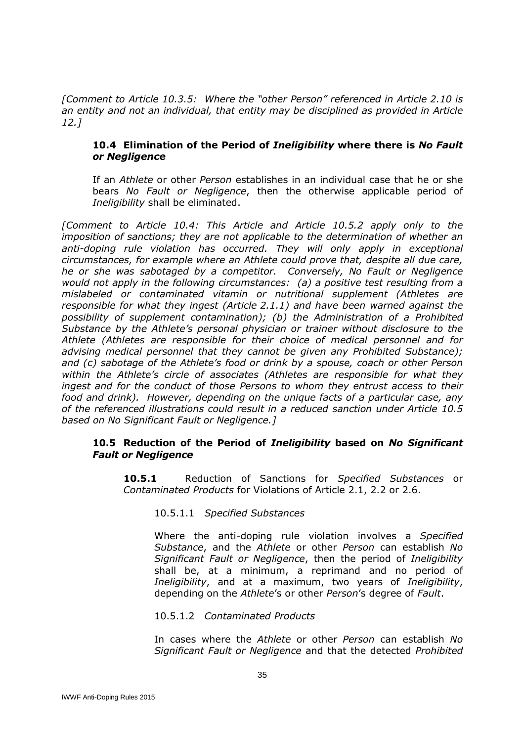*[Comment to Article 10.3.5: Where the "other Person" referenced in Article 2.10 is an entity and not an individual, that entity may be disciplined as provided in Article 12.]*

### 10.4 Elimination of the Period of *Ineligibility* where there is *No Fault or Negligence*

If an *Athlete* or other *Person* establishes in an individual case that he or she bears *No Fault or Negligence*, then the otherwise applicable period of *Ineligibility* shall be eliminated.

*[Comment to Article 10.4: This Article and Article 10.5.2 apply only to the imposition of sanctions; they are not applicable to the determination of whether an anti-doping rule violation has occurred. They will only apply in exceptional circumstances, for example where an Athlete could prove that, despite all due care, he or she was sabotaged by a competitor. Conversely, No Fault or Negligence would not apply in the following circumstances: (a) a positive test resulting from a mislabeled or contaminated vitamin or nutritional supplement (Athletes are responsible for what they ingest (Article 2.1.1) and have been warned against the possibility of supplement contamination); (b) the Administration of a Prohibited Substance by the Athlete's personal physician or trainer without disclosure to the Athlete (Athletes are responsible for their choice of medical personnel and for advising medical personnel that they cannot be given any Prohibited Substance); and (c) sabotage of the Athlete's food or drink by a spouse, coach or other Person within the Athlete's circle of associates (Athletes are responsible for what they ingest and for the conduct of those Persons to whom they entrust access to their food and drink). However, depending on the unique facts of a particular case, any of the referenced illustrations could result in a reduced sanction under Article 10.5 based on No Significant Fault or Negligence.]*

### 10.5 Reduction of the Period of *Ineligibility* based on *No Significant Fault or Negligence*

**10.5.1** Reduction of Sanctions for *Specified Substances* or *Contaminated Products* for Violations of Article 2.1, 2.2 or 2.6.

10.5.1.1 *Specified Substances*

Where the anti-doping rule violation involves a *Specified Substance*, and the *Athlete* or other *Person* can establish *No Significant Fault or Negligence*, then the period of *Ineligibility* shall be, at a minimum, a reprimand and no period of *Ineligibility*, and at a maximum, two years of *Ineligibility*, depending on the *Athlete*'s or other *Person*'s degree of *Fault*.

10.5.1.2 *Contaminated Products*

In cases where the *Athlete* or other *Person* can establish *No Significant Fault or Negligence* and that the detected *Prohibited*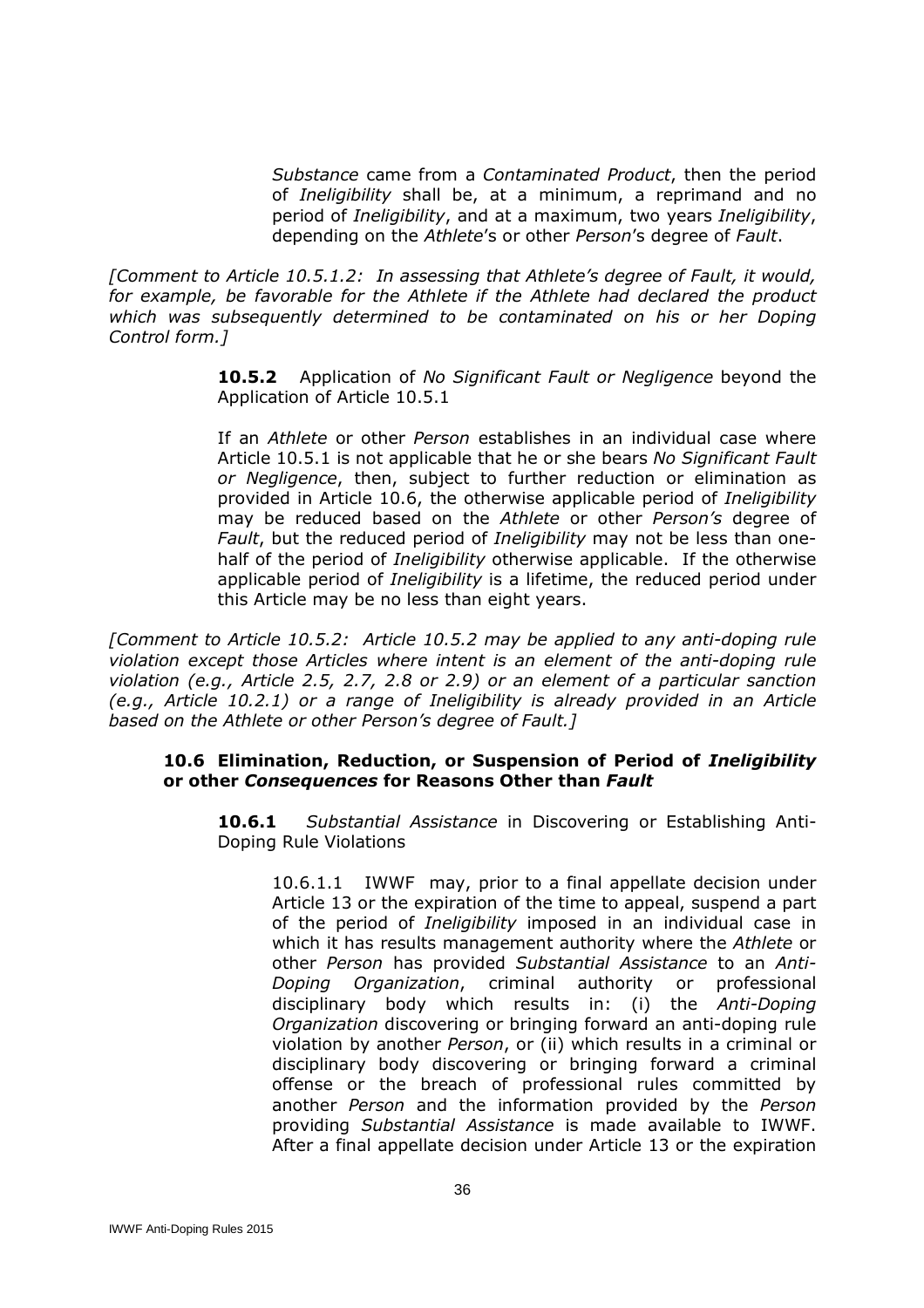*Substance* came from a *Contaminated Product*, then the period of *Ineligibility* shall be, at a minimum, a reprimand and no period of *Ineligibility*, and at a maximum, two years *Ineligibility*, depending on the *Athlete*'s or other *Person*'s degree of *Fault*.

*[Comment to Article 10.5.1.2: In assessing that Athlete's degree of Fault, it would, for example, be favorable for the Athlete if the Athlete had declared the product which was subsequently determined to be contaminated on his or her Doping Control form.]*

**10.5.2** Application of *No Significant Fault or Negligence* beyond the Application of Article 10.5.1

If an *Athlete* or other *Person* establishes in an individual case where Article 10.5.1 is not applicable that he or she bears *No Significant Fault or Negligence*, then, subject to further reduction or elimination as provided in Article 10.6, the otherwise applicable period of *Ineligibility* may be reduced based on the *Athlete* or other *Person's* degree of *Fault*, but the reduced period of *Ineligibility* may not be less than one-half of the period of *Ineligibility* otherwise applicable. If the otherwise applicable period of *Ineligibility* is a lifetime, the reduced period under this Article may be no less than eight years.

*[Comment to Article 10.5.2: Article 10.5.2 may be applied to any anti-doping rule violation except those Articles where intent is an element of the anti-doping rule violation (e.g., Article 2.5, 2.7, 2.8 or 2.9) or an element of a particular sanction (e.g., Article 10.2.1) or a range of Ineligibility is already provided in an Article based on the Athlete or other Person's degree of Fault.]*

### 10.6 Elimination, Reduction, or Suspension of Period of *Ineligibility* or other *Consequences* for Reasons Other than *Fault*

**10.6.1** *Substantial Assistance* in Discovering or Establishing Anti-Doping Rule Violations

10.6.1.1 IWWF may, prior to a final appellate decision under Article 13 or the expiration of the time to appeal, suspend a part of the period of *Ineligibility* imposed in an individual case in which it has results management authority where the *Athlete* or other *Person* has provided *Substantial Assistance* to an *Anti-Doping Organization*, criminal authority or professional disciplinary body which results in: (i) the *Anti-Doping Organization* discovering or bringing forward an anti-doping rule violation by another *Person*, or (ii) which results in a criminal or disciplinary body discovering or bringing forward a criminal offense or the breach of professional rules committed by another *Person* and the information provided by the *Person* providing *Substantial Assistance* is made available to IWWF. After a final appellate decision under Article 13 or the expiration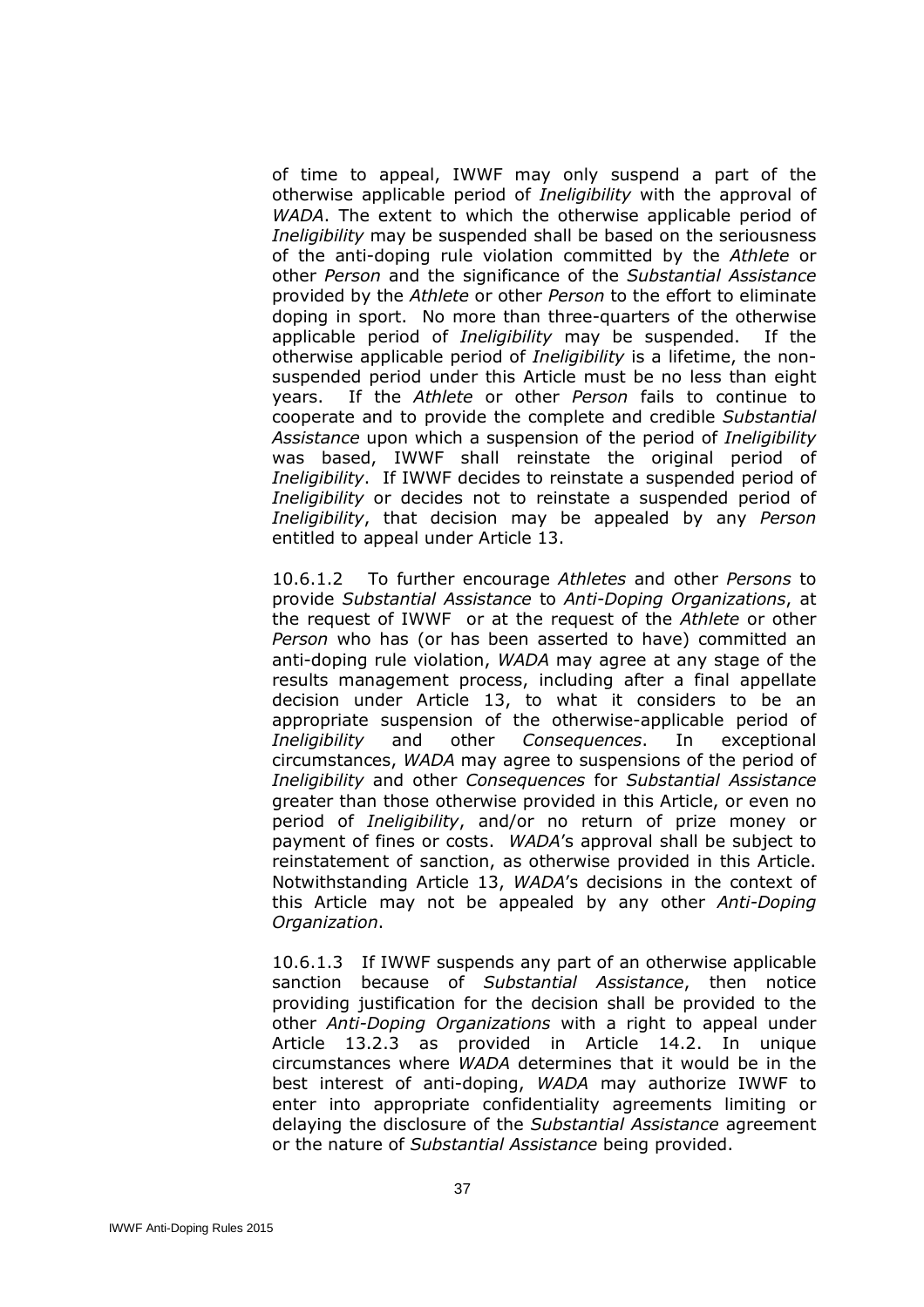of time to appeal, IWWF may only suspend a part of the otherwise applicable period of *Ineligibility* with the approval of *WADA*. The extent to which the otherwise applicable period of *Ineligibility* may be suspended shall be based on the seriousness of the anti-doping rule violation committed by the *Athlete* or other *Person* and the significance of the *Substantial Assistance* provided by the *Athlete* or other *Person* to the effort to eliminate doping in sport. No more than three-quarters of the otherwise applicable period of *Ineligibility* may be suspended. If the otherwise applicable period of *Ineligibility* is a lifetime, the non-suspended period under this Article must be no less than eight years. If the *Athlete* or other *Person* fails to continue to cooperate and to provide the complete and credible *Substantial Assistance* upon which a suspension of the period of *Ineligibility* was based, IWWF shall reinstate the original period of *Ineligibility*. If IWWF decides to reinstate a suspended period of *Ineligibility* or decides not to reinstate a suspended period of *Ineligibility*, that decision may be appealed by any *Person* entitled to appeal under Article 13.

10.6.1.2 To further encourage *Athletes* and other *Persons* to provide *Substantial Assistance* to *Anti-Doping Organizations*, at the request of IWWF or at the request of the *Athlete* or other *Person* who has (or has been asserted to have) committed an anti-doping rule violation, *WADA* may agree at any stage of the results management process, including after a final appellate decision under Article 13, to what it considers to be an appropriate suspension of the otherwise-applicable period of *Ineligibility* and other *Consequences*. In exceptional circumstances, *WADA* may agree to suspensions of the period of *Ineligibility* and other *Consequences* for *Substantial Assistance* greater than those otherwise provided in this Article, or even no period of *Ineligibility*, and/or no return of prize money or payment of fines or costs. *WADA*'s approval shall be subject to reinstatement of sanction, as otherwise provided in this Article. Notwithstanding Article 13, *WADA*'s decisions in the context of this Article may not be appealed by any other *Anti-Doping Organization*.

10.6.1.3 If IWWF suspends any part of an otherwise applicable sanction because of *Substantial Assistance*, then notice providing justification for the decision shall be provided to the other *Anti-Doping Organizations* with a right to appeal under Article 13.2.3 as provided in Article 14.2. In unique circumstances where *WADA* determines that it would be in the best interest of anti-doping, *WADA* may authorize IWWF to enter into appropriate confidentiality agreements limiting or delaying the disclosure of the *Substantial Assistance* agreement or the nature of *Substantial Assistance* being provided.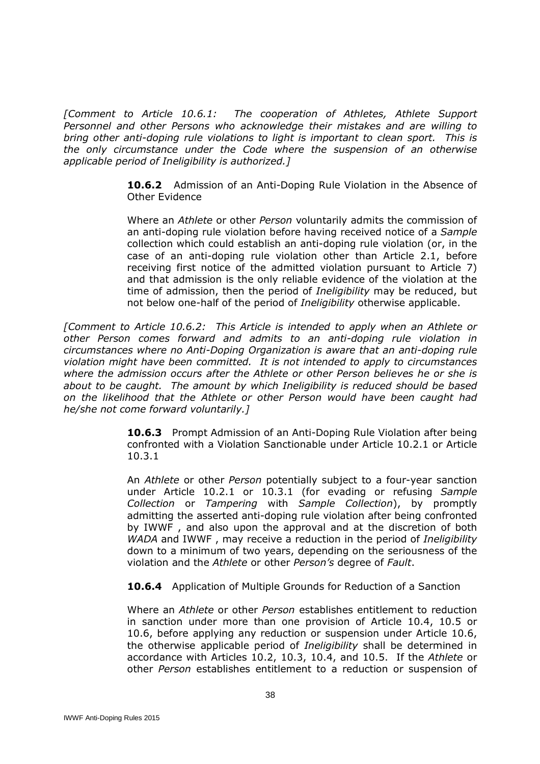*[Comment to Article 10.6.1: The cooperation of Athletes, Athlete Support Personnel and other Persons who acknowledge their mistakes and are willing to bring other anti-doping rule violations to light is important to clean sport. This is the only circumstance under the Code where the suspension of an otherwise applicable period of Ineligibility is authorized.]*

**10.6.2** Admission of an Anti-Doping Rule Violation in the Absence of Other Evidence

Where an *Athlete* or other *Person* voluntarily admits the commission of an anti-doping rule violation before having received notice of a *Sample* collection which could establish an anti-doping rule violation (or, in the case of an anti-doping rule violation other than Article 2.1, before receiving first notice of the admitted violation pursuant to Article 7) and that admission is the only reliable evidence of the violation at the time of admission, then the period of *Ineligibility* may be reduced, but not below one-half of the period of *Ineligibility* otherwise applicable.

*[Comment to Article 10.6.2: This Article is intended to apply when an Athlete or other Person comes forward and admits to an anti-doping rule violation in circumstances where no Anti-Doping Organization is aware that an anti-doping rule violation might have been committed. It is not intended to apply to circumstances where the admission occurs after the Athlete or other Person believes he or she is about to be caught. The amount by which Ineligibility is reduced should be based on the likelihood that the Athlete or other Person would have been caught had he/she not come forward voluntarily.]*

**10.6.3** Prompt Admission of an Anti-Doping Rule Violation after being confronted with a Violation Sanctionable under Article 10.2.1 or Article 10.3.1

An *Athlete* or other *Person* potentially subject to a four-year sanction under Article 10.2.1 or 10.3.1 (for evading or refusing *Sample Collection* or *Tampering* with *Sample Collection*), by promptly admitting the asserted anti-doping rule violation after being confronted by IWWF , and also upon the approval and at the discretion of both *WADA* and IWWF , may receive a reduction in the period of *Ineligibility* down to a minimum of two years, depending on the seriousness of the violation and the *Athlete* or other *Person's* degree of *Fault*.

**10.6.4** Application of Multiple Grounds for Reduction of a Sanction

Where an *Athlete* or other *Person* establishes entitlement to reduction in sanction under more than one provision of Article 10.4, 10.5 or 10.6, before applying any reduction or suspension under Article 10.6, the otherwise applicable period of *Ineligibility* shall be determined in accordance with Articles 10.2, 10.3, 10.4, and 10.5. If the *Athlete* or other *Person* establishes entitlement to a reduction or suspension of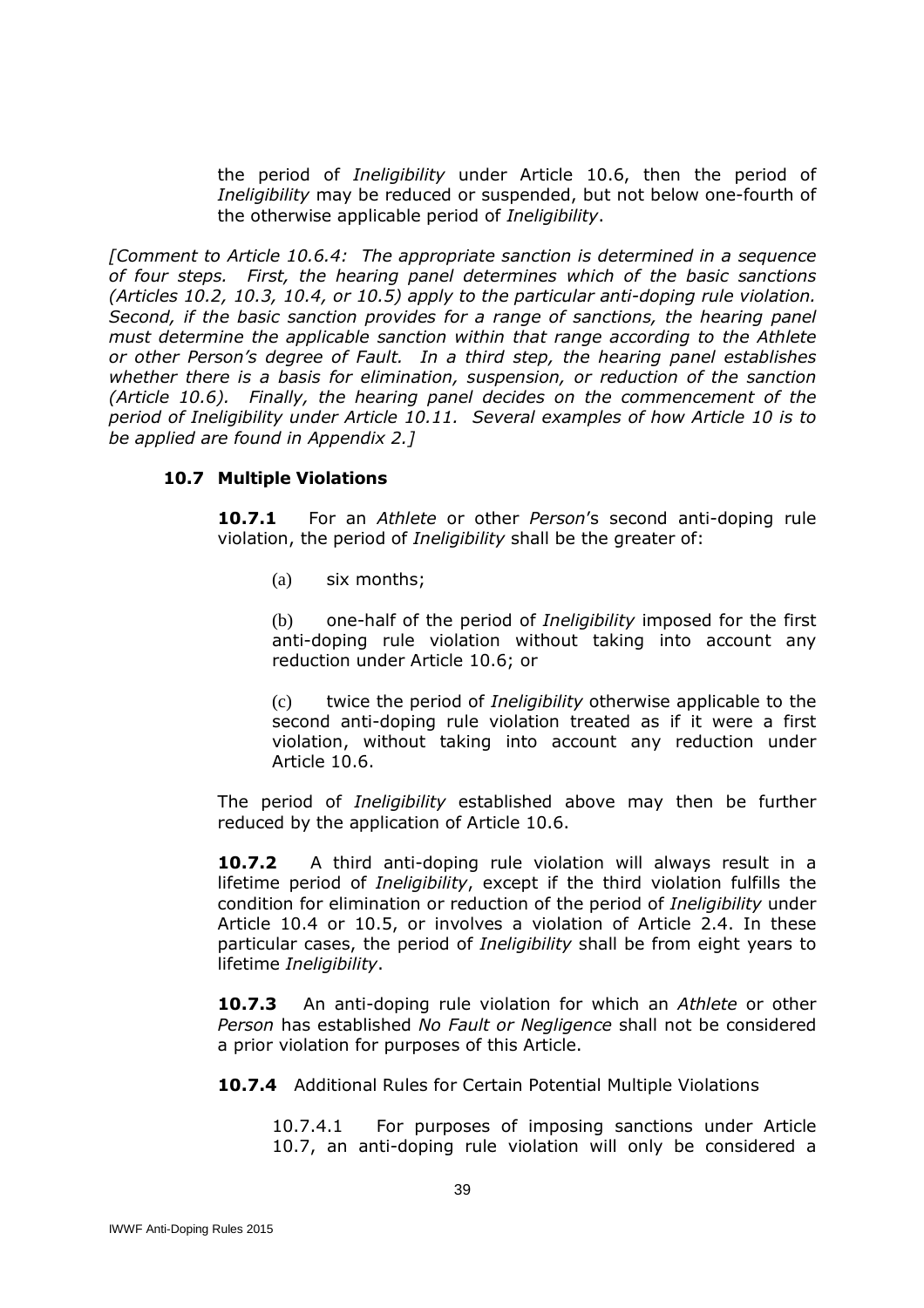the period of *Ineligibility* under Article 10.6, then the period of *Ineligibility* may be reduced or suspended, but not below one-fourth of the otherwise applicable period of *Ineligibility*.

*[Comment to Article 10.6.4: The appropriate sanction is determined in a sequence of four steps. First, the hearing panel determines which of the basic sanctions (Articles 10.2, 10.3, 10.4, or 10.5) apply to the particular anti-doping rule violation. Second, if the basic sanction provides for a range of sanctions, the hearing panel must determine the applicable sanction within that range according to the Athlete or other Person's degree of Fault. In a third step, the hearing panel establishes whether there is a basis for elimination, suspension, or reduction of the sanction (Article 10.6). Finally, the hearing panel decides on the commencement of the period of Ineligibility under Article 10.11. Several examples of how Article 10 is to be applied are found in Appendix 2.]*

### 10.7 Multiple Violations

**10.7.1** For an *Athlete* or other *Person*'s second anti-doping rule violation, the period of *Ineligibility* shall be the greater of:

(a) six months;

(b) one-half of the period of *Ineligibility* imposed for the first anti-doping rule violation without taking into account any reduction under Article 10.6; or

(c) twice the period of *Ineligibility* otherwise applicable to the second anti-doping rule violation treated as if it were a first violation, without taking into account any reduction under Article 10.6.

The period of *Ineligibility* established above may then be further reduced by the application of Article 10.6.

**10.7.2** A third anti-doping rule violation will always result in a lifetime period of *Ineligibility*, except if the third violation fulfills the condition for elimination or reduction of the period of *Ineligibility* under Article 10.4 or 10.5, or involves a violation of Article 2.4. In these particular cases, the period of *Ineligibility* shall be from eight years to lifetime *Ineligibility*.

**10.7.3** An anti-doping rule violation for which an *Athlete* or other *Person* has established *No Fault or Negligence* shall not be considered a prior violation for purposes of this Article.

**10.7.4** Additional Rules for Certain Potential Multiple Violations

10.7.4.1 For purposes of imposing sanctions under Article 10.7, an anti-doping rule violation will only be considered a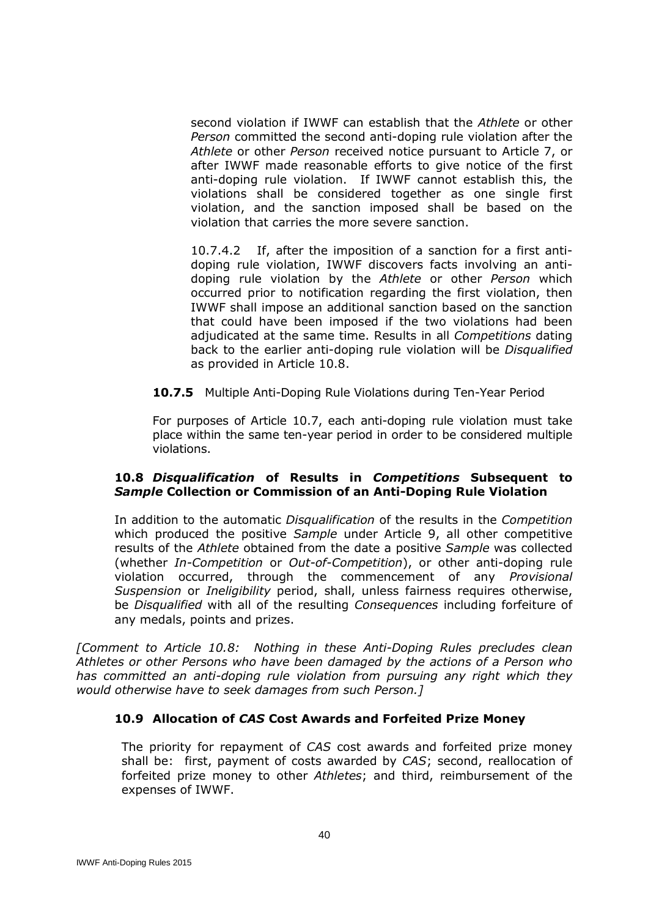second violation if IWWF can establish that the *Athlete* or other *Person* committed the second anti-doping rule violation after the *Athlete* or other *Person* received notice pursuant to Article 7, or after IWWF made reasonable efforts to give notice of the first anti-doping rule violation. If IWWF cannot establish this, the violations shall be considered together as one single first violation, and the sanction imposed shall be based on the violation that carries the more severe sanction.

10.7.4.2 If, after the imposition of a sanction for a first anti-doping rule violation, IWWF discovers facts involving an anti-doping rule violation by the *Athlete* or other *Person* which occurred prior to notification regarding the first violation, then IWWF shall impose an additional sanction based on the sanction that could have been imposed if the two violations had been adjudicated at the same time. Results in all *Competitions* dating back to the earlier anti-doping rule violation will be *Disqualified* as provided in Article 10.8.

**10.7.5** Multiple Anti-Doping Rule Violations during Ten-Year Period

For purposes of Article 10.7, each anti-doping rule violation must take place within the same ten-year period in order to be considered multiple violations.

### 10.8 *Disqualification* of Results in *Competitions* Subsequent to *Sample* Collection or Commission of an Anti-Doping Rule Violation

In addition to the automatic *Disqualification* of the results in the *Competition* which produced the positive *Sample* under Article 9, all other competitive results of the *Athlete* obtained from the date a positive *Sample* was collected (whether *In-Competition* or *Out-of-Competition*), or other anti-doping rule violation occurred, through the commencement of any *Provisional Suspension* or *Ineligibility* period, shall, unless fairness requires otherwise, be *Disqualified* with all of the resulting *Consequences* including forfeiture of any medals, points and prizes.

*[Comment to Article 10.8: Nothing in these Anti-Doping Rules precludes clean Athletes or other Persons who have been damaged by the actions of a Person who has committed an anti-doping rule violation from pursuing any right which they would otherwise have to seek damages from such Person.]*

### 10.9 Allocation of *CAS* Cost Awards and Forfeited Prize Money

The priority for repayment of *CAS* cost awards and forfeited prize money shall be: first, payment of costs awarded by *CAS*; second, reallocation of forfeited prize money to other *Athletes*; and third, reimbursement of the expenses of IWWF.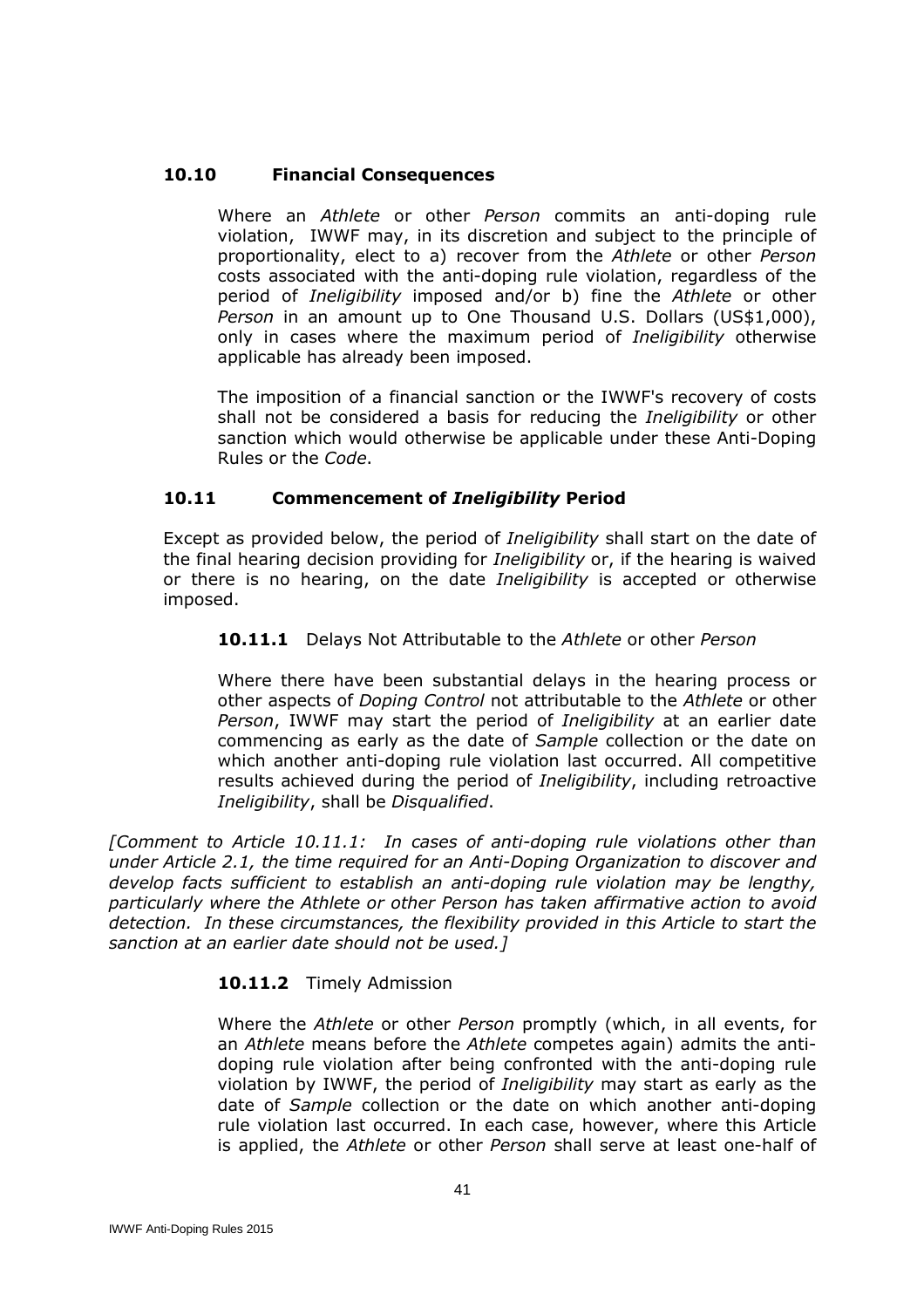### 10.10 Financial Consequences

Where an *Athlete* or other *Person* commits an anti-doping rule violation, IWWF may, in its discretion and subject to the principle of proportionality, elect to a) recover from the *Athlete* or other *Person* costs associated with the anti-doping rule violation, regardless of the period of *Ineligibility* imposed and/or b) fine the *Athlete* or other *Person* in an amount up to One Thousand U.S. Dollars (US$1,000), only in cases where the maximum period of *Ineligibility* otherwise applicable has already been imposed.

The imposition of a financial sanction or the IWWF's recovery of costs shall not be considered a basis for reducing the *Ineligibility* or other sanction which would otherwise be applicable under these Anti-Doping Rules or the *Code*.

### 10.11 Commencement of *Ineligibility* Period

Except as provided below, the period of *Ineligibility* shall start on the date of the final hearing decision providing for *Ineligibility* or, if the hearing is waived or there is no hearing, on the date *Ineligibility* is accepted or otherwise imposed.

**10.11.1** Delays Not Attributable to the *Athlete* or other *Person*

Where there have been substantial delays in the hearing process or other aspects of *Doping Control* not attributable to the *Athlete* or other *Person*, IWWF may start the period of *Ineligibility* at an earlier date commencing as early as the date of *Sample* collection or the date on which another anti-doping rule violation last occurred. All competitive results achieved during the period of *Ineligibility*, including retroactive *Ineligibility*, shall be *Disqualified*.

*[Comment to Article 10.11.1: In cases of anti-doping rule violations other than under Article 2.1, the time required for an Anti-Doping Organization to discover and develop facts sufficient to establish an anti-doping rule violation may be lengthy, particularly where the Athlete or other Person has taken affirmative action to avoid detection. In these circumstances, the flexibility provided in this Article to start the sanction at an earlier date should not be used.]*

**10.11.2** Timely Admission

Where the *Athlete* or other *Person* promptly (which, in all events, for an *Athlete* means before the *Athlete* competes again) admits the anti-doping rule violation after being confronted with the anti-doping rule violation by IWWF, the period of *Ineligibility* may start as early as the date of *Sample* collection or the date on which another anti-doping rule violation last occurred. In each case, however, where this Article is applied, the *Athlete* or other *Person* shall serve at least one-half of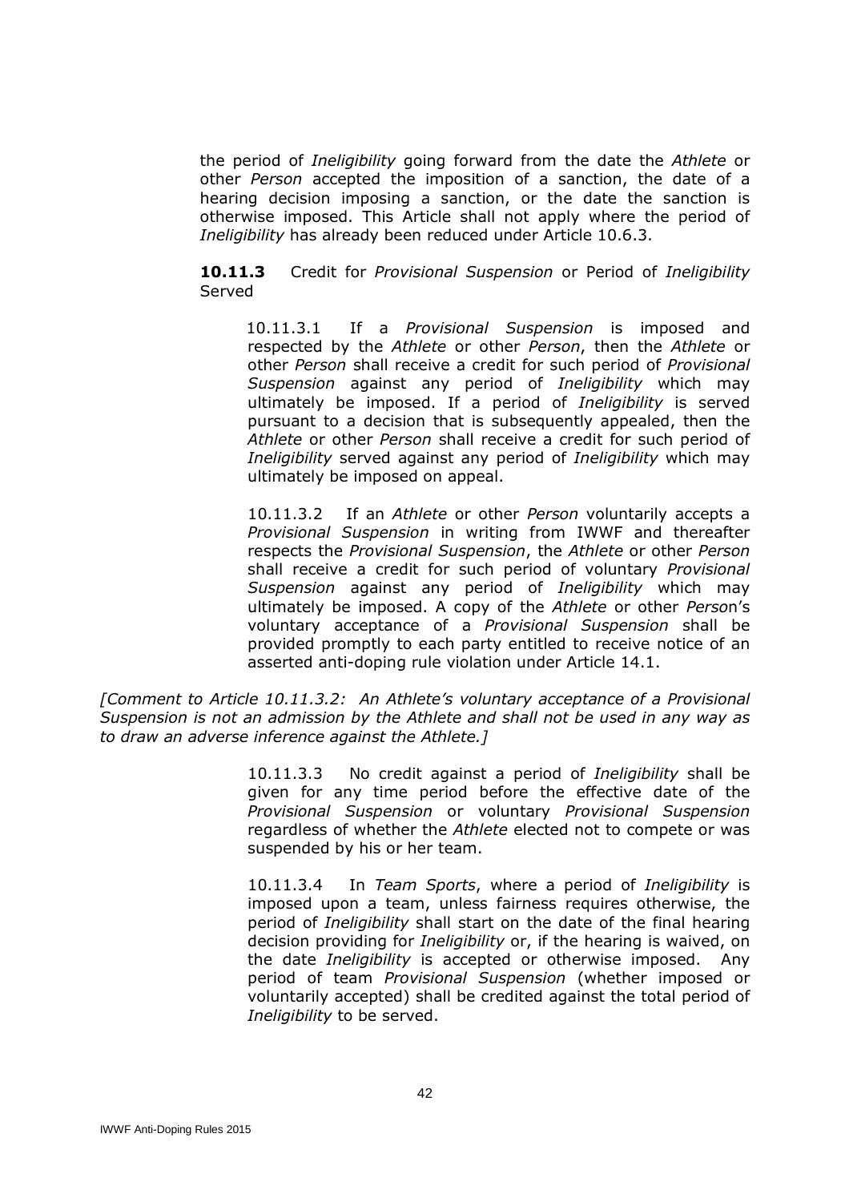the period of *Ineligibility* going forward from the date the *Athlete* or other *Person* accepted the imposition of a sanction, the date of a hearing decision imposing a sanction, or the date the sanction is otherwise imposed. This Article shall not apply where the period of *Ineligibility* has already been reduced under Article 10.6.3.

**10.11.3** Credit for *Provisional Suspension* or Period of *Ineligibility* Served

10.11.3.1 If a *Provisional Suspension* is imposed and respected by the *Athlete* or other *Person*, then the *Athlete* or other *Person* shall receive a credit for such period of *Provisional Suspension* against any period of *Ineligibility* which may ultimately be imposed. If a period of *Ineligibility* is served pursuant to a decision that is subsequently appealed, then the *Athlete* or other *Person* shall receive a credit for such period of *Ineligibility* served against any period of *Ineligibility* which may ultimately be imposed on appeal.

10.11.3.2 If an *Athlete* or other *Person* voluntarily accepts a *Provisional Suspension* in writing from IWWF and thereafter respects the *Provisional Suspension*, the *Athlete* or other *Person* shall receive a credit for such period of voluntary *Provisional Suspension* against any period of *Ineligibility* which may ultimately be imposed. A copy of the *Athlete* or other *Person*'s voluntary acceptance of a *Provisional Suspension* shall be provided promptly to each party entitled to receive notice of an asserted anti-doping rule violation under Article 14.1.

*[Comment to Article 10.11.3.2: An Athlete's voluntary acceptance of a Provisional Suspension is not an admission by the Athlete and shall not be used in any way as to draw an adverse inference against the Athlete.]*

10.11.3.3 No credit against a period of *Ineligibility* shall be given for any time period before the effective date of the *Provisional Suspension* or voluntary *Provisional Suspension* regardless of whether the *Athlete* elected not to compete or was suspended by his or her team.

10.11.3.4 In *Team Sports*, where a period of *Ineligibility* is imposed upon a team, unless fairness requires otherwise, the period of *Ineligibility* shall start on the date of the final hearing decision providing for *Ineligibility* or, if the hearing is waived, on the date *Ineligibility* is accepted or otherwise imposed. Any period of team *Provisional Suspension* (whether imposed or voluntarily accepted) shall be credited against the total period of *Ineligibility* to be served.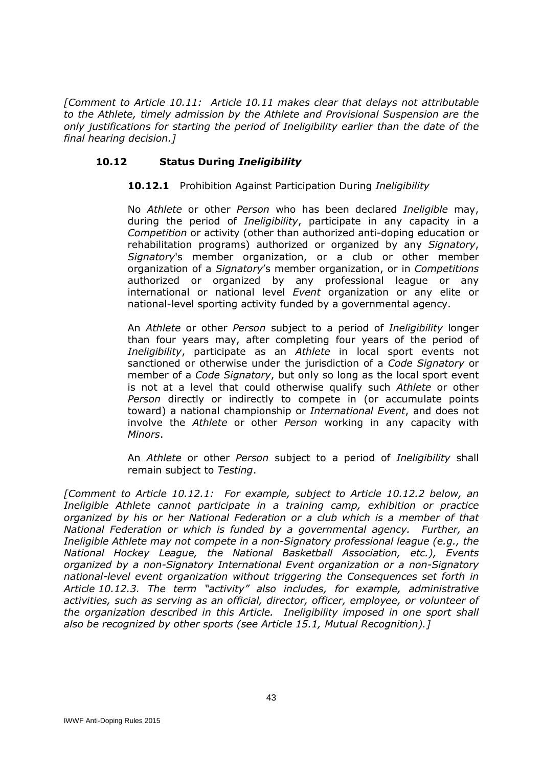*[Comment to Article 10.11: Article 10.11 makes clear that delays not attributable to the Athlete, timely admission by the Athlete and Provisional Suspension are the only justifications for starting the period of Ineligibility earlier than the date of the final hearing decision.]*

### 10.12 Status During *Ineligibility*

**10.12.1** Prohibition Against Participation During *Ineligibility*

No *Athlete* or other *Person* who has been declared *Ineligible* may, during the period of *Ineligibility*, participate in any capacity in a *Competition* or activity (other than authorized anti-doping education or rehabilitation programs) authorized or organized by any *Signatory*, *Signatory*'s member organization, or a club or other member organization of a *Signatory*'s member organization, or in *Competitions* authorized or organized by any professional league or any international or national level *Event* organization or any elite or national-level sporting activity funded by a governmental agency.

An *Athlete* or other *Person* subject to a period of *Ineligibility* longer than four years may, after completing four years of the period of *Ineligibility*, participate as an *Athlete* in local sport events not sanctioned or otherwise under the jurisdiction of a *Code Signatory* or member of a *Code Signatory*, but only so long as the local sport event is not at a level that could otherwise qualify such *Athlete* or other *Person* directly or indirectly to compete in (or accumulate points toward) a national championship or *International Event*, and does not involve the *Athlete* or other *Person* working in any capacity with *Minors*.

An *Athlete* or other *Person* subject to a period of *Ineligibility* shall remain subject to *Testing*.

*[Comment to Article 10.12.1: For example, subject to Article 10.12.2 below, an Ineligible Athlete cannot participate in a training camp, exhibition or practice organized by his or her National Federation or a club which is a member of that National Federation or which is funded by a governmental agency. Further, an Ineligible Athlete may not compete in a non-Signatory professional league (e.g., the National Hockey League, the National Basketball Association, etc.), Events organized by a non-Signatory International Event organization or a non-Signatory national-level event organization without triggering the Consequences set forth in Article 10.12.3. The term "activity" also includes, for example, administrative activities, such as serving as an official, director, officer, employee, or volunteer of the organization described in this Article. Ineligibility imposed in one sport shall also be recognized by other sports (see Article 15.1, Mutual Recognition).]*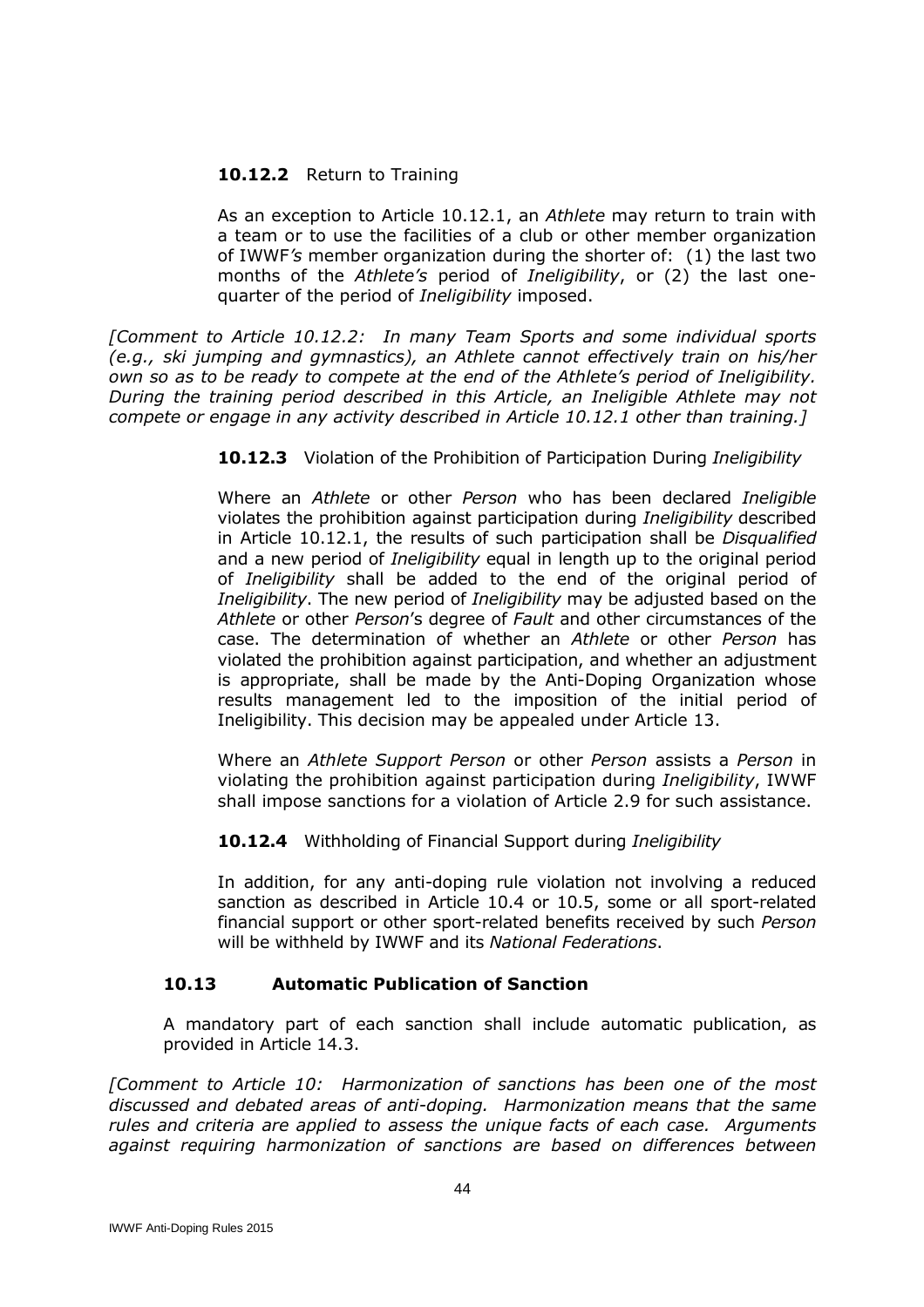**10.12.2** Return to Training

As an exception to Article 10.12.1, an *Athlete* may return to train with a team or to use the facilities of a club or other member organization of IWWF*'s* member organization during the shorter of: (1) the last two months of the *Athlete's* period of *Ineligibility*, or (2) the last one-quarter of the period of *Ineligibility* imposed.

*[Comment to Article 10.12.2: In many Team Sports and some individual sports (e.g., ski jumping and gymnastics), an Athlete cannot effectively train on his/her own so as to be ready to compete at the end of the Athlete's period of Ineligibility. During the training period described in this Article, an Ineligible Athlete may not compete or engage in any activity described in Article 10.12.1 other than training.]*

**10.12.3** Violation of the Prohibition of Participation During *Ineligibility*

Where an *Athlete* or other *Person* who has been declared *Ineligible* violates the prohibition against participation during *Ineligibility* described in Article 10.12.1, the results of such participation shall be *Disqualified* and a new period of *Ineligibility* equal in length up to the original period of *Ineligibility* shall be added to the end of the original period of *Ineligibility*. The new period of *Ineligibility* may be adjusted based on the *Athlete* or other *Person*'s degree of *Fault* and other circumstances of the case. The determination of whether an *Athlete* or other *Person* has violated the prohibition against participation, and whether an adjustment is appropriate, shall be made by the Anti-Doping Organization whose results management led to the imposition of the initial period of Ineligibility. This decision may be appealed under Article 13.

Where an *Athlete Support Person* or other *Person* assists a *Person* in violating the prohibition against participation during *Ineligibility*, IWWF shall impose sanctions for a violation of Article 2.9 for such assistance.

**10.12.4** Withholding of Financial Support during *Ineligibility*

In addition, for any anti-doping rule violation not involving a reduced sanction as described in Article 10.4 or 10.5, some or all sport-related financial support or other sport-related benefits received by such *Person* will be withheld by IWWF and its *National Federations*.

### 10.13 Automatic Publication of Sanction

A mandatory part of each sanction shall include automatic publication, as provided in Article 14.3.

*[Comment to Article 10: Harmonization of sanctions has been one of the most discussed and debated areas of anti-doping. Harmonization means that the same rules and criteria are applied to assess the unique facts of each case. Arguments against requiring harmonization of sanctions are based on differences between*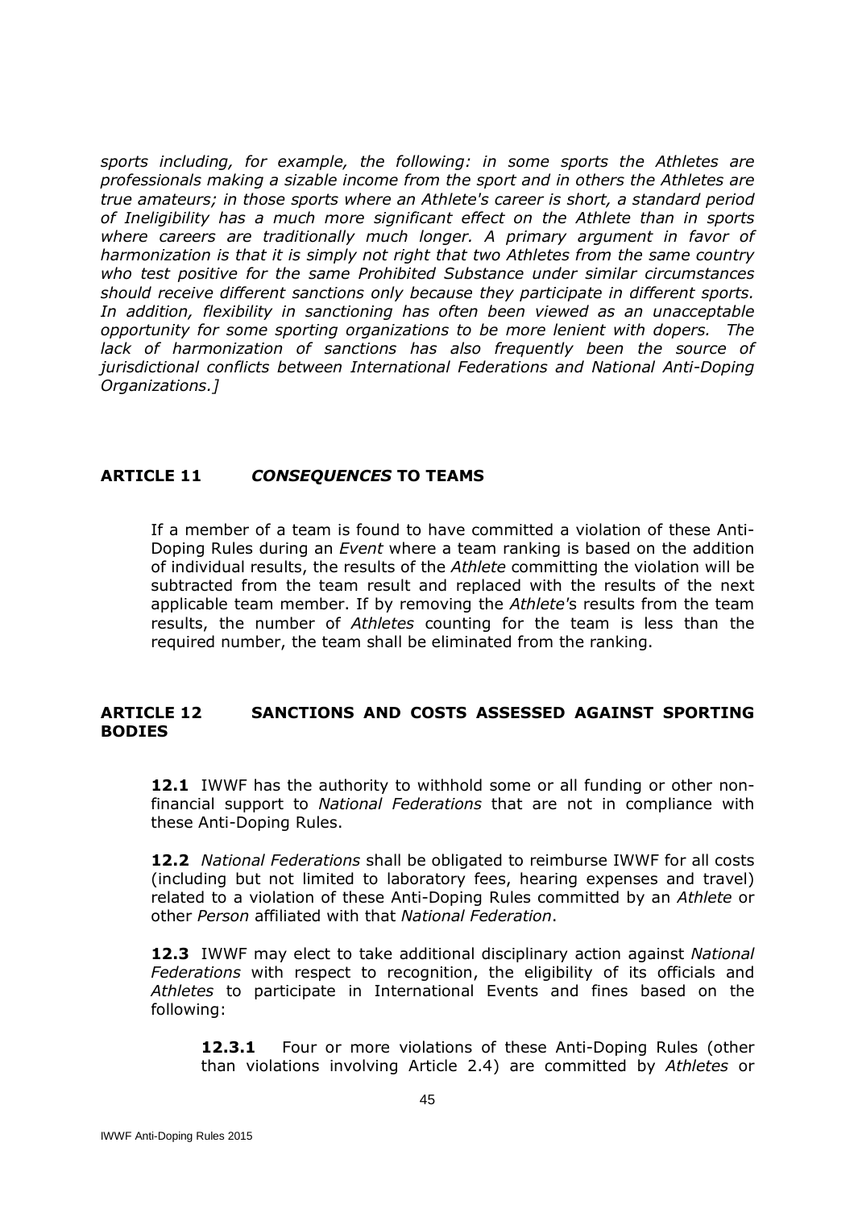*sports including, for example, the following: in some sports the Athletes are professionals making a sizable income from the sport and in others the Athletes are true amateurs; in those sports where an Athlete's career is short, a standard period of Ineligibility has a much more significant effect on the Athlete than in sports where careers are traditionally much longer. A primary argument in favor of harmonization is that it is simply not right that two Athletes from the same country who test positive for the same Prohibited Substance under similar circumstances should receive different sanctions only because they participate in different sports. In addition, flexibility in sanctioning has often been viewed as an unacceptable opportunity for some sporting organizations to be more lenient with dopers. The lack of harmonization of sanctions has also frequently been the source of jurisdictional conflicts between International Federations and National Anti-Doping Organizations.]*

## ARTICLE 11 *CONSEQUENCES* TO TEAMS

If a member of a team is found to have committed a violation of these Anti-Doping Rules during an *Event* where a team ranking is based on the addition of individual results, the results of the *Athlete* committing the violation will be subtracted from the team result and replaced with the results of the next applicable team member. If by removing the *Athlete*'s results from the team results, the number of *Athletes* counting for the team is less than the required number, the team shall be eliminated from the ranking.

## ARTICLE 12 SANCTIONS AND COSTS ASSESSED AGAINST SPORTING BODIES

**12.1** IWWF has the authority to withhold some or all funding or other non-financial support to *National Federations* that are not in compliance with these Anti-Doping Rules.

**12.2** *National Federations* shall be obligated to reimburse IWWF for all costs (including but not limited to laboratory fees, hearing expenses and travel) related to a violation of these Anti-Doping Rules committed by an *Athlete* or other *Person* affiliated with that *National Federation*.

**12.3** IWWF may elect to take additional disciplinary action against *National Federations* with respect to recognition, the eligibility of its officials and *Athletes* to participate in International Events and fines based on the following:

**12.3.1** Four or more violations of these Anti-Doping Rules (other than violations involving Article 2.4) are committed by *Athletes* or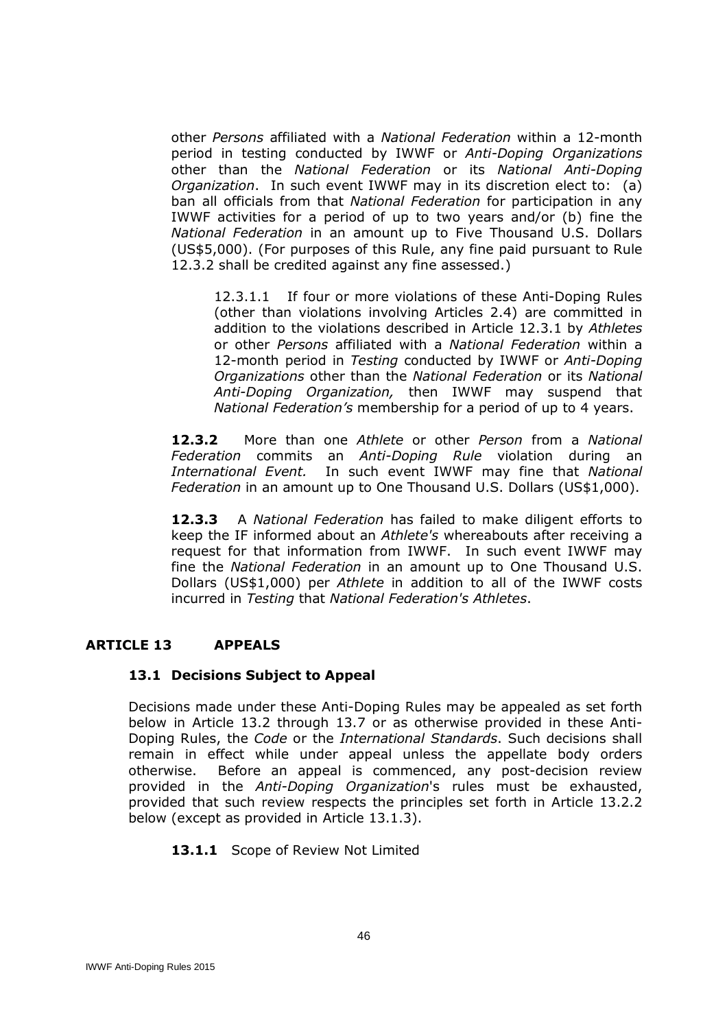other *Persons* affiliated with a *National Federation* within a 12-month period in testing conducted by IWWF or *Anti-Doping Organizations* other than the *National Federation* or its *National Anti-Doping Organization*. In such event IWWF may in its discretion elect to: (a) ban all officials from that *National Federation* for participation in any IWWF activities for a period of up to two years and/or (b) fine the *National Federation* in an amount up to Five Thousand U.S. Dollars (US$5,000). (For purposes of this Rule, any fine paid pursuant to Rule 12.3.2 shall be credited against any fine assessed.)

12.3.1.1 If four or more violations of these Anti-Doping Rules (other than violations involving Articles 2.4) are committed in addition to the violations described in Article 12.3.1 by *Athletes* or other *Persons* affiliated with a *National Federation* within a 12-month period in *Testing* conducted by IWWF or *Anti-Doping Organizations* other than the *National Federation* or its *National Anti-Doping Organization,* then IWWF may suspend that *National Federation's* membership for a period of up to 4 years.

**12.3.2** More than one *Athlete* or other *Person* from a *National Federation* commits an *Anti-Doping Rule* violation during an *International Event.* In such event IWWF may fine that *National Federation* in an amount up to One Thousand U.S. Dollars (US$1,000).

**12.3.3** A *National Federation* has failed to make diligent efforts to keep the IF informed about an *Athlete's* whereabouts after receiving a request for that information from IWWF. In such event IWWF may fine the *National Federation* in an amount up to One Thousand U.S. Dollars (US$1,000) per *Athlete* in addition to all of the IWWF costs incurred in *Testing* that *National Federation's Athletes*.

## ARTICLE 13 APPEALS

### 13.1 Decisions Subject to Appeal

Decisions made under these Anti-Doping Rules may be appealed as set forth below in Article 13.2 through 13.7 or as otherwise provided in these Anti-Doping Rules, the *Code* or the *International Standards*. Such decisions shall remain in effect while under appeal unless the appellate body orders otherwise. Before an appeal is commenced, any post-decision review provided in the *Anti-Doping Organization*'s rules must be exhausted, provided that such review respects the principles set forth in Article 13.2.2 below (except as provided in Article 13.1.3).

**13.1.1** Scope of Review Not Limited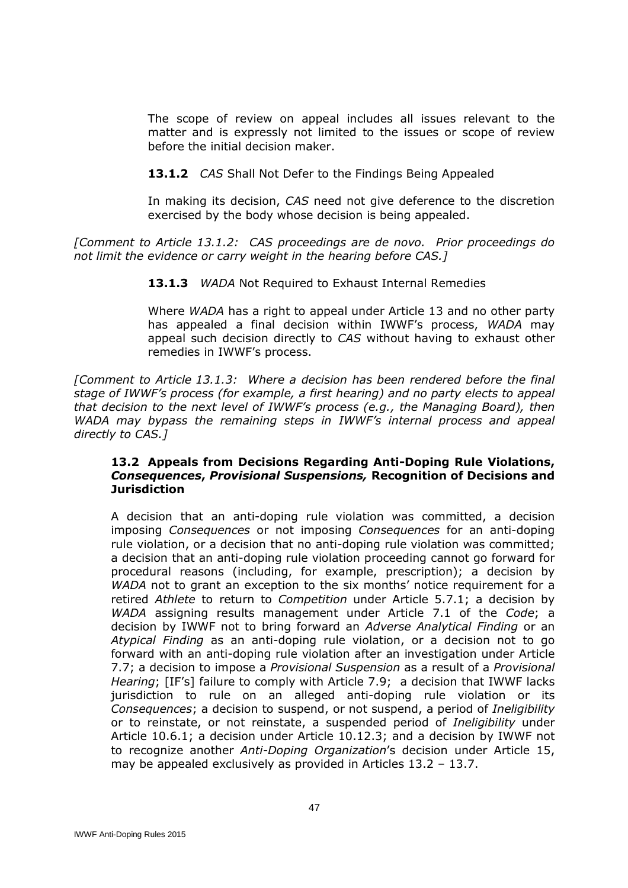The scope of review on appeal includes all issues relevant to the matter and is expressly not limited to the issues or scope of review before the initial decision maker.

**13.1.2** *CAS* Shall Not Defer to the Findings Being Appealed

In making its decision, *CAS* need not give deference to the discretion exercised by the body whose decision is being appealed.

*[Comment to Article 13.1.2: CAS proceedings are de novo. Prior proceedings do not limit the evidence or carry weight in the hearing before CAS.]*

**13.1.3** *WADA* Not Required to Exhaust Internal Remedies

Where *WADA* has a right to appeal under Article 13 and no other party has appealed a final decision within IWWF's process, *WADA* may appeal such decision directly to *CAS* without having to exhaust other remedies in IWWF's process.

*[Comment to Article 13.1.3: Where a decision has been rendered before the final stage of IWWF's process (for example, a first hearing) and no party elects to appeal that decision to the next level of IWWF's process (e.g., the Managing Board), then WADA may bypass the remaining steps in IWWF's internal process and appeal directly to CAS.]*

### 13.2 Appeals from Decisions Regarding Anti-Doping Rule Violations, *Consequences*, *Provisional Suspensions,* Recognition of Decisions and Jurisdiction

A decision that an anti-doping rule violation was committed, a decision imposing *Consequences* or not imposing *Consequences* for an anti-doping rule violation, or a decision that no anti-doping rule violation was committed; a decision that an anti-doping rule violation proceeding cannot go forward for procedural reasons (including, for example, prescription); a decision by *WADA* not to grant an exception to the six months' notice requirement for a retired *Athlete* to return to *Competition* under Article 5.7.1; a decision by *WADA* assigning results management under Article 7.1 of the *Code*; a decision by IWWF not to bring forward an *Adverse Analytical Finding* or an *Atypical Finding* as an anti-doping rule violation, or a decision not to go forward with an anti-doping rule violation after an investigation under Article 7.7; a decision to impose a *Provisional Suspension* as a result of a *Provisional Hearing*; [IF's] failure to comply with Article 7.9; a decision that IWWF lacks jurisdiction to rule on an alleged anti-doping rule violation or its *Consequences*; a decision to suspend, or not suspend, a period of *Ineligibility* or to reinstate, or not reinstate, a suspended period of *Ineligibility* under Article 10.6.1; a decision under Article 10.12.3; and a decision by IWWF not to recognize another *Anti-Doping Organization*'s decision under Article 15, may be appealed exclusively as provided in Articles 13.2 – 13.7.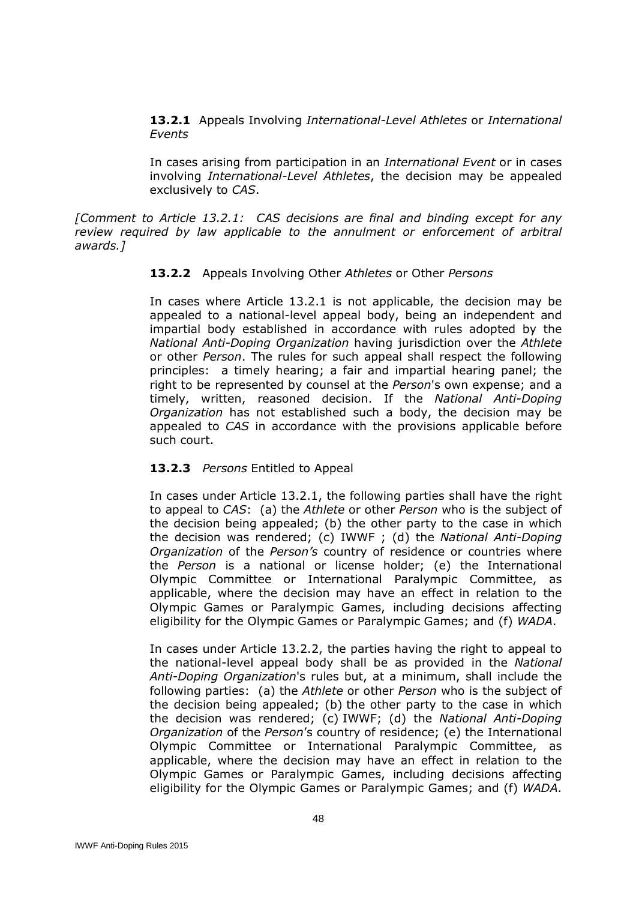**13.2.1** Appeals Involving *International-Level Athletes* or *International Events*

In cases arising from participation in an *International Event* or in cases involving *International-Level Athletes*, the decision may be appealed exclusively to *CAS*.

*[Comment to Article 13.2.1: CAS decisions are final and binding except for any review required by law applicable to the annulment or enforcement of arbitral awards.]*

**13.2.2** Appeals Involving Other *Athletes* or Other *Persons*

In cases where Article 13.2.1 is not applicable, the decision may be appealed to a national-level appeal body, being an independent and impartial body established in accordance with rules adopted by the *National Anti-Doping Organization* having jurisdiction over the *Athlete* or other *Person*. The rules for such appeal shall respect the following principles: a timely hearing; a fair and impartial hearing panel; the right to be represented by counsel at the *Person*'s own expense; and a timely, written, reasoned decision. If the *National Anti-Doping Organization* has not established such a body, the decision may be appealed to *CAS* in accordance with the provisions applicable before such court.

**13.2.3** *Persons* Entitled to Appeal

In cases under Article 13.2.1, the following parties shall have the right to appeal to *CAS*: (a) the *Athlete* or other *Person* who is the subject of the decision being appealed; (b) the other party to the case in which the decision was rendered; (c) IWWF ; (d) the *National Anti-Doping Organization* of the *Person's* country of residence or countries where the *Person* is a national or license holder; (e) the International Olympic Committee or International Paralympic Committee, as applicable, where the decision may have an effect in relation to the Olympic Games or Paralympic Games, including decisions affecting eligibility for the Olympic Games or Paralympic Games; and (f) *WADA*.

In cases under Article 13.2.2, the parties having the right to appeal to the national-level appeal body shall be as provided in the *National Anti-Doping Organization*'s rules but, at a minimum, shall include the following parties: (a) the *Athlete* or other *Person* who is the subject of the decision being appealed; (b) the other party to the case in which the decision was rendered; (c) IWWF; (d) the *National Anti-Doping Organization* of the *Person*'s country of residence; (e) the International Olympic Committee or International Paralympic Committee, as applicable, where the decision may have an effect in relation to the Olympic Games or Paralympic Games, including decisions affecting eligibility for the Olympic Games or Paralympic Games; and (f) *WADA*.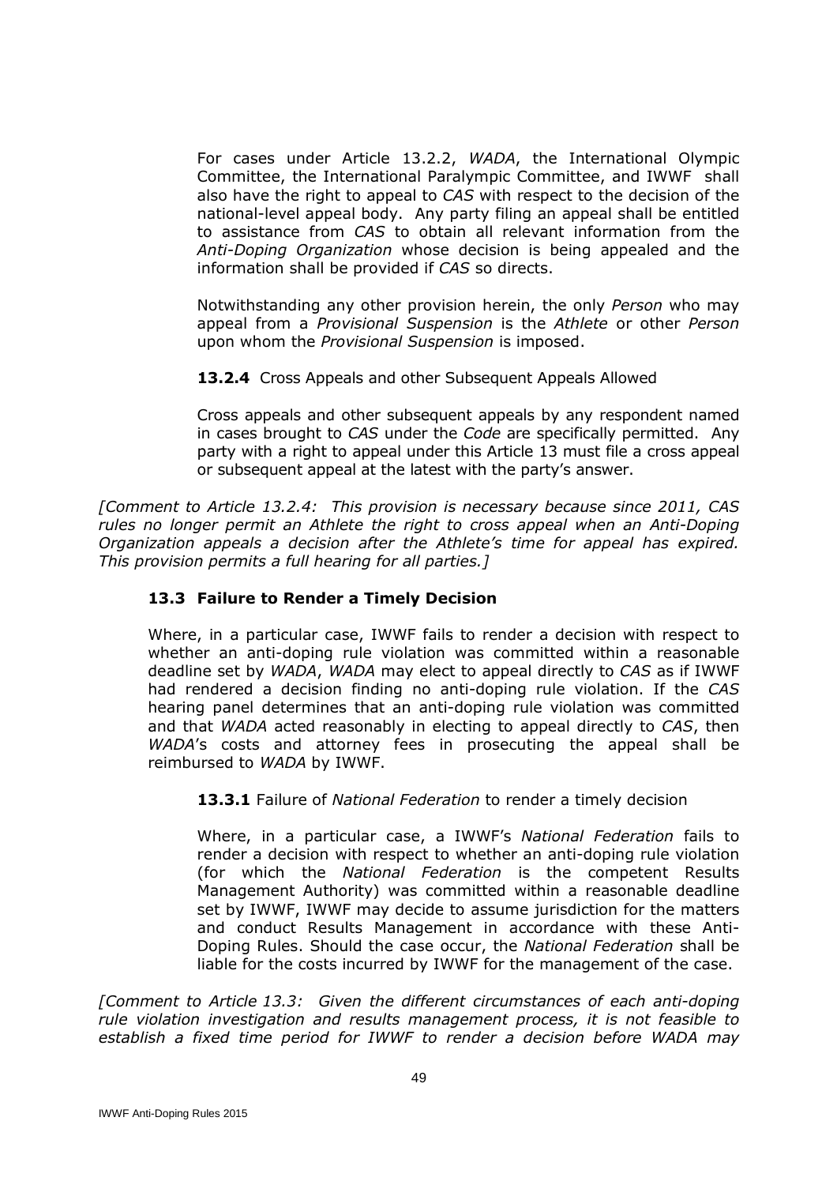For cases under Article 13.2.2, *WADA*, the International Olympic Committee, the International Paralympic Committee, and IWWF shall also have the right to appeal to *CAS* with respect to the decision of the national-level appeal body. Any party filing an appeal shall be entitled to assistance from *CAS* to obtain all relevant information from the *Anti-Doping Organization* whose decision is being appealed and the information shall be provided if *CAS* so directs.

Notwithstanding any other provision herein, the only *Person* who may appeal from a *Provisional Suspension* is the *Athlete* or other *Person* upon whom the *Provisional Suspension* is imposed.

**13.2.4** Cross Appeals and other Subsequent Appeals Allowed

Cross appeals and other subsequent appeals by any respondent named in cases brought to *CAS* under the *Code* are specifically permitted. Any party with a right to appeal under this Article 13 must file a cross appeal or subsequent appeal at the latest with the party's answer.

*[Comment to Article 13.2.4: This provision is necessary because since 2011, CAS rules no longer permit an Athlete the right to cross appeal when an Anti-Doping Organization appeals a decision after the Athlete's time for appeal has expired. This provision permits a full hearing for all parties.]*

### 13.3 Failure to Render a Timely Decision

Where, in a particular case, IWWF fails to render a decision with respect to whether an anti-doping rule violation was committed within a reasonable deadline set by *WADA*, *WADA* may elect to appeal directly to *CAS* as if IWWF had rendered a decision finding no anti-doping rule violation. If the *CAS* hearing panel determines that an anti-doping rule violation was committed and that *WADA* acted reasonably in electing to appeal directly to *CAS*, then *WADA*'s costs and attorney fees in prosecuting the appeal shall be reimbursed to *WADA* by IWWF.

**13.3.1** Failure of *National Federation* to render a timely decision

Where, in a particular case, a IWWF's *National Federation* fails to render a decision with respect to whether an anti-doping rule violation (for which the *National Federation* is the competent Results Management Authority) was committed within a reasonable deadline set by IWWF, IWWF may decide to assume jurisdiction for the matters and conduct Results Management in accordance with these Anti-Doping Rules. Should the case occur, the *National Federation* shall be liable for the costs incurred by IWWF for the management of the case.

*[Comment to Article 13.3: Given the different circumstances of each anti-doping rule violation investigation and results management process, it is not feasible to establish a fixed time period for IWWF to render a decision before WADA may*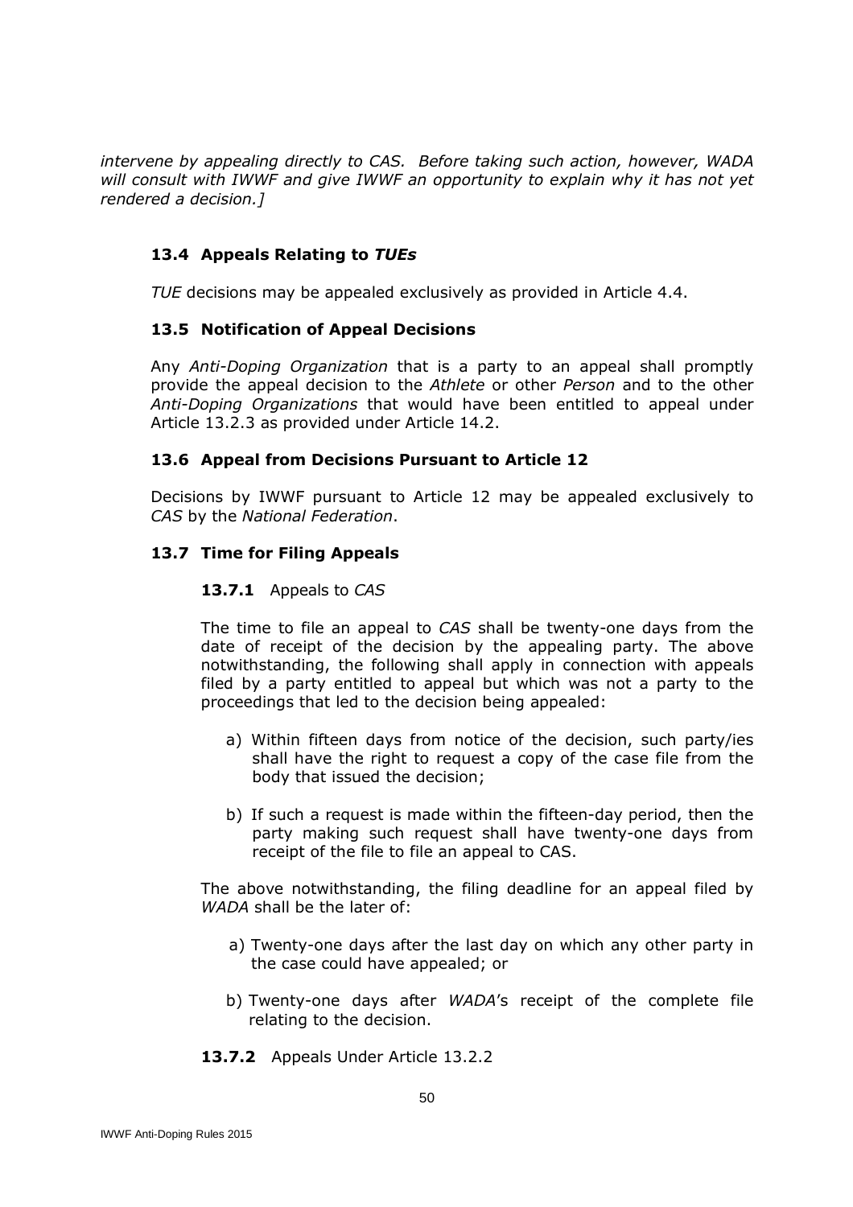*intervene by appealing directly to CAS. Before taking such action, however, WADA will consult with IWWF and give IWWF an opportunity to explain why it has not yet rendered a decision.]*

### 13.4 Appeals Relating to *TUEs*

*TUE* decisions may be appealed exclusively as provided in Article 4.4.

### 13.5 Notification of Appeal Decisions

Any *Anti-Doping Organization* that is a party to an appeal shall promptly provide the appeal decision to the *Athlete* or other *Person* and to the other *Anti-Doping Organizations* that would have been entitled to appeal under Article 13.2.3 as provided under Article 14.2.

### 13.6 Appeal from Decisions Pursuant to Article 12

Decisions by IWWF pursuant to Article 12 may be appealed exclusively to *CAS* by the *National Federation*.

### 13.7 Time for Filing Appeals

**13.7.1** Appeals to *CAS*

The time to file an appeal to *CAS* shall be twenty-one days from the date of receipt of the decision by the appealing party. The above notwithstanding, the following shall apply in connection with appeals filed by a party entitled to appeal but which was not a party to the proceedings that led to the decision being appealed:

a) Within fifteen days from notice of the decision, such party/ies shall have the right to request a copy of the case file from the body that issued the decision;

b) If such a request is made within the fifteen-day period, then the party making such request shall have twenty-one days from receipt of the file to file an appeal to CAS.

The above notwithstanding, the filing deadline for an appeal filed by *WADA* shall be the later of:

a) Twenty-one days after the last day on which any other party in the case could have appealed; or

b) Twenty-one days after *WADA*'s receipt of the complete file relating to the decision.

**13.7.2** Appeals Under Article 13.2.2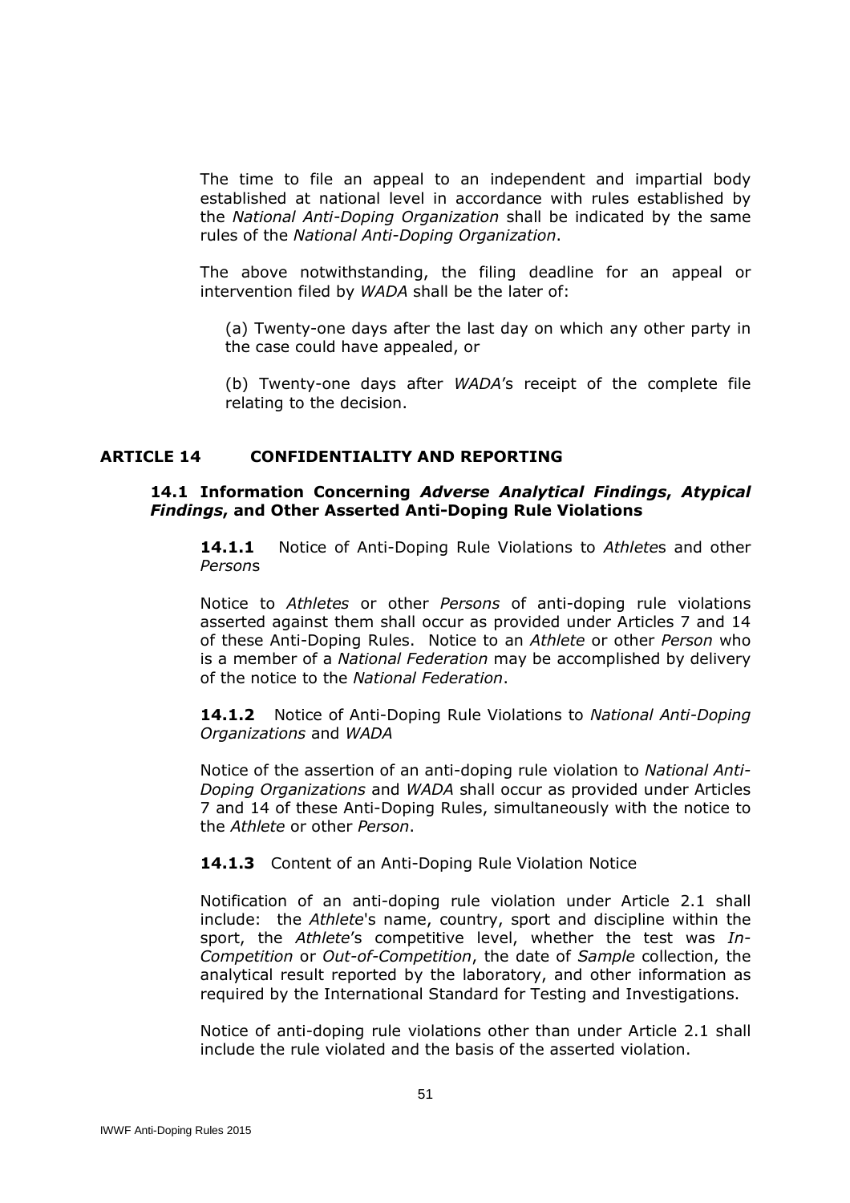The time to file an appeal to an independent and impartial body established at national level in accordance with rules established by the *National Anti-Doping Organization* shall be indicated by the same rules of the *National Anti-Doping Organization*.

The above notwithstanding, the filing deadline for an appeal or intervention filed by *WADA* shall be the later of:

(a) Twenty-one days after the last day on which any other party in the case could have appealed, or

(b) Twenty-one days after *WADA*'s receipt of the complete file relating to the decision.

## ARTICLE 14 CONFIDENTIALITY AND REPORTING

### 14.1 Information Concerning *Adverse Analytical Findings*, *Atypical Findings*, and Other Asserted Anti-Doping Rule Violations

**14.1.1** Notice of Anti-Doping Rule Violations to *Athlete*s and other *Person*s

Notice to *Athletes* or other *Persons* of anti-doping rule violations asserted against them shall occur as provided under Articles 7 and 14 of these Anti-Doping Rules. Notice to an *Athlete* or other *Person* who is a member of a *National Federation* may be accomplished by delivery of the notice to the *National Federation*.

**14.1.2** Notice of Anti-Doping Rule Violations to *National Anti-Doping Organizations* and *WADA*

Notice of the assertion of an anti-doping rule violation to *National Anti-Doping Organizations* and *WADA* shall occur as provided under Articles 7 and 14 of these Anti-Doping Rules, simultaneously with the notice to the *Athlete* or other *Person*.

**14.1.3** Content of an Anti-Doping Rule Violation Notice

Notification of an anti-doping rule violation under Article 2.1 shall include: the *Athlete*'s name, country, sport and discipline within the sport, the *Athlete*'s competitive level, whether the test was *In-Competition* or *Out-of-Competition*, the date of *Sample* collection, the analytical result reported by the laboratory, and other information as required by the International Standard for Testing and Investigations.

Notice of anti-doping rule violations other than under Article 2.1 shall include the rule violated and the basis of the asserted violation.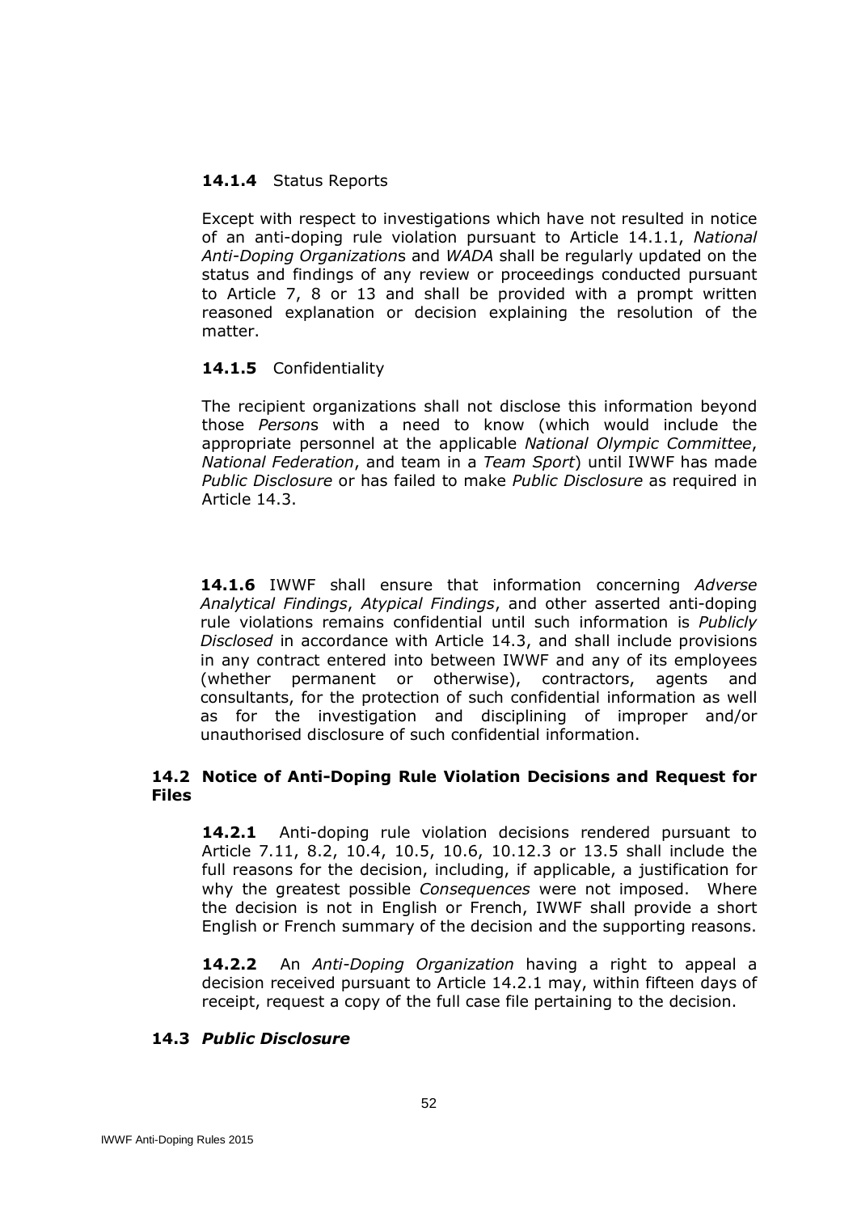**14.1.4** Status Reports

Except with respect to investigations which have not resulted in notice of an anti-doping rule violation pursuant to Article 14.1.1, *National Anti-Doping Organization*s and *WADA* shall be regularly updated on the status and findings of any review or proceedings conducted pursuant to Article 7, 8 or 13 and shall be provided with a prompt written reasoned explanation or decision explaining the resolution of the matter.

**14.1.5** Confidentiality

The recipient organizations shall not disclose this information beyond those *Person*s with a need to know (which would include the appropriate personnel at the applicable *National Olympic Committee*, *National Federation*, and team in a *Team Sport*) until IWWF has made *Public Disclosure* or has failed to make *Public Disclosure* as required in Article 14.3.

**14.1.6** IWWF shall ensure that information concerning *Adverse Analytical Findings*, *Atypical Findings*, and other asserted anti-doping rule violations remains confidential until such information is *Publicly Disclosed* in accordance with Article 14.3, and shall include provisions in any contract entered into between IWWF and any of its employees (whether permanent or otherwise), contractors, agents and consultants, for the protection of such confidential information as well as for the investigation and disciplining of improper and/or unauthorised disclosure of such confidential information.

### 14.2 Notice of Anti-Doping Rule Violation Decisions and Request for Files

**14.2.1** Anti-doping rule violation decisions rendered pursuant to Article 7.11, 8.2, 10.4, 10.5, 10.6, 10.12.3 or 13.5 shall include the full reasons for the decision, including, if applicable, a justification for why the greatest possible *Consequences* were not imposed. Where the decision is not in English or French, IWWF shall provide a short English or French summary of the decision and the supporting reasons.

**14.2.2** An *Anti-Doping Organization* having a right to appeal a decision received pursuant to Article 14.2.1 may, within fifteen days of receipt, request a copy of the full case file pertaining to the decision.

### 14.3 *Public Disclosure*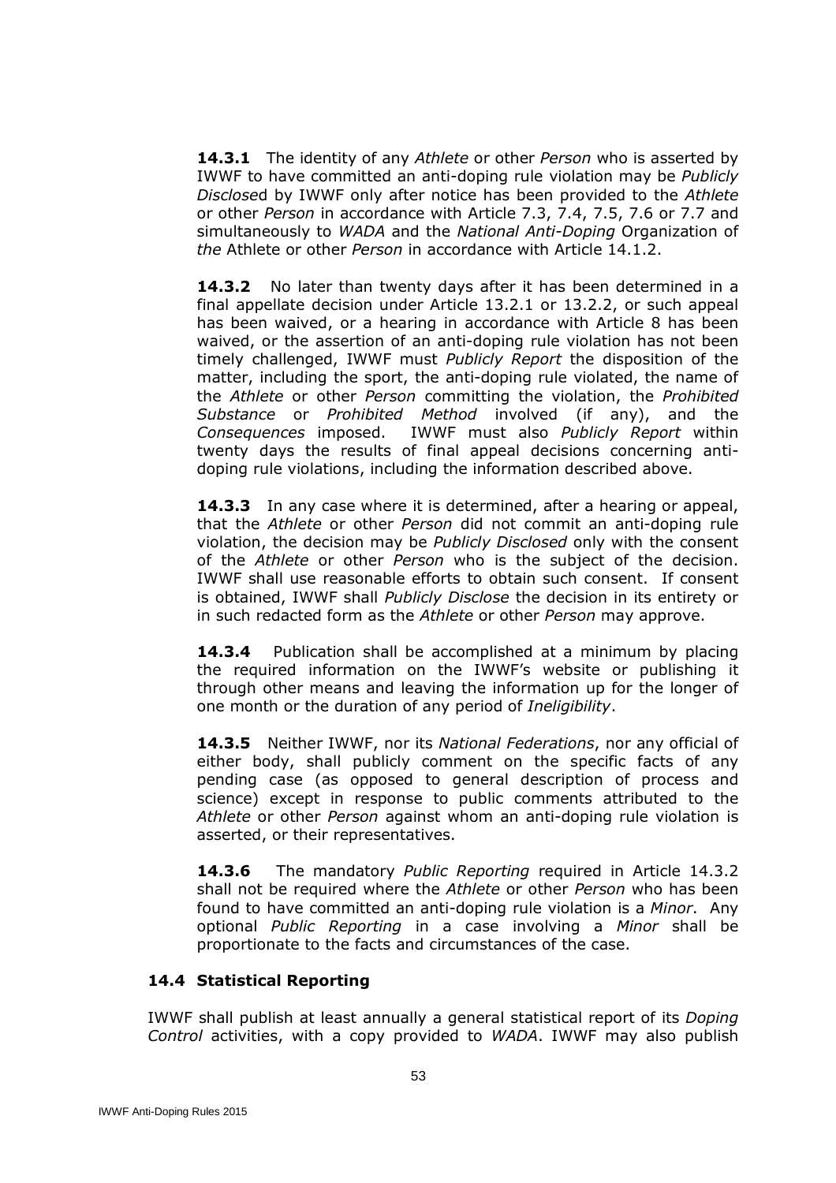**14.3.1** The identity of any *Athlete* or other *Person* who is asserted by IWWF to have committed an anti-doping rule violation may be *Publicly Disclose*d by IWWF only after notice has been provided to the *Athlete* or other *Person* in accordance with Article 7.3, 7.4, 7.5, 7.6 or 7.7 and simultaneously to *WADA* and the *National Anti-Doping* Organization of *the* Athlete or other *Person* in accordance with Article 14.1.2.

**14.3.2** No later than twenty days after it has been determined in a final appellate decision under Article 13.2.1 or 13.2.2, or such appeal has been waived, or a hearing in accordance with Article 8 has been waived, or the assertion of an anti-doping rule violation has not been timely challenged, IWWF must *Publicly Report* the disposition of the matter, including the sport, the anti-doping rule violated, the name of the *Athlete* or other *Person* committing the violation, the *Prohibited Substance* or *Prohibited Method* involved (if any), and the *Consequences* imposed. IWWF must also *Publicly Report* within twenty days the results of final appeal decisions concerning anti-doping rule violations, including the information described above.

**14.3.3** In any case where it is determined, after a hearing or appeal, that the *Athlete* or other *Person* did not commit an anti-doping rule violation, the decision may be *Publicly Disclosed* only with the consent of the *Athlete* or other *Person* who is the subject of the decision. IWWF shall use reasonable efforts to obtain such consent. If consent is obtained, IWWF shall *Publicly Disclose* the decision in its entirety or in such redacted form as the *Athlete* or other *Person* may approve.

**14.3.4** Publication shall be accomplished at a minimum by placing the required information on the IWWF's website or publishing it through other means and leaving the information up for the longer of one month or the duration of any period of *Ineligibility*.

**14.3.5** Neither IWWF, nor its *National Federations*, nor any official of either body, shall publicly comment on the specific facts of any pending case (as opposed to general description of process and science) except in response to public comments attributed to the *Athlete* or other *Person* against whom an anti-doping rule violation is asserted, or their representatives.

**14.3.6** The mandatory *Public Reporting* required in Article 14.3.2 shall not be required where the *Athlete* or other *Person* who has been found to have committed an anti-doping rule violation is a *Minor*. Any optional *Public Reporting* in a case involving a *Minor* shall be proportionate to the facts and circumstances of the case.

### 14.4 Statistical Reporting

IWWF shall publish at least annually a general statistical report of its *Doping Control* activities, with a copy provided to *WADA*. IWWF may also publish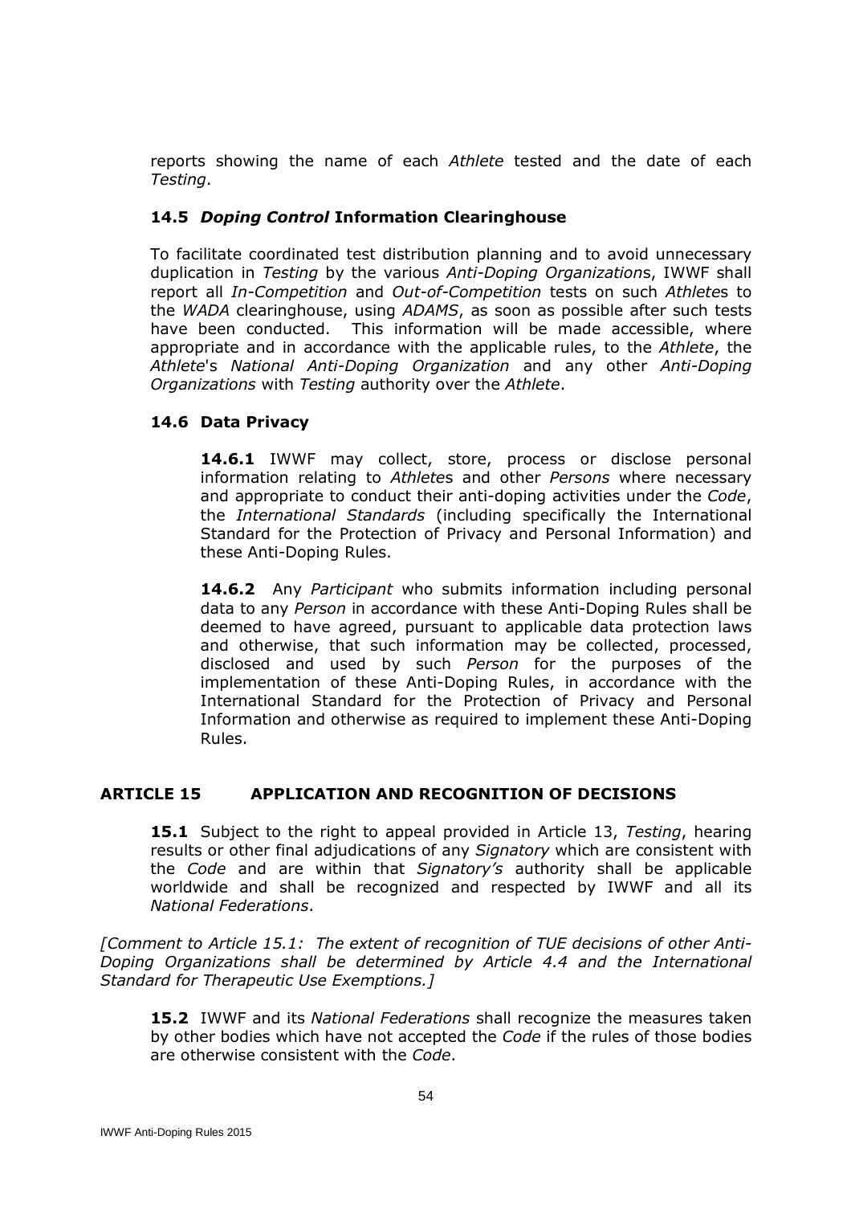reports showing the name of each *Athlete* tested and the date of each *Testing*.

### 14.5 *Doping Control* Information Clearinghouse

To facilitate coordinated test distribution planning and to avoid unnecessary duplication in *Testing* by the various *Anti-Doping Organization*s, IWWF shall report all *In-Competition* and *Out-of-Competition* tests on such *Athlete*s to the *WADA* clearinghouse, using *ADAMS*, as soon as possible after such tests have been conducted. This information will be made accessible, where appropriate and in accordance with the applicable rules, to the *Athlete*, the *Athlete*'s *National Anti-Doping Organization* and any other *Anti-Doping Organizations* with *Testing* authority over the *Athlete*.

### 14.6 Data Privacy

**14.6.1** IWWF may collect, store, process or disclose personal information relating to *Athlete*s and other *Persons* where necessary and appropriate to conduct their anti-doping activities under the *Code*, the *International Standards* (including specifically the International Standard for the Protection of Privacy and Personal Information) and these Anti-Doping Rules.

**14.6.2** Any *Participant* who submits information including personal data to any *Person* in accordance with these Anti-Doping Rules shall be deemed to have agreed, pursuant to applicable data protection laws and otherwise, that such information may be collected, processed, disclosed and used by such *Person* for the purposes of the implementation of these Anti-Doping Rules, in accordance with the International Standard for the Protection of Privacy and Personal Information and otherwise as required to implement these Anti-Doping Rules.

## ARTICLE 15 APPLICATION AND RECOGNITION OF DECISIONS

**15.1** Subject to the right to appeal provided in Article 13, *Testing*, hearing results or other final adjudications of any *Signatory* which are consistent with the *Code* and are within that *Signatory's* authority shall be applicable worldwide and shall be recognized and respected by IWWF and all its *National Federations*.

*[Comment to Article 15.1: The extent of recognition of TUE decisions of other Anti-Doping Organizations shall be determined by Article 4.4 and the International Standard for Therapeutic Use Exemptions.]*

**15.2** IWWF and its *National Federations* shall recognize the measures taken by other bodies which have not accepted the *Code* if the rules of those bodies are otherwise consistent with the *Code*.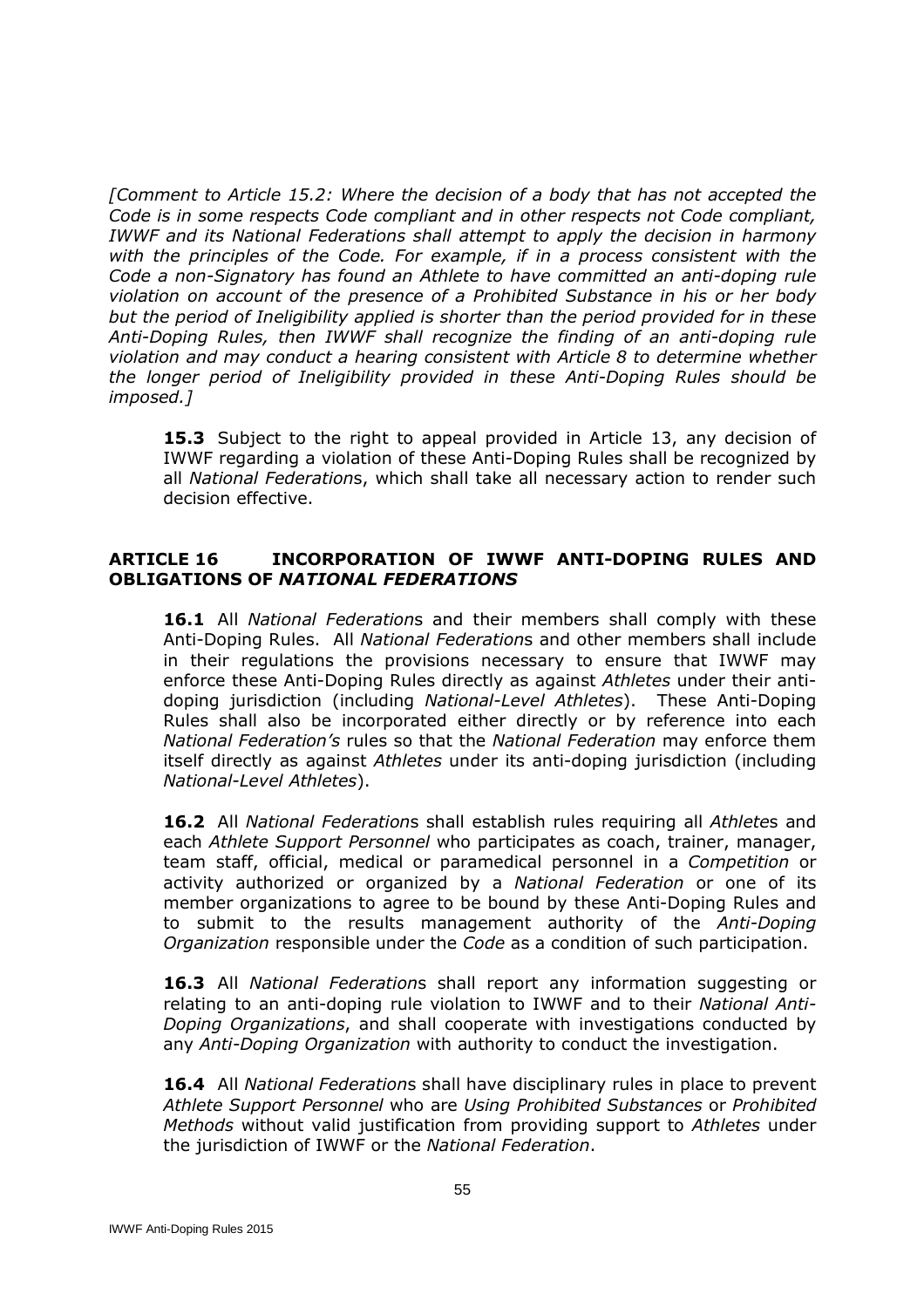*[Comment to Article 15.2: Where the decision of a body that has not accepted the Code is in some respects Code compliant and in other respects not Code compliant, IWWF and its National Federations shall attempt to apply the decision in harmony with the principles of the Code. For example, if in a process consistent with the Code a non-Signatory has found an Athlete to have committed an anti-doping rule violation on account of the presence of a Prohibited Substance in his or her body but the period of Ineligibility applied is shorter than the period provided for in these Anti-Doping Rules, then IWWF shall recognize the finding of an anti-doping rule violation and may conduct a hearing consistent with Article 8 to determine whether the longer period of Ineligibility provided in these Anti-Doping Rules should be imposed.]*

**15.3** Subject to the right to appeal provided in Article 13, any decision of IWWF regarding a violation of these Anti-Doping Rules shall be recognized by all *National Federation*s, which shall take all necessary action to render such decision effective.

## ARTICLE 16 INCORPORATION OF IWWF ANTI-DOPING RULES AND OBLIGATIONS OF *NATIONAL FEDERATIONS*

**16.1** All *National Federation*s and their members shall comply with these Anti-Doping Rules. All *National Federation*s and other members shall include in their regulations the provisions necessary to ensure that IWWF may enforce these Anti-Doping Rules directly as against *Athletes* under their anti-doping jurisdiction (including *National-Level Athletes*). These Anti-Doping Rules shall also be incorporated either directly or by reference into each *National Federation's* rules so that the *National Federation* may enforce them itself directly as against *Athletes* under its anti-doping jurisdiction (including *National-Level Athletes*).

**16.2** All *National Federation*s shall establish rules requiring all *Athlete*s and each *Athlete Support Personnel* who participates as coach, trainer, manager, team staff, official, medical or paramedical personnel in a *Competition* or activity authorized or organized by a *National Federation* or one of its member organizations to agree to be bound by these Anti-Doping Rules and to submit to the results management authority of the *Anti-Doping Organization* responsible under the *Code* as a condition of such participation.

**16.3** All *National Federation*s shall report any information suggesting or relating to an anti-doping rule violation to IWWF and to their *National Anti-Doping Organizations*, and shall cooperate with investigations conducted by any *Anti-Doping Organization* with authority to conduct the investigation.

**16.4** All *National Federation*s shall have disciplinary rules in place to prevent *Athlete Support Personnel* who are *Using Prohibited Substances* or *Prohibited Methods* without valid justification from providing support to *Athletes* under the jurisdiction of IWWF or the *National Federation*.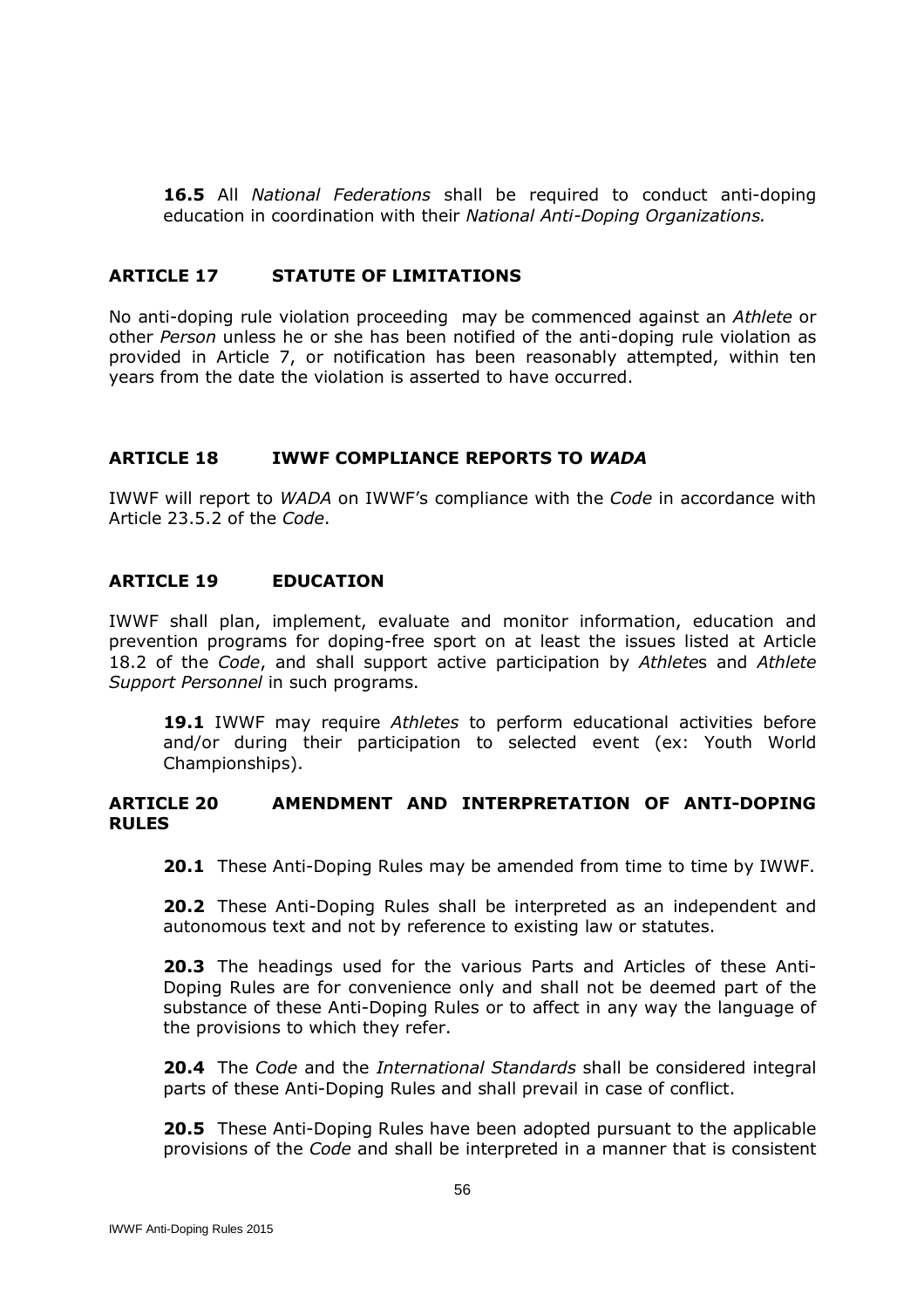**16.5** All *National Federations* shall be required to conduct anti-doping education in coordination with their *National Anti-Doping Organizations.*

## ARTICLE 17 STATUTE OF LIMITATIONS

No anti-doping rule violation proceeding may be commenced against an *Athlete* or other *Person* unless he or she has been notified of the anti-doping rule violation as provided in Article 7, or notification has been reasonably attempted, within ten years from the date the violation is asserted to have occurred.

## ARTICLE 18 IWWF COMPLIANCE REPORTS TO *WADA*

IWWF will report to *WADA* on IWWF's compliance with the *Code* in accordance with Article 23.5.2 of the *Code*.

## ARTICLE 19 EDUCATION

IWWF shall plan, implement, evaluate and monitor information, education and prevention programs for doping-free sport on at least the issues listed at Article 18.2 of the *Code*, and shall support active participation by *Athlete*s and *Athlete Support Personnel* in such programs.

**19.1** IWWF may require *Athletes* to perform educational activities before and/or during their participation to selected event (ex: Youth World Championships).

## ARTICLE 20 AMENDMENT AND INTERPRETATION OF ANTI-DOPING RULES

**20.1** These Anti-Doping Rules may be amended from time to time by IWWF.

**20.2** These Anti-Doping Rules shall be interpreted as an independent and autonomous text and not by reference to existing law or statutes.

**20.3** The headings used for the various Parts and Articles of these Anti-Doping Rules are for convenience only and shall not be deemed part of the substance of these Anti-Doping Rules or to affect in any way the language of the provisions to which they refer.

**20.4** The *Code* and the *International Standards* shall be considered integral parts of these Anti-Doping Rules and shall prevail in case of conflict.

**20.5** These Anti-Doping Rules have been adopted pursuant to the applicable provisions of the *Code* and shall be interpreted in a manner that is consistent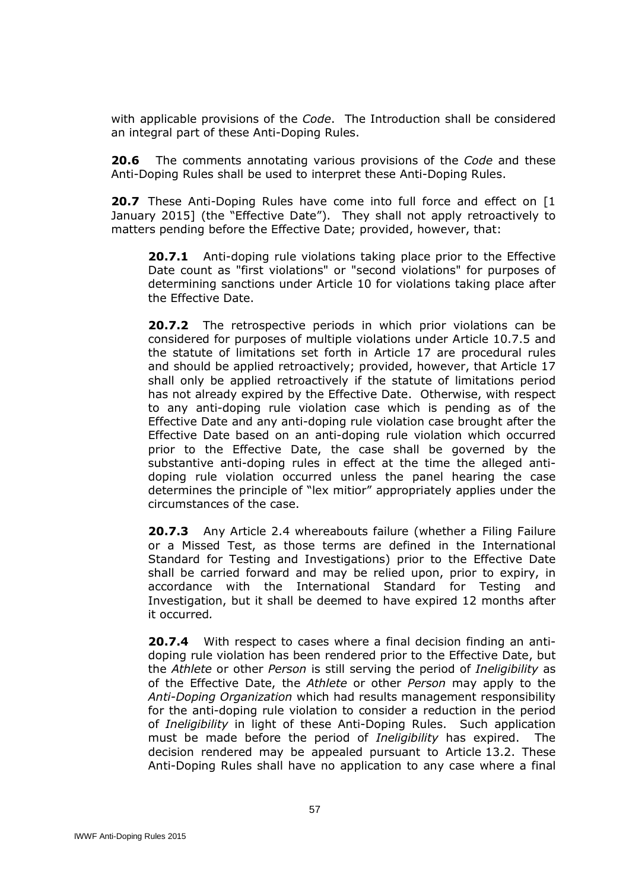with applicable provisions of the *Code*. The Introduction shall be considered an integral part of these Anti-Doping Rules.

**20.6** The comments annotating various provisions of the *Code* and these Anti-Doping Rules shall be used to interpret these Anti-Doping Rules.

**20.7** These Anti-Doping Rules have come into full force and effect on [1 January 2015] (the "Effective Date"). They shall not apply retroactively to matters pending before the Effective Date; provided, however, that:

**20.7.1** Anti-doping rule violations taking place prior to the Effective Date count as "first violations" or "second violations" for purposes of determining sanctions under Article 10 for violations taking place after the Effective Date.

**20.7.2** The retrospective periods in which prior violations can be considered for purposes of multiple violations under Article 10.7.5 and the statute of limitations set forth in Article 17 are procedural rules and should be applied retroactively; provided, however, that Article 17 shall only be applied retroactively if the statute of limitations period has not already expired by the Effective Date. Otherwise, with respect to any anti-doping rule violation case which is pending as of the Effective Date and any anti-doping rule violation case brought after the Effective Date based on an anti-doping rule violation which occurred prior to the Effective Date, the case shall be governed by the substantive anti-doping rules in effect at the time the alleged anti-doping rule violation occurred unless the panel hearing the case determines the principle of "lex mitior" appropriately applies under the circumstances of the case.

**20.7.3** Any Article 2.4 whereabouts failure (whether a Filing Failure or a Missed Test, as those terms are defined in the International Standard for Testing and Investigations) prior to the Effective Date shall be carried forward and may be relied upon, prior to expiry, in accordance with the International Standard for Testing and Investigation, but it shall be deemed to have expired 12 months after it occurred*.*

**20.7.4** With respect to cases where a final decision finding an anti-doping rule violation has been rendered prior to the Effective Date, but the *Athlete* or other *Person* is still serving the period of *Ineligibility* as of the Effective Date, the *Athlete* or other *Person* may apply to the *Anti-Doping Organization* which had results management responsibility for the anti-doping rule violation to consider a reduction in the period of *Ineligibility* in light of these Anti-Doping Rules. Such application must be made before the period of *Ineligibility* has expired. The decision rendered may be appealed pursuant to Article 13.2. These Anti-Doping Rules shall have no application to any case where a final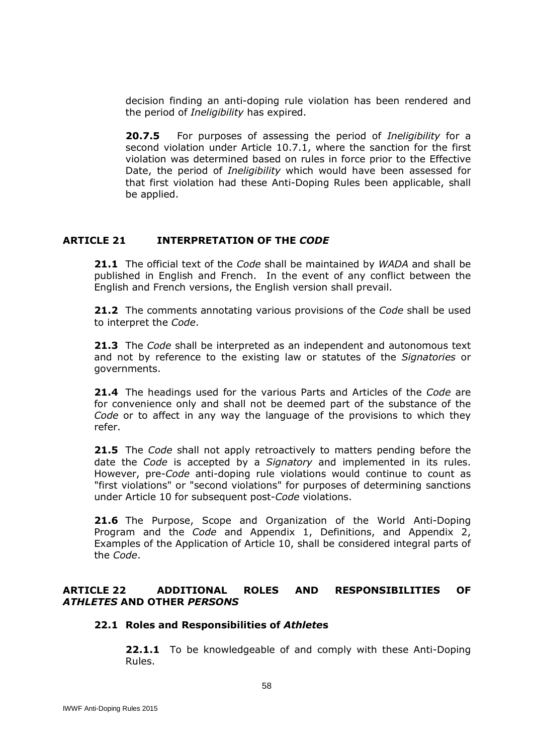decision finding an anti-doping rule violation has been rendered and the period of *Ineligibility* has expired.

**20.7.5** For purposes of assessing the period of *Ineligibility* for a second violation under Article 10.7.1, where the sanction for the first violation was determined based on rules in force prior to the Effective Date, the period of *Ineligibility* which would have been assessed for that first violation had these Anti-Doping Rules been applicable, shall be applied.

## ARTICLE 21 INTERPRETATION OF THE *CODE*

**21.1** The official text of the *Code* shall be maintained by *WADA* and shall be published in English and French. In the event of any conflict between the English and French versions, the English version shall prevail.

**21.2** The comments annotating various provisions of the *Code* shall be used to interpret the *Code*.

**21.3** The *Code* shall be interpreted as an independent and autonomous text and not by reference to the existing law or statutes of the *Signatories* or governments.

**21.4** The headings used for the various Parts and Articles of the *Code* are for convenience only and shall not be deemed part of the substance of the *Code* or to affect in any way the language of the provisions to which they refer.

**21.5** The *Code* shall not apply retroactively to matters pending before the date the *Code* is accepted by a *Signatory* and implemented in its rules. However, pre-*Code* anti-doping rule violations would continue to count as "first violations" or "second violations" for purposes of determining sanctions under Article 10 for subsequent post-*Code* violations.

**21.6** The Purpose, Scope and Organization of the World Anti-Doping Program and the *Code* and Appendix 1, Definitions, and Appendix 2, Examples of the Application of Article 10, shall be considered integral parts of the *Code*.

## ARTICLE 22 ADDITIONAL ROLES AND RESPONSIBILITIES OF *ATHLETES* AND OTHER *PERSONS*

### 22.1 Roles and Responsibilities of *Athletes*

**22.1.1** To be knowledgeable of and comply with these Anti-Doping Rules.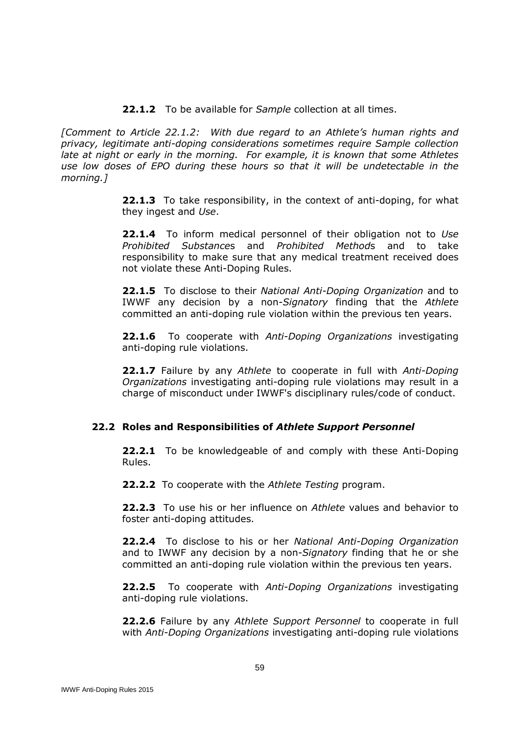**22.1.2** To be available for *Sample* collection at all times.

*[Comment to Article 22.1.2: With due regard to an Athlete's human rights and privacy, legitimate anti-doping considerations sometimes require Sample collection late at night or early in the morning. For example, it is known that some Athletes use low doses of EPO during these hours so that it will be undetectable in the morning.]*

**22.1.3** To take responsibility, in the context of anti-doping, for what they ingest and *Use*.

**22.1.4** To inform medical personnel of their obligation not to *Use Prohibited Substance*s and *Prohibited Method*s and to take responsibility to make sure that any medical treatment received does not violate these Anti-Doping Rules.

**22.1.5** To disclose to their *National Anti-Doping Organization* and to IWWF any decision by a non-*Signatory* finding that the *Athlete* committed an anti-doping rule violation within the previous ten years.

**22.1.6** To cooperate with *Anti-Doping Organizations* investigating anti-doping rule violations.

**22.1.7** Failure by any *Athlete* to cooperate in full with *Anti-Doping Organizations* investigating anti-doping rule violations may result in a charge of misconduct under IWWF's disciplinary rules/code of conduct.

### 22.2 Roles and Responsibilities of *Athlete Support Personnel*

**22.2.1** To be knowledgeable of and comply with these Anti-Doping Rules.

**22.2.2** To cooperate with the *Athlete Testing* program.

**22.2.3** To use his or her influence on *Athlete* values and behavior to foster anti-doping attitudes.

**22.2.4** To disclose to his or her *National Anti-Doping Organization* and to IWWF any decision by a non-*Signatory* finding that he or she committed an anti-doping rule violation within the previous ten years.

**22.2.5** To cooperate with *Anti-Doping Organizations* investigating anti-doping rule violations.

**22.2.6** Failure by any *Athlete Support Personnel* to cooperate in full with *Anti-Doping Organizations* investigating anti-doping rule violations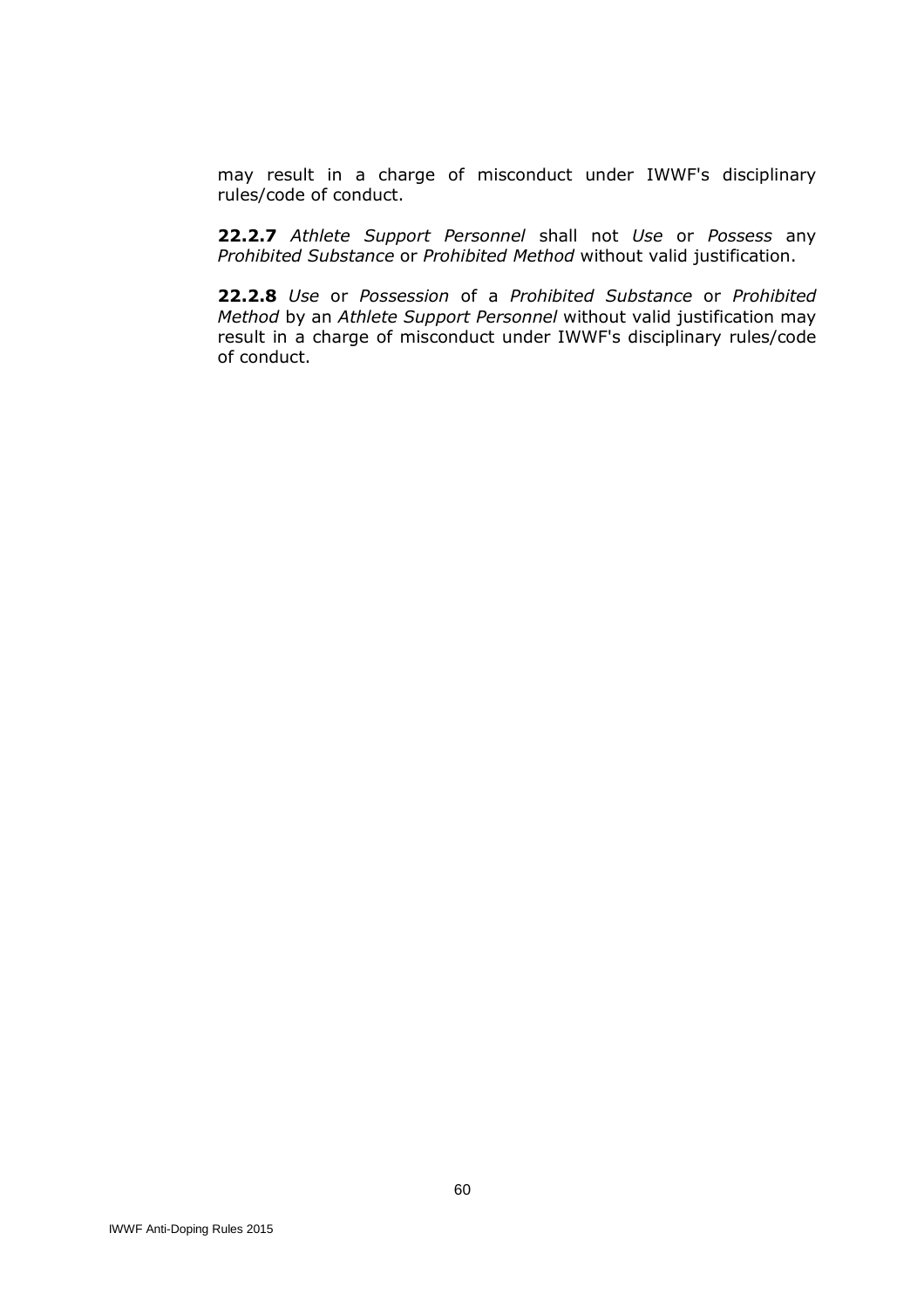may result in a charge of misconduct under IWWF's disciplinary rules/code of conduct.

**22.2.7** *Athlete Support Personnel* shall not *Use* or *Possess* any *Prohibited Substance* or *Prohibited Method* without valid justification.

**22.2.8** *Use* or *Possession* of a *Prohibited Substance* or *Prohibited Method* by an *Athlete Support Personnel* without valid justification may result in a charge of misconduct under IWWF's disciplinary rules/code of conduct.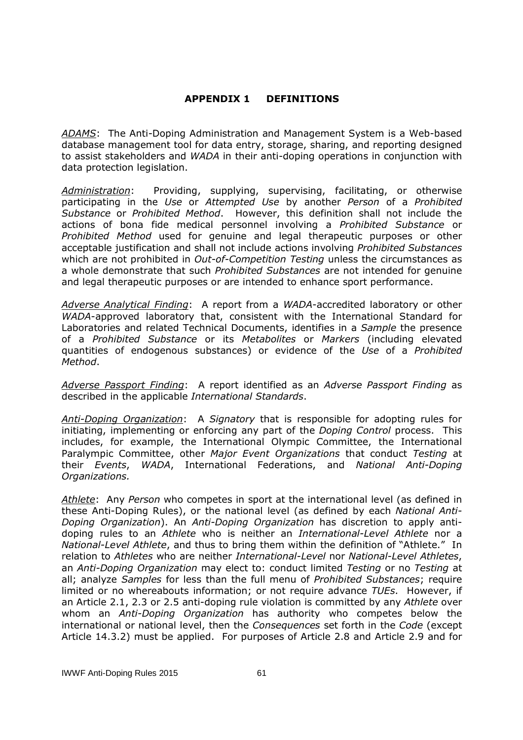# APPENDIX 1 DEFINITIONS

_ADAMS_: The Anti-Doping Administration and Management System is a Web-based database management tool for data entry, storage, sharing, and reporting designed to assist stakeholders and _WADA_ in their anti-doping operations in conjunction with data protection legislation.

_Administration_: Providing, supplying, supervising, facilitating, or otherwise participating in the _Use_ or _Attempted Use_ by another _Person_ of a _Prohibited Substance_ or _Prohibited Method_. However, this definition shall not include the actions of bona fide medical personnel involving a _Prohibited Substance_ or _Prohibited Method_ used for genuine and legal therapeutic purposes or other acceptable justification and shall not include actions involving _Prohibited Substances_ which are not prohibited in _Out-of-Competition Testing_ unless the circumstances as a whole demonstrate that such _Prohibited Substances_ are not intended for genuine and legal therapeutic purposes or are intended to enhance sport performance.

_Adverse Analytical Finding_: A report from a _WADA_-accredited laboratory or other _WADA_-approved laboratory that, consistent with the International Standard for Laboratories and related Technical Documents, identifies in a _Sample_ the presence of a _Prohibited Substance_ or its _Metabolites_ or _Markers_ (including elevated quantities of endogenous substances) or evidence of the _Use_ of a _Prohibited Method_.

_Adverse Passport Finding_: A report identified as an _Adverse Passport Finding_ as described in the applicable _International Standards_.

_Anti-Doping Organization_: A _Signatory_ that is responsible for adopting rules for initiating, implementing or enforcing any part of the _Doping Control_ process. This includes, for example, the International Olympic Committee, the International Paralympic Committee, other _Major Event Organizations_ that conduct _Testing_ at their _Events_, _WADA_, International Federations, and _National Anti-Doping Organizations._

_Athlete_: Any _Person_ who competes in sport at the international level (as defined in these Anti-Doping Rules), or the national level (as defined by each _National Anti-Doping Organization_). An _Anti-Doping Organization_ has discretion to apply anti-doping rules to an _Athlete_ who is neither an _International-Level Athlete_ nor a _National-Level Athlete_, and thus to bring them within the definition of "Athlete." In relation to _Athletes_ who are neither _International-Level_ nor _National-Level Athletes_, an _Anti-Doping Organization_ may elect to: conduct limited _Testing_ or no _Testing_ at all; analyze _Samples_ for less than the full menu of _Prohibited Substances_; require limited or no whereabouts information; or not require advance _TUEs_. However, if an Article 2.1, 2.3 or 2.5 anti-doping rule violation is committed by any _Athlete_ over whom an _Anti-Doping Organization_ has authority who competes below the international or national level, then the _Consequences_ set forth in the _Code_ (except Article 14.3.2) must be applied. For purposes of Article 2.8 and Article 2.9 and for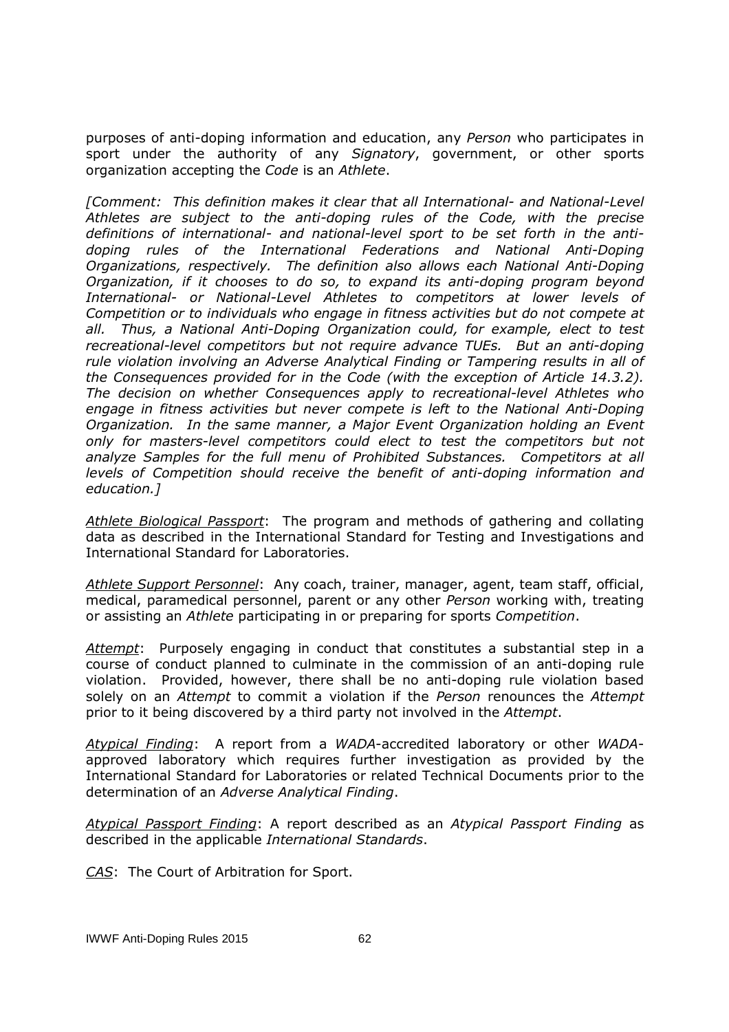purposes of anti-doping information and education, any *Person* who participates in sport under the authority of any *Signatory*, government, or other sports organization accepting the *Code* is an *Athlete*.

*[Comment: This definition makes it clear that all International- and National-Level Athletes are subject to the anti-doping rules of the Code, with the precise definitions of international- and national-level sport to be set forth in the anti-doping rules of the International Federations and National Anti-Doping Organizations, respectively. The definition also allows each National Anti-Doping Organization, if it chooses to do so, to expand its anti-doping program beyond International- or National-Level Athletes to competitors at lower levels of Competition or to individuals who engage in fitness activities but do not compete at all. Thus, a National Anti-Doping Organization could, for example, elect to test recreational-level competitors but not require advance TUEs. But an anti-doping rule violation involving an Adverse Analytical Finding or Tampering results in all of the Consequences provided for in the Code (with the exception of Article 14.3.2). The decision on whether Consequences apply to recreational-level Athletes who engage in fitness activities but never compete is left to the National Anti-Doping Organization. In the same manner, a Major Event Organization holding an Event only for masters-level competitors could elect to test the competitors but not analyze Samples for the full menu of Prohibited Substances. Competitors at all levels of Competition should receive the benefit of anti-doping information and education.]*

<u>*Athlete Biological Passport*</u>: The program and methods of gathering and collating data as described in the International Standard for Testing and Investigations and International Standard for Laboratories.

<u>*Athlete Support Personnel*</u>: Any coach, trainer, manager, agent, team staff, official, medical, paramedical personnel, parent or any other *Person* working with, treating or assisting an *Athlete* participating in or preparing for sports *Competition*.

<u>*Attempt*</u>: Purposely engaging in conduct that constitutes a substantial step in a course of conduct planned to culminate in the commission of an anti-doping rule violation. Provided, however, there shall be no anti-doping rule violation based solely on an *Attempt* to commit a violation if the *Person* renounces the *Attempt* prior to it being discovered by a third party not involved in the *Attempt*.

<u>*Atypical Finding*</u>: A report from a *WADA*-accredited laboratory or other *WADA*-approved laboratory which requires further investigation as provided by the International Standard for Laboratories or related Technical Documents prior to the determination of an *Adverse Analytical Finding*.

<u>*Atypical Passport Finding*</u>: A report described as an *Atypical Passport Finding* as described in the applicable *International Standards*.

<u>*CAS*</u>: The Court of Arbitration for Sport.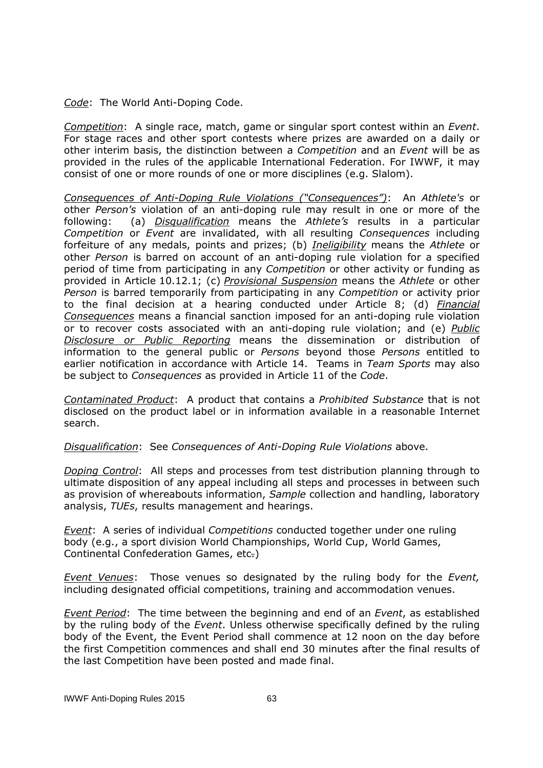_Code_: The World Anti-Doping Code.

_Competition_: A single race, match, game or singular sport contest within an _Event_. For stage races and other sport contests where prizes are awarded on a daily or other interim basis, the distinction between a _Competition_ and an _Event_ will be as provided in the rules of the applicable International Federation. For IWWF, it may consist of one or more rounds of one or more disciplines (e.g. Slalom).

_Consequences of Anti-Doping Rule Violations ("Consequences")_: An _Athlete's_ or other _Person's_ violation of an anti-doping rule may result in one or more of the following: (a) _Disqualification_ means the _Athlete's_ results in a particular _Competition_ or _Event_ are invalidated, with all resulting _Consequences_ including forfeiture of any medals, points and prizes; (b) _Ineligibility_ means the _Athlete_ or other _Person_ is barred on account of an anti-doping rule violation for a specified period of time from participating in any _Competition_ or other activity or funding as provided in Article 10.12.1; (c) _Provisional Suspension_ means the _Athlete_ or other _Person_ is barred temporarily from participating in any _Competition_ or activity prior to the final decision at a hearing conducted under Article 8; (d) _Financial Consequences_ means a financial sanction imposed for an anti-doping rule violation or to recover costs associated with an anti-doping rule violation; and (e) _Public Disclosure or Public Reporting_ means the dissemination or distribution of information to the general public or _Persons_ beyond those _Persons_ entitled to earlier notification in accordance with Article 14. Teams in _Team Sports_ may also be subject to _Consequences_ as provided in Article 11 of the _Code_.

_Contaminated Product_: A product that contains a _Prohibited Substance_ that is not disclosed on the product label or in information available in a reasonable Internet search.

_Disqualification_: See _Consequences of Anti-Doping Rule Violations_ above.

_Doping Control_: All steps and processes from test distribution planning through to ultimate disposition of any appeal including all steps and processes in between such as provision of whereabouts information, _Sample_ collection and handling, laboratory analysis, _TUEs_, results management and hearings.

_Event_: A series of individual _Competitions_ conducted together under one ruling body (e.g., a sport division World Championships, World Cup, World Games, Continental Confederation Games, etc.)

_Event Venues_: Those venues so designated by the ruling body for the _Event,_ including designated official competitions, training and accommodation venues.

_Event Period_: The time between the beginning and end of an _Event_, as established by the ruling body of the _Event_. Unless otherwise specifically defined by the ruling body of the Event, the Event Period shall commence at 12 noon on the day before the first Competition commences and shall end 30 minutes after the final results of the last Competition have been posted and made final.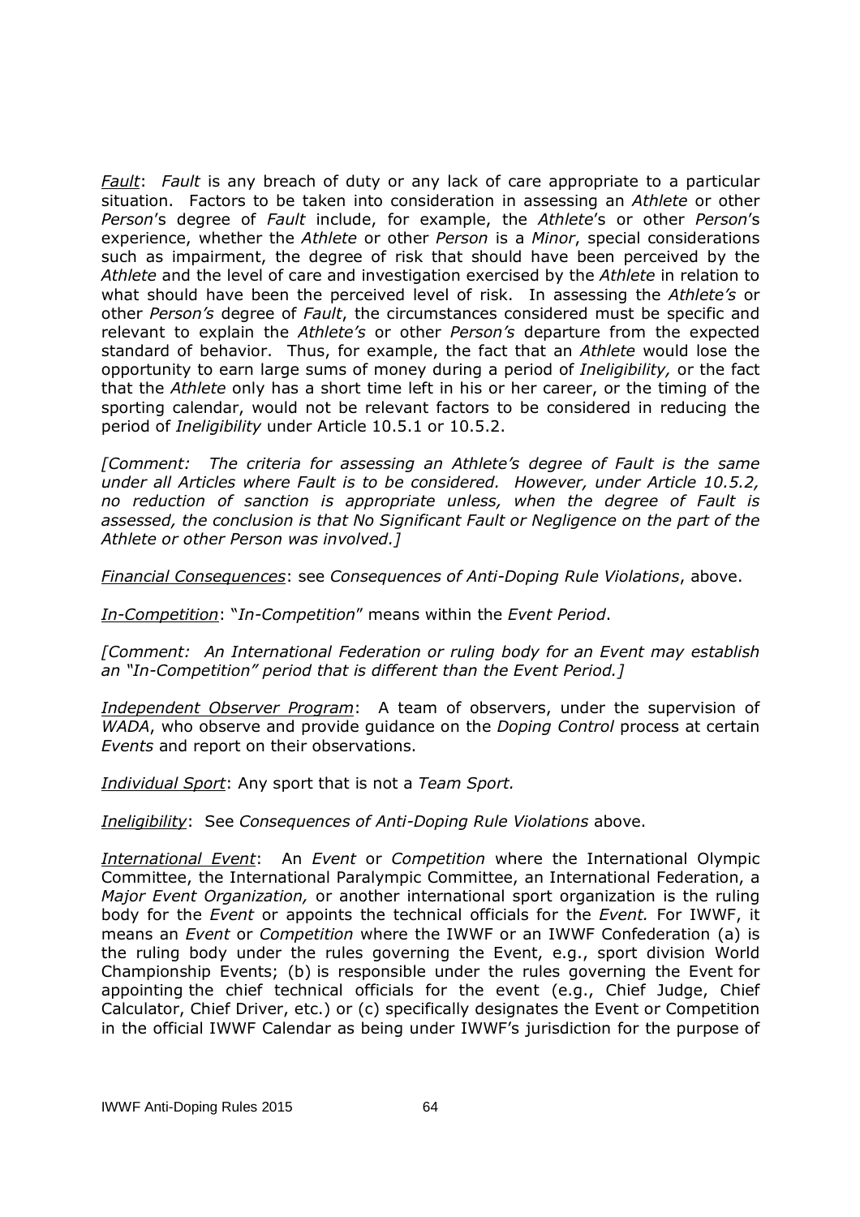<u>*Fault*</u>: *Fault* is any breach of duty or any lack of care appropriate to a particular situation. Factors to be taken into consideration in assessing an *Athlete* or other *Person*'s degree of *Fault* include, for example, the *Athlete*'s or other *Person*'s experience, whether the *Athlete* or other *Person* is a *Minor*, special considerations such as impairment, the degree of risk that should have been perceived by the *Athlete* and the level of care and investigation exercised by the *Athlete* in relation to what should have been the perceived level of risk. In assessing the *Athlete's* or other *Person's* degree of *Fault*, the circumstances considered must be specific and relevant to explain the *Athlete's* or other *Person's* departure from the expected standard of behavior. Thus, for example, the fact that an *Athlete* would lose the opportunity to earn large sums of money during a period of *Ineligibility,* or the fact that the *Athlete* only has a short time left in his or her career, or the timing of the sporting calendar, would not be relevant factors to be considered in reducing the period of *Ineligibility* under Article 10.5.1 or 10.5.2.

*[Comment: The criteria for assessing an Athlete's degree of Fault is the same under all Articles where Fault is to be considered. However, under Article 10.5.2, no reduction of sanction is appropriate unless, when the degree of Fault is assessed, the conclusion is that No Significant Fault or Negligence on the part of the Athlete or other Person was involved.]*

<u>*Financial Consequences*</u>: see *Consequences of Anti-Doping Rule Violations*, above.

<u>*In-Competition*</u>: "*In-Competition*" means within the *Event Period*.

*[Comment: An International Federation or ruling body for an Event may establish an "In-Competition" period that is different than the Event Period.]*

<u>*Independent Observer Program*</u>: A team of observers, under the supervision of *WADA*, who observe and provide guidance on the *Doping Control* process at certain *Events* and report on their observations.

<u>*Individual Sport*</u>: Any sport that is not a *Team Sport.*

<u>*Ineligibility*</u>: See *Consequences of Anti-Doping Rule Violations* above.

<u>*International Event*</u>: An *Event* or *Competition* where the International Olympic Committee, the International Paralympic Committee, an International Federation, a *Major Event Organization,* or another international sport organization is the ruling body for the *Event* or appoints the technical officials for the *Event.* For IWWF, it means an *Event* or *Competition* where the IWWF or an IWWF Confederation (a) is the ruling body under the rules governing the Event, e.g., sport division World Championship Events; (b) is responsible under the rules governing the Event for appointing the chief technical officials for the event (e.g., Chief Judge, Chief Calculator, Chief Driver, etc.) or (c) specifically designates the Event or Competition in the official IWWF Calendar as being under IWWF's jurisdiction for the purpose of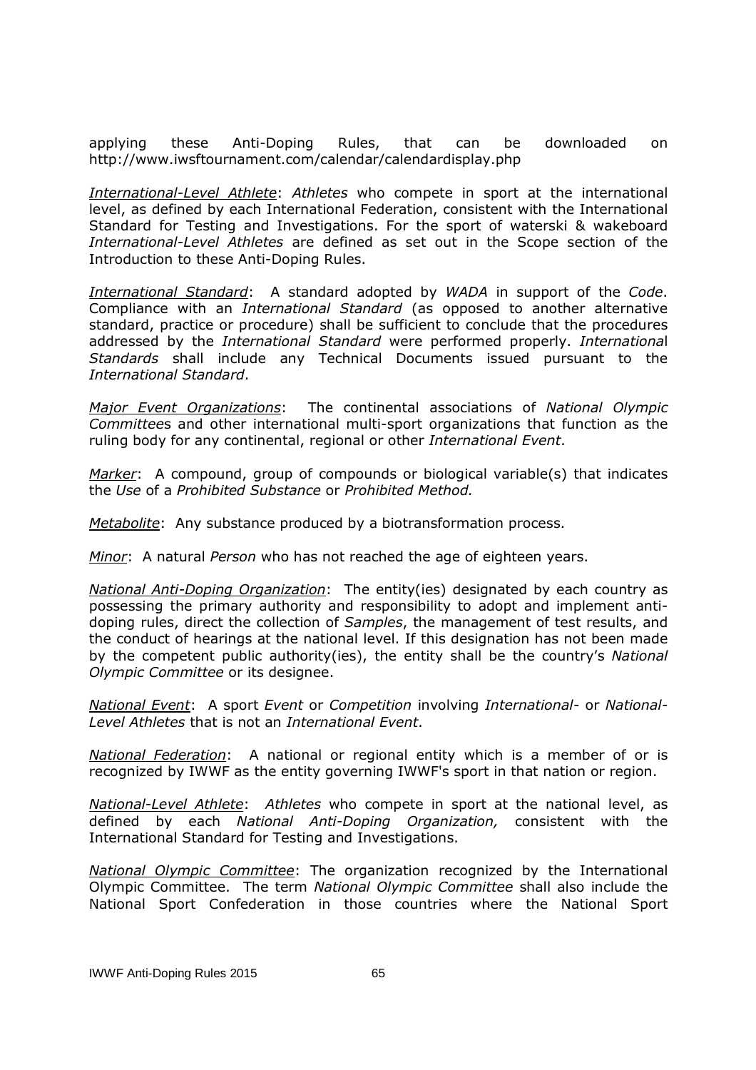applying these Anti-Doping Rules, that can be downloaded on http://www.iwsftournament.com/calendar/calendardisplay.php

*International-Level Athlete*: *Athletes* who compete in sport at the international level, as defined by each International Federation, consistent with the International Standard for Testing and Investigations. For the sport of waterski & wakeboard *International-Level Athletes* are defined as set out in the Scope section of the Introduction to these Anti-Doping Rules.

*International Standard*: A standard adopted by *WADA* in support of the *Code*. Compliance with an *International Standard* (as opposed to another alternative standard, practice or procedure) shall be sufficient to conclude that the procedures addressed by the *International Standard* were performed properly. *International Standards* shall include any Technical Documents issued pursuant to the *International Standard*.

*Major Event Organizations*: The continental associations of *National Olympic Committees* and other international multi-sport organizations that function as the ruling body for any continental, regional or other *International Event*.

*Marker*: A compound, group of compounds or biological variable(s) that indicates the *Use* of a *Prohibited Substance* or *Prohibited Method.*

*Metabolite*: Any substance produced by a biotransformation process.

*Minor*: A natural *Person* who has not reached the age of eighteen years.

*National Anti-Doping Organization*: The entity(ies) designated by each country as possessing the primary authority and responsibility to adopt and implement anti-doping rules, direct the collection of *Samples*, the management of test results, and the conduct of hearings at the national level. If this designation has not been made by the competent public authority(ies), the entity shall be the country's *National Olympic Committee* or its designee.

*National Event*: A sport *Event* or *Competition* involving *International-* or *National-Level Athletes* that is not an *International Event*.

*National Federation*: A national or regional entity which is a member of or is recognized by IWWF as the entity governing IWWF's sport in that nation or region.

*National-Level Athlete*: *Athletes* who compete in sport at the national level, as defined by each *National Anti-Doping Organization,* consistent with the International Standard for Testing and Investigations.

*National Olympic Committee*: The organization recognized by the International Olympic Committee. The term *National Olympic Committee* shall also include the National Sport Confederation in those countries where the National Sport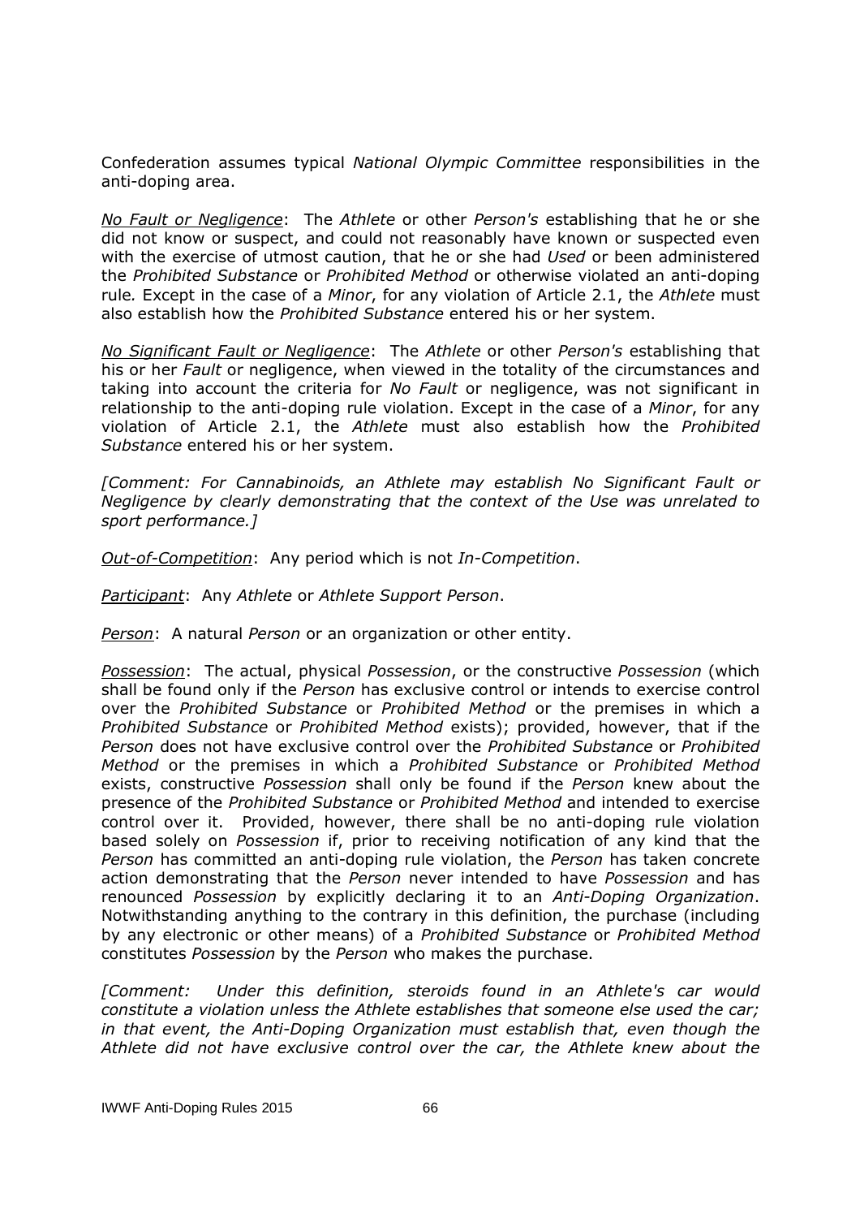Confederation assumes typical *National Olympic Committee* responsibilities in the anti-doping area.

*No Fault or Negligence*: The *Athlete* or other *Person's* establishing that he or she did not know or suspect, and could not reasonably have known or suspected even with the exercise of utmost caution, that he or she had *Used* or been administered the *Prohibited Substance* or *Prohibited Method* or otherwise violated an anti-doping rule. Except in the case of a *Minor*, for any violation of Article 2.1, the *Athlete* must also establish how the *Prohibited Substance* entered his or her system.

*No Significant Fault or Negligence*: The *Athlete* or other *Person's* establishing that his or her *Fault* or negligence, when viewed in the totality of the circumstances and taking into account the criteria for *No Fault* or negligence, was not significant in relationship to the anti-doping rule violation. Except in the case of a *Minor*, for any violation of Article 2.1, the *Athlete* must also establish how the *Prohibited Substance* entered his or her system.

*[Comment: For Cannabinoids, an Athlete may establish No Significant Fault or Negligence by clearly demonstrating that the context of the Use was unrelated to sport performance.]*

*Out-of-Competition*: Any period which is not *In-Competition*.

*Participant*: Any *Athlete* or *Athlete Support Person*.

*Person*: A natural *Person* or an organization or other entity.

*Possession*: The actual, physical *Possession*, or the constructive *Possession* (which shall be found only if the *Person* has exclusive control or intends to exercise control over the *Prohibited Substance* or *Prohibited Method* or the premises in which a *Prohibited Substance* or *Prohibited Method* exists); provided, however, that if the *Person* does not have exclusive control over the *Prohibited Substance* or *Prohibited Method* or the premises in which a *Prohibited Substance* or *Prohibited Method* exists, constructive *Possession* shall only be found if the *Person* knew about the presence of the *Prohibited Substance* or *Prohibited Method* and intended to exercise control over it. Provided, however, there shall be no anti-doping rule violation based solely on *Possession* if, prior to receiving notification of any kind that the *Person* has committed an anti-doping rule violation, the *Person* has taken concrete action demonstrating that the *Person* never intended to have *Possession* and has renounced *Possession* by explicitly declaring it to an *Anti-Doping Organization*. Notwithstanding anything to the contrary in this definition, the purchase (including by any electronic or other means) of a *Prohibited Substance* or *Prohibited Method* constitutes *Possession* by the *Person* who makes the purchase.

*[Comment: Under this definition, steroids found in an Athlete's car would constitute a violation unless the Athlete establishes that someone else used the car; in that event, the Anti-Doping Organization must establish that, even though the Athlete did not have exclusive control over the car, the Athlete knew about the*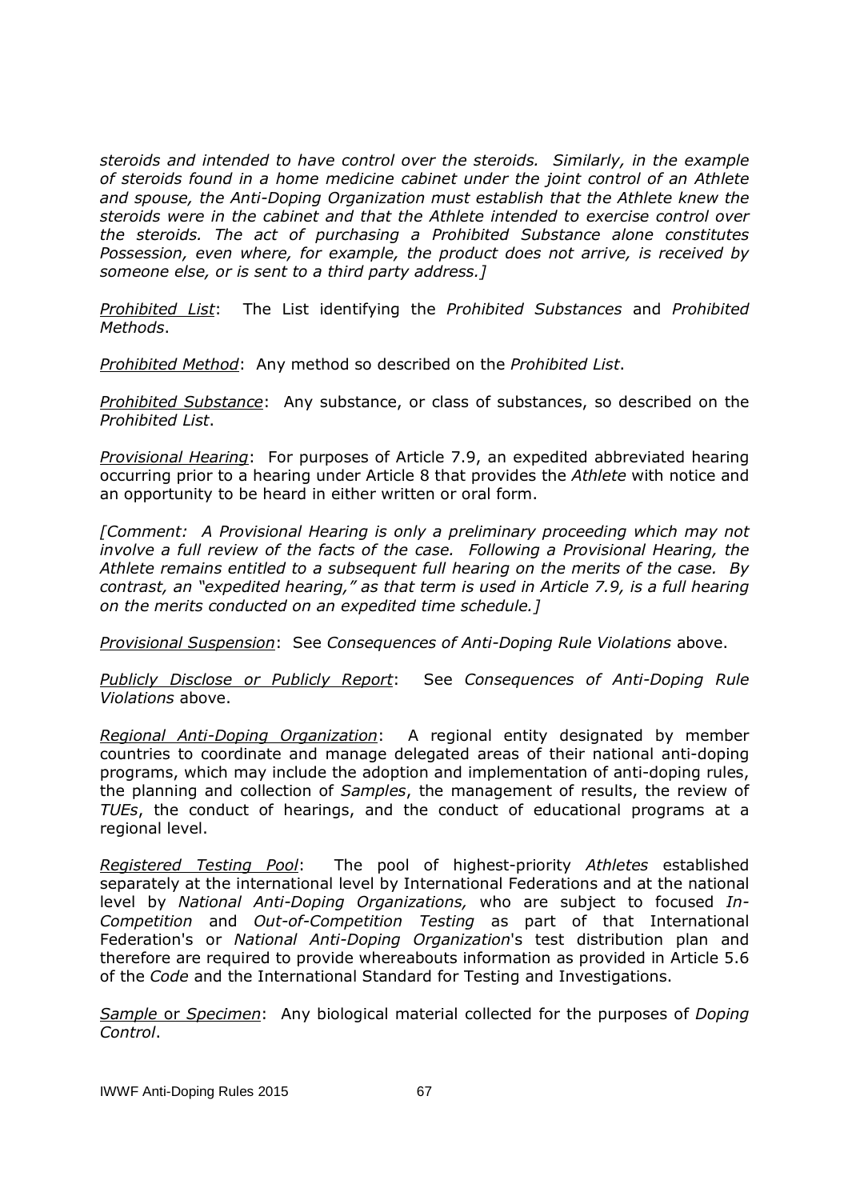*steroids and intended to have control over the steroids. Similarly, in the example of steroids found in a home medicine cabinet under the joint control of an Athlete and spouse, the Anti-Doping Organization must establish that the Athlete knew the steroids were in the cabinet and that the Athlete intended to exercise control over the steroids. The act of purchasing a Prohibited Substance alone constitutes Possession, even where, for example, the product does not arrive, is received by someone else, or is sent to a third party address.]*

*Prohibited List*: The List identifying the *Prohibited Substances* and *Prohibited Methods*.

*Prohibited Method*: Any method so described on the *Prohibited List*.

*Prohibited Substance*: Any substance, or class of substances, so described on the *Prohibited List*.

*Provisional Hearing*: For purposes of Article 7.9, an expedited abbreviated hearing occurring prior to a hearing under Article 8 that provides the *Athlete* with notice and an opportunity to be heard in either written or oral form.

*[Comment: A Provisional Hearing is only a preliminary proceeding which may not involve a full review of the facts of the case. Following a Provisional Hearing, the Athlete remains entitled to a subsequent full hearing on the merits of the case. By contrast, an "expedited hearing," as that term is used in Article 7.9, is a full hearing on the merits conducted on an expedited time schedule.]*

*Provisional Suspension*: See *Consequences of Anti-Doping Rule Violations* above.

*Publicly Disclose or Publicly Report*: See *Consequences of Anti-Doping Rule Violations* above.

*Regional Anti-Doping Organization*: A regional entity designated by member countries to coordinate and manage delegated areas of their national anti-doping programs, which may include the adoption and implementation of anti-doping rules, the planning and collection of *Samples*, the management of results, the review of *TUEs*, the conduct of hearings, and the conduct of educational programs at a regional level.

*Registered Testing Pool*: The pool of highest-priority *Athletes* established separately at the international level by International Federations and at the national level by *National Anti-Doping Organizations,* who are subject to focused *In-Competition* and *Out-of-Competition Testing* as part of that International Federation's or *National Anti-Doping Organization*'s test distribution plan and therefore are required to provide whereabouts information as provided in Article 5.6 of the *Code* and the International Standard for Testing and Investigations.

*Sample* or *Specimen*: Any biological material collected for the purposes of *Doping Control*.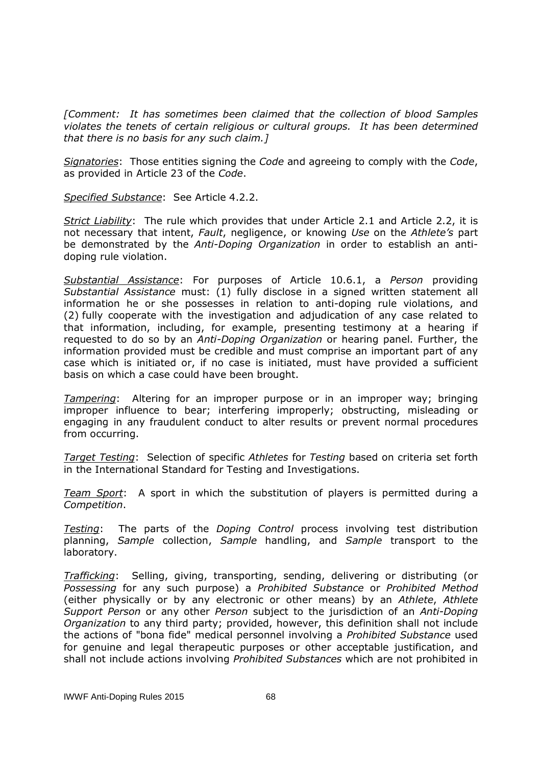*[Comment: It has sometimes been claimed that the collection of blood Samples violates the tenets of certain religious or cultural groups. It has been determined that there is no basis for any such claim.]*

*Signatories*: Those entities signing the *Code* and agreeing to comply with the *Code*, as provided in Article 23 of the *Code*.

*Specified Substance*: See Article 4.2.2.

*Strict Liability*: The rule which provides that under Article 2.1 and Article 2.2, it is not necessary that intent, *Fault*, negligence, or knowing *Use* on the *Athlete's* part be demonstrated by the *Anti-Doping Organization* in order to establish an anti-doping rule violation.

*Substantial Assistance*: For purposes of Article 10.6.1, a *Person* providing *Substantial Assistance* must: (1) fully disclose in a signed written statement all information he or she possesses in relation to anti-doping rule violations, and (2) fully cooperate with the investigation and adjudication of any case related to that information, including, for example, presenting testimony at a hearing if requested to do so by an *Anti-Doping Organization* or hearing panel. Further, the information provided must be credible and must comprise an important part of any case which is initiated or, if no case is initiated, must have provided a sufficient basis on which a case could have been brought.

*Tampering*: Altering for an improper purpose or in an improper way; bringing improper influence to bear; interfering improperly; obstructing, misleading or engaging in any fraudulent conduct to alter results or prevent normal procedures from occurring.

*Target Testing*: Selection of specific *Athletes* for *Testing* based on criteria set forth in the International Standard for Testing and Investigations.

*Team Sport*: A sport in which the substitution of players is permitted during a *Competition*.

*Testing*: The parts of the *Doping Control* process involving test distribution planning, *Sample* collection, *Sample* handling, and *Sample* transport to the laboratory.

*Trafficking*: Selling, giving, transporting, sending, delivering or distributing (or *Possessing* for any such purpose) a *Prohibited Substance* or *Prohibited Method* (either physically or by any electronic or other means) by an *Athlete*, *Athlete Support Person* or any other *Person* subject to the jurisdiction of an *Anti-Doping Organization* to any third party; provided, however, this definition shall not include the actions of "bona fide" medical personnel involving a *Prohibited Substance* used for genuine and legal therapeutic purposes or other acceptable justification, and shall not include actions involving *Prohibited Substances* which are not prohibited in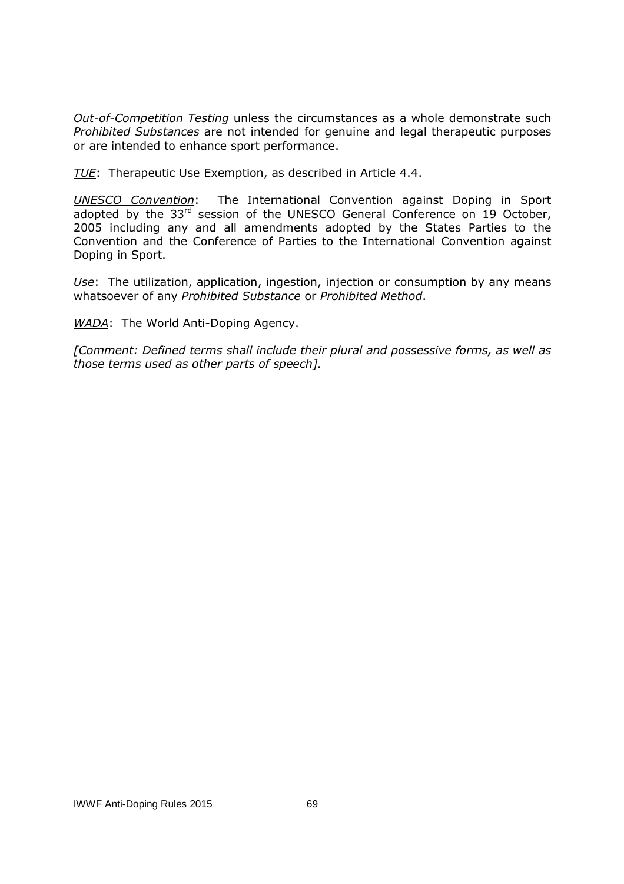*Out-of-Competition Testing* unless the circumstances as a whole demonstrate such *Prohibited Substances* are not intended for genuine and legal therapeutic purposes or are intended to enhance sport performance.

*TUE*: Therapeutic Use Exemption, as described in Article 4.4.

*UNESCO Convention*: The International Convention against Doping in Sport adopted by the 33rd session of the UNESCO General Conference on 19 October, 2005 including any and all amendments adopted by the States Parties to the Convention and the Conference of Parties to the International Convention against Doping in Sport.

*Use*: The utilization, application, ingestion, injection or consumption by any means whatsoever of any *Prohibited Substance* or *Prohibited Method*.

*WADA*: The World Anti-Doping Agency.

*[Comment: Defined terms shall include their plural and possessive forms, as well as those terms used as other parts of speech].*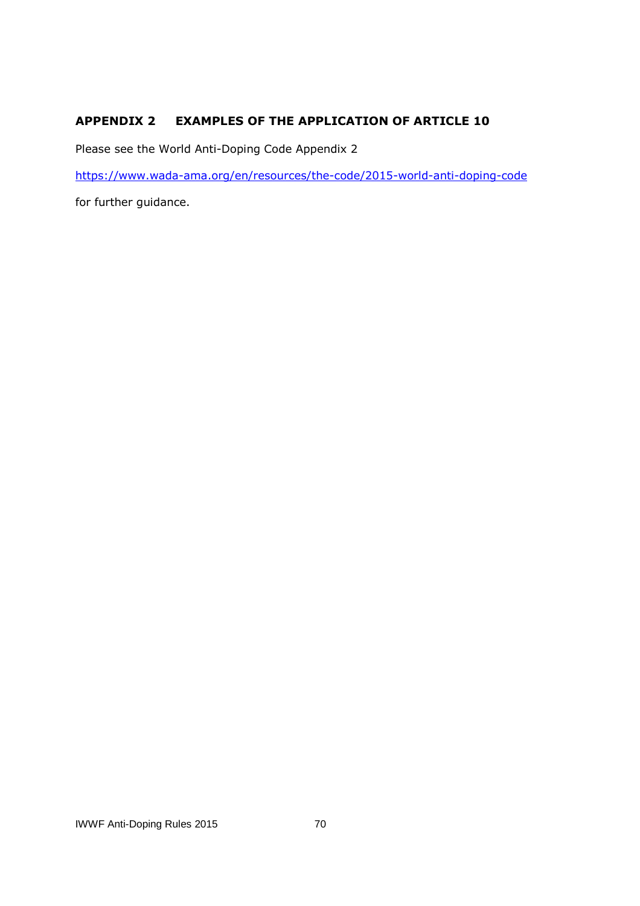## APPENDIX 2 EXAMPLES OF THE APPLICATION OF ARTICLE 10

Please see the World Anti-Doping Code Appendix 2

https://www.wada-ama.org/en/resources/the-code/2015-world-anti-doping-code

for further guidance.